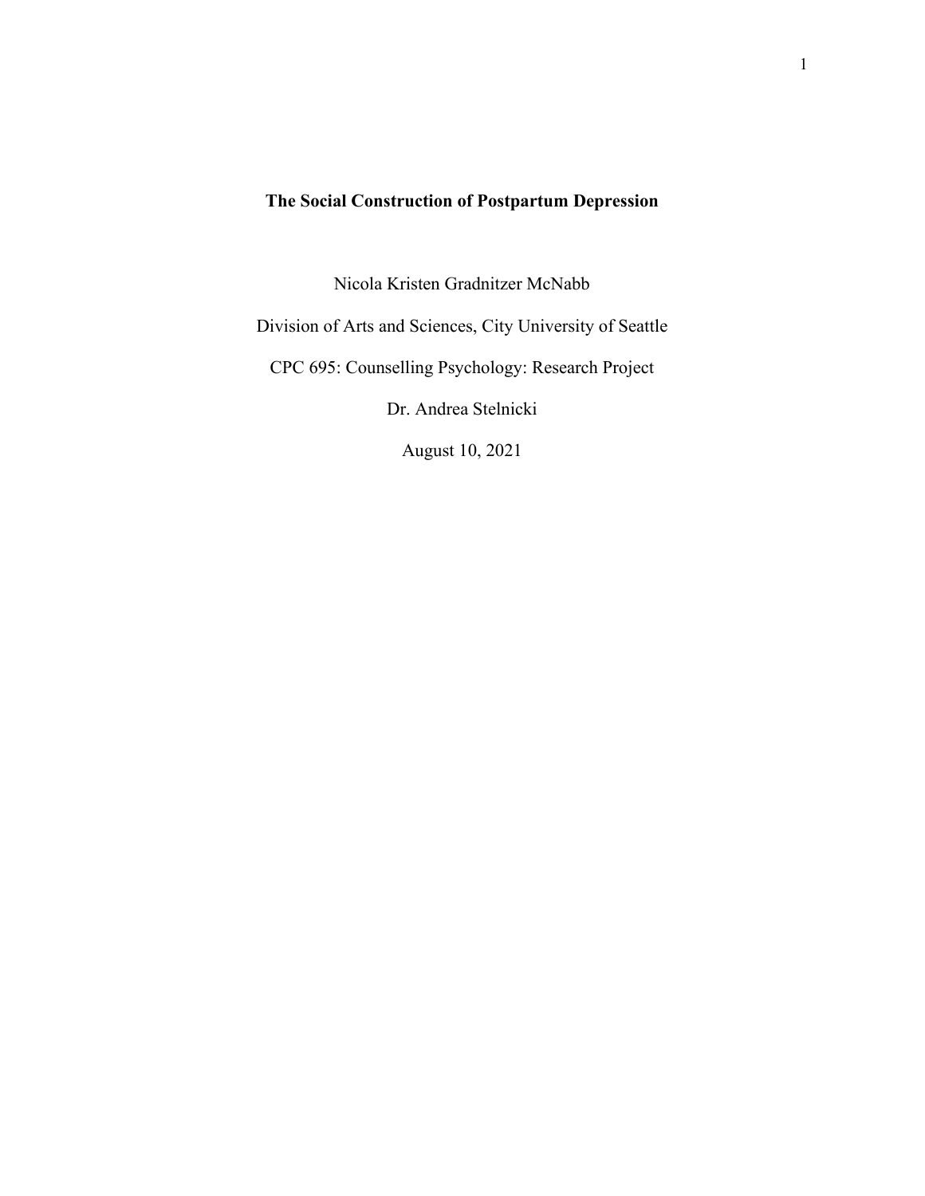# The Social Construction of Postpartum Depression

Nicola Kristen Gradnitzer McNabb

Division of Arts and Sciences, City University of Seattle

CPC 695: Counselling Psychology: Research Project

Dr. Andrea Stelnicki

August 10, 2021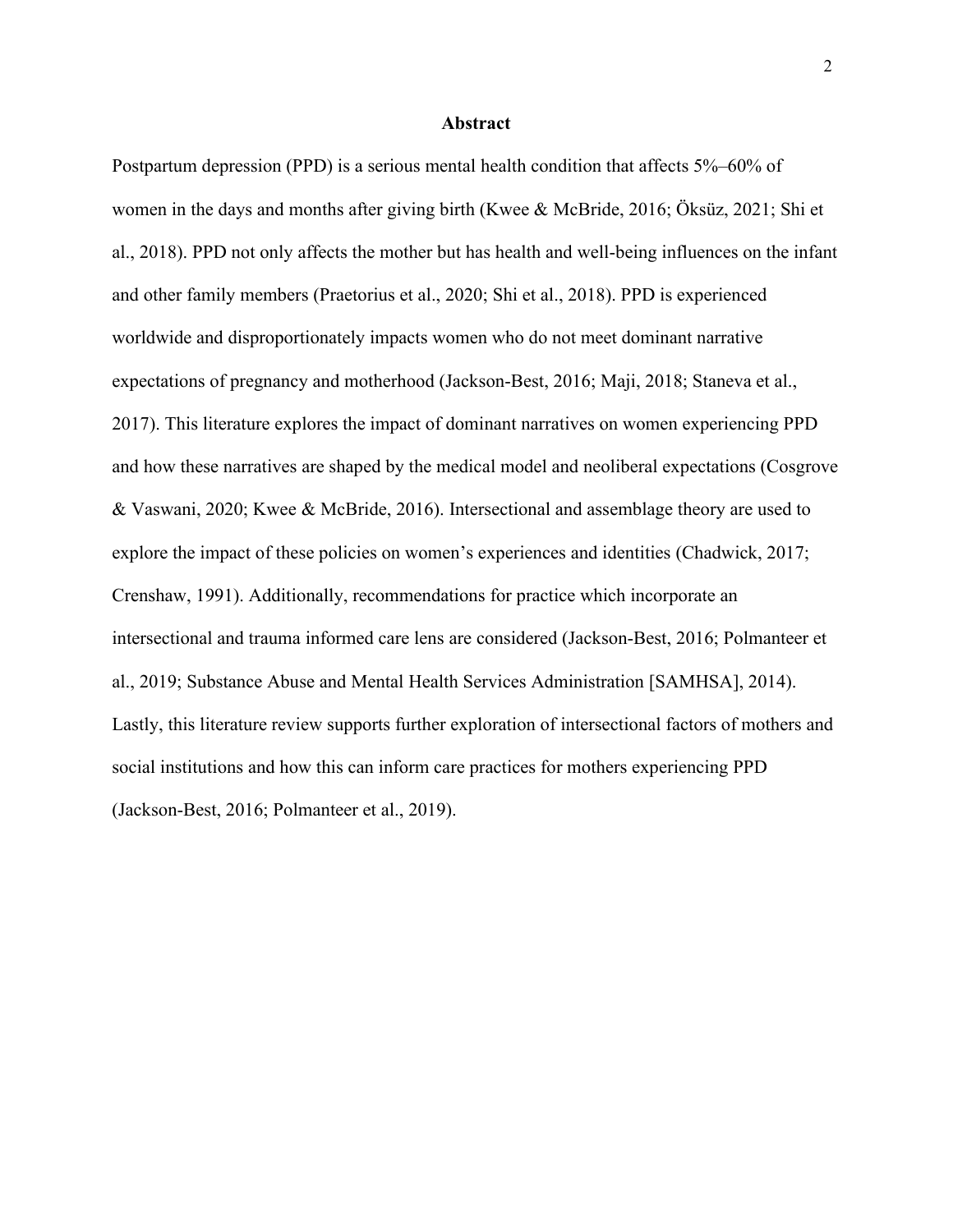## Abstract

Postpartum depression (PPD) is a serious mental health condition that affects 5%–60% of women in the days and months after giving birth (Kwee & McBride, 2016; Öksüz, 2021; Shi et al., 2018). PPD not only affects the mother but has health and well-being influences on the infant and other family members (Praetorius et al., 2020; Shi et al., 2018). PPD is experienced worldwide and disproportionately impacts women who do not meet dominant narrative expectations of pregnancy and motherhood (Jackson-Best, 2016; Maji, 2018; Staneva et al., 2017). This literature explores the impact of dominant narratives on women experiencing PPD and how these narratives are shaped by the medical model and neoliberal expectations (Cosgrove & Vaswani, 2020; Kwee & McBride, 2016). Intersectional and assemblage theory are used to explore the impact of these policies on women's experiences and identities (Chadwick, 2017; Crenshaw, 1991). Additionally, recommendations for practice which incorporate an intersectional and trauma informed care lens are considered (Jackson-Best, 2016; Polmanteer et al., 2019; Substance Abuse and Mental Health Services Administration [SAMHSA], 2014). Lastly, this literature review supports further exploration of intersectional factors of mothers and social institutions and how this can inform care practices for mothers experiencing PPD (Jackson-Best, 2016; Polmanteer et al., 2019).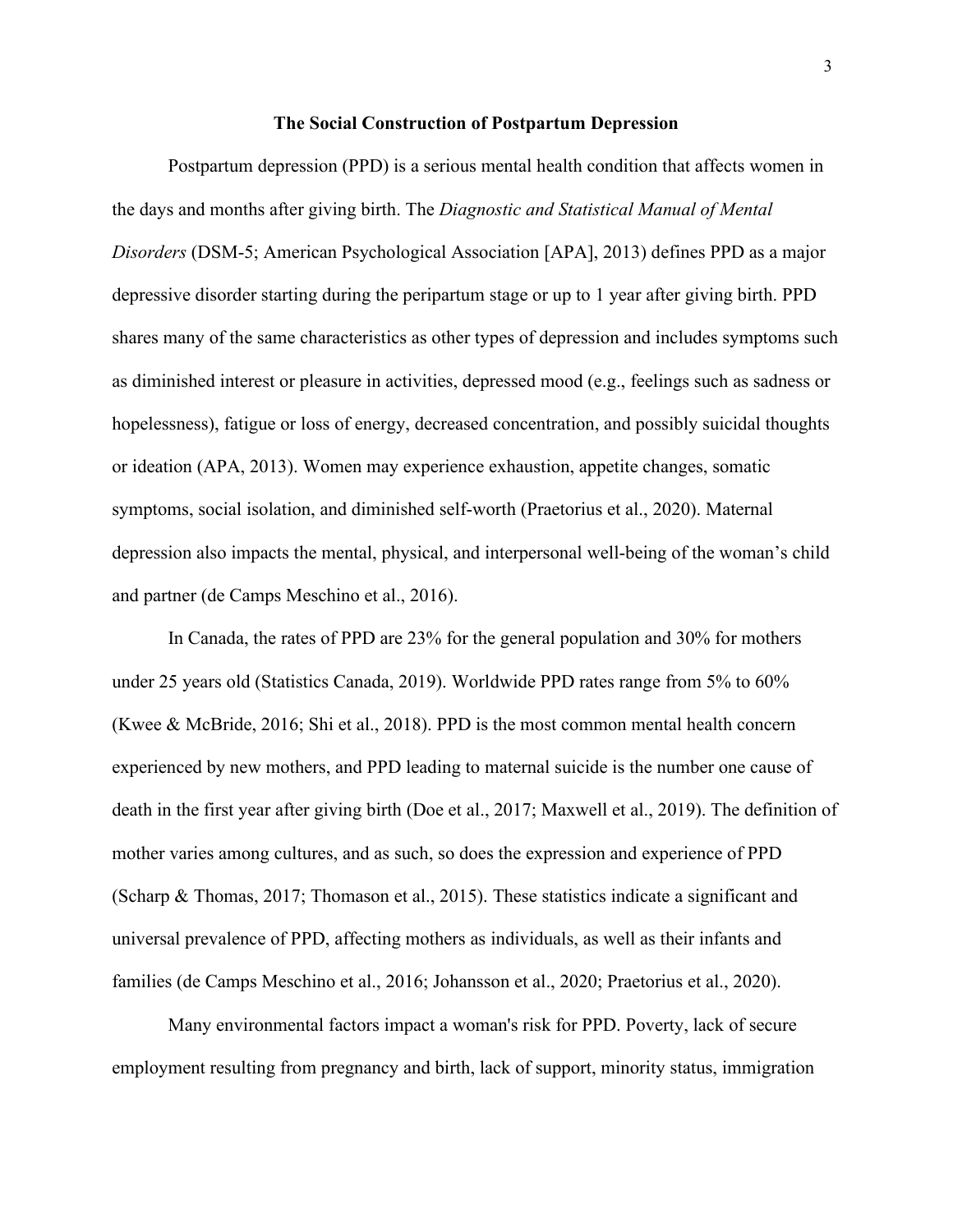# The Social Construction of Postpartum Depression

Postpartum depression (PPD) is a serious mental health condition that affects women in the days and months after giving birth. The *Diagnostic and Statistical Manual of Mental Disorders* (DSM-5; American Psychological Association [APA], 2013) defines PPD as a major depressive disorder starting during the peripartum stage or up to 1 year after giving birth. PPD shares many of the same characteristics as other types of depression and includes symptoms such as diminished interest or pleasure in activities, depressed mood (e.g., feelings such as sadness or hopelessness), fatigue or loss of energy, decreased concentration, and possibly suicidal thoughts or ideation (APA, 2013). Women may experience exhaustion, appetite changes, somatic symptoms, social isolation, and diminished self-worth (Praetorius et al., 2020). Maternal depression also impacts the mental, physical, and interpersonal well-being of the woman's child and partner (de Camps Meschino et al., 2016).

In Canada, the rates of PPD are 23% for the general population and 30% for mothers under 25 years old (Statistics Canada, 2019). Worldwide PPD rates range from 5% to 60% (Kwee & McBride, 2016; Shi et al., 2018). PPD is the most common mental health concern experienced by new mothers, and PPD leading to maternal suicide is the number one cause of death in the first year after giving birth (Doe et al., 2017; Maxwell et al., 2019). The definition of mother varies among cultures, and as such, so does the expression and experience of PPD (Scharp & Thomas, 2017; Thomason et al., 2015). These statistics indicate a significant and universal prevalence of PPD, affecting mothers as individuals, as well as their infants and families (de Camps Meschino et al., 2016; Johansson et al., 2020; Praetorius et al., 2020).

Many environmental factors impact a woman's risk for PPD. Poverty, lack of secure employment resulting from pregnancy and birth, lack of support, minority status, immigration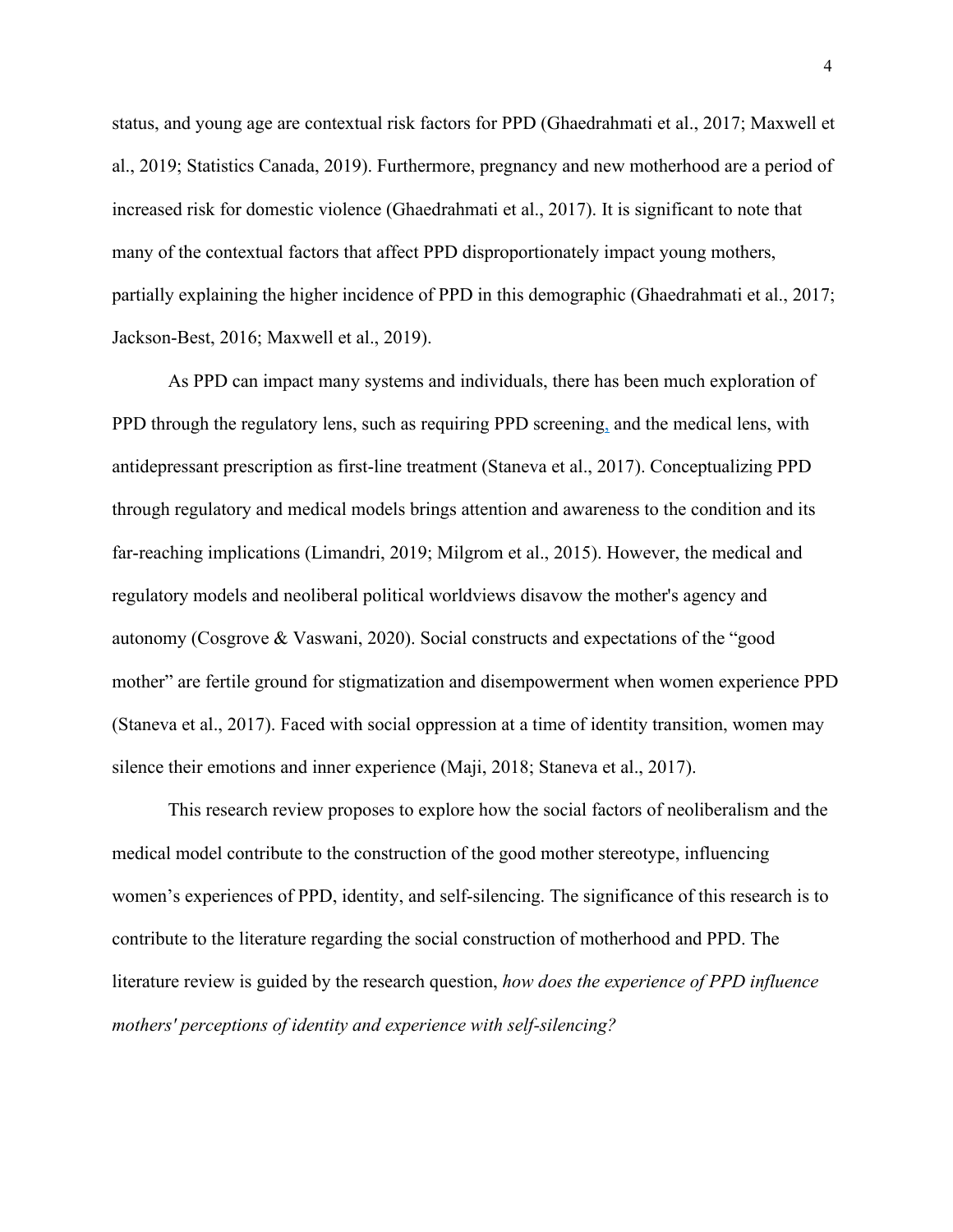status, and young age are contextual risk factors for PPD (Ghaedrahmati et al., 2017; Maxwell et al., 2019; Statistics Canada, 2019). Furthermore, pregnancy and new motherhood are a period of increased risk for domestic violence (Ghaedrahmati et al., 2017). It is significant to note that many of the contextual factors that affect PPD disproportionately impact young mothers, partially explaining the higher incidence of PPD in this demographic (Ghaedrahmati et al., 2017; Jackson-Best, 2016; Maxwell et al., 2019).

As PPD can impact many systems and individuals, there has been much exploration of PPD through the regulatory lens, such as requiring PPD screening, and the medical lens, with antidepressant prescription as first-line treatment (Staneva et al., 2017). Conceptualizing PPD through regulatory and medical models brings attention and awareness to the condition and its far-reaching implications (Limandri, 2019; Milgrom et al., 2015). However, the medical and regulatory models and neoliberal political worldviews disavow the mother's agency and autonomy (Cosgrove & Vaswani, 2020). Social constructs and expectations of the "good mother" are fertile ground for stigmatization and disempowerment when women experience PPD (Staneva et al., 2017). Faced with social oppression at a time of identity transition, women may silence their emotions and inner experience (Maji, 2018; Staneva et al., 2017).

This research review proposes to explore how the social factors of neoliberalism and the medical model contribute to the construction of the good mother stereotype, influencing women's experiences of PPD, identity, and self-silencing. The significance of this research is to contribute to the literature regarding the social construction of motherhood and PPD. The literature review is guided by the research question, *how does the experience of PPD influence mothers' perceptions of identity and experience with self-silencing?*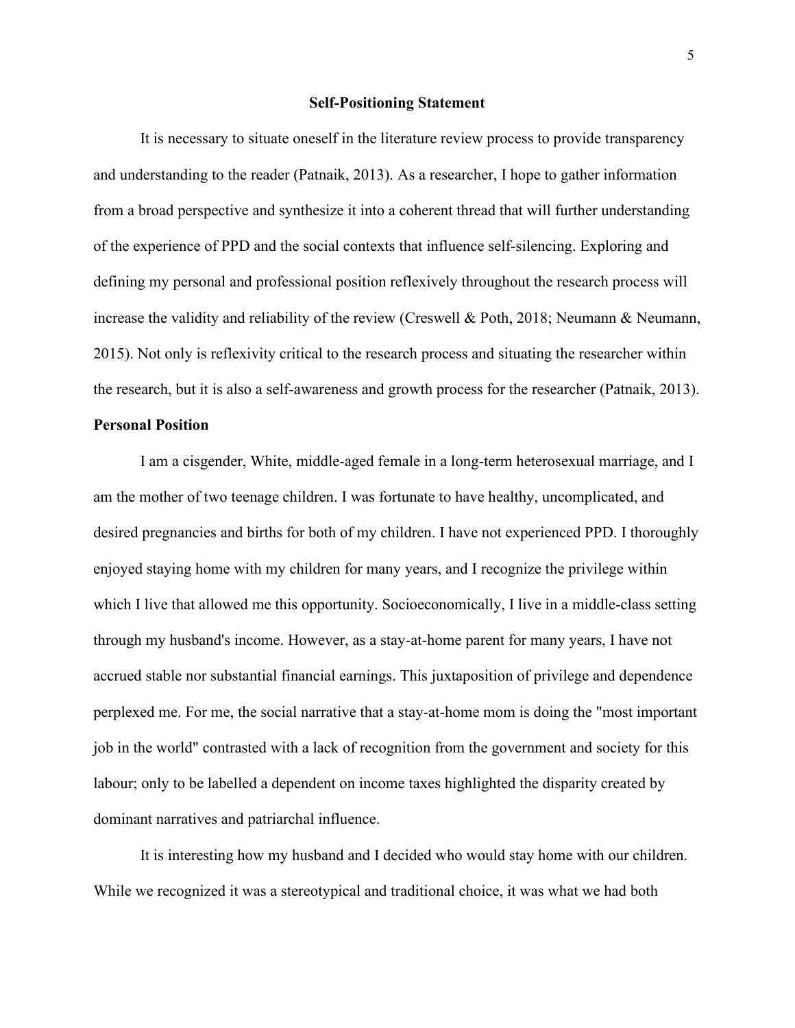## Self-Positioning Statement

It is necessary to situate oneself in the literature review process to provide transparency and understanding to the reader (Patnaik, 2013). As a researcher, I hope to gather information from a broad perspective and synthesize it into a coherent thread that will further understanding of the experience of PPD and the social contexts that influence self-silencing. Exploring and defining my personal and professional position reflexively throughout the research process will increase the validity and reliability of the review (Creswell & Poth, 2018; Neumann & Neumann, 2015). Not only is reflexivity critical to the research process and situating the researcher within the research, but it is also a self-awareness and growth process for the researcher (Patnaik, 2013).

### Personal Position

I am a cisgender, White, middle-aged female in a long-term heterosexual marriage, and I am the mother of two teenage children. I was fortunate to have healthy, uncomplicated, and desired pregnancies and births for both of my children. I have not experienced PPD. I thoroughly enjoyed staying home with my children for many years, and I recognize the privilege within which I live that allowed me this opportunity. Socioeconomically, I live in a middle-class setting through my husband's income. However, as a stay-at-home parent for many years, I have not accrued stable nor substantial financial earnings. This juxtaposition of privilege and dependence perplexed me. For me, the social narrative that a stay-at-home mom is doing the "most important job in the world" contrasted with a lack of recognition from the government and society for this labour; only to be labelled a dependent on income taxes highlighted the disparity created by dominant narratives and patriarchal influence.

It is interesting how my husband and I decided who would stay home with our children. While we recognized it was a stereotypical and traditional choice, it was what we had both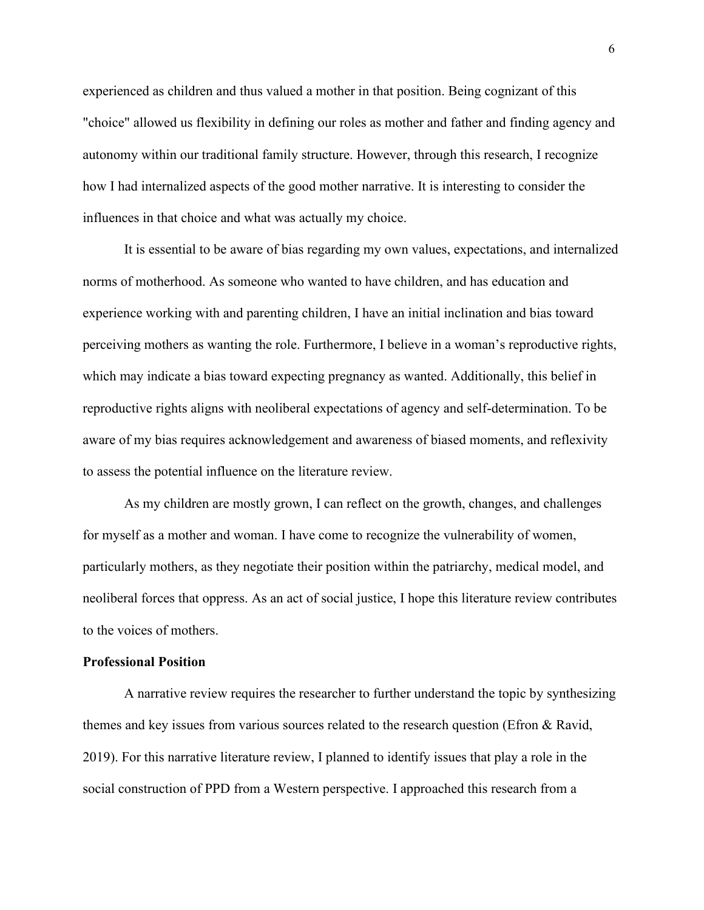experienced as children and thus valued a mother in that position. Being cognizant of this "choice" allowed us flexibility in defining our roles as mother and father and finding agency and autonomy within our traditional family structure. However, through this research, I recognize how I had internalized aspects of the good mother narrative. It is interesting to consider the influences in that choice and what was actually my choice.

It is essential to be aware of bias regarding my own values, expectations, and internalized norms of motherhood. As someone who wanted to have children, and has education and experience working with and parenting children, I have an initial inclination and bias toward perceiving mothers as wanting the role. Furthermore, I believe in a woman's reproductive rights, which may indicate a bias toward expecting pregnancy as wanted. Additionally, this belief in reproductive rights aligns with neoliberal expectations of agency and self-determination. To be aware of my bias requires acknowledgement and awareness of biased moments, and reflexivity to assess the potential influence on the literature review.

As my children are mostly grown, I can reflect on the growth, changes, and challenges for myself as a mother and woman. I have come to recognize the vulnerability of women, particularly mothers, as they negotiate their position within the patriarchy, medical model, and neoliberal forces that oppress. As an act of social justice, I hope this literature review contributes to the voices of mothers.

**Professional Position**

A narrative review requires the researcher to further understand the topic by synthesizing themes and key issues from various sources related to the research question (Efron & Ravid, 2019). For this narrative literature review, I planned to identify issues that play a role in the social construction of PPD from a Western perspective. I approached this research from a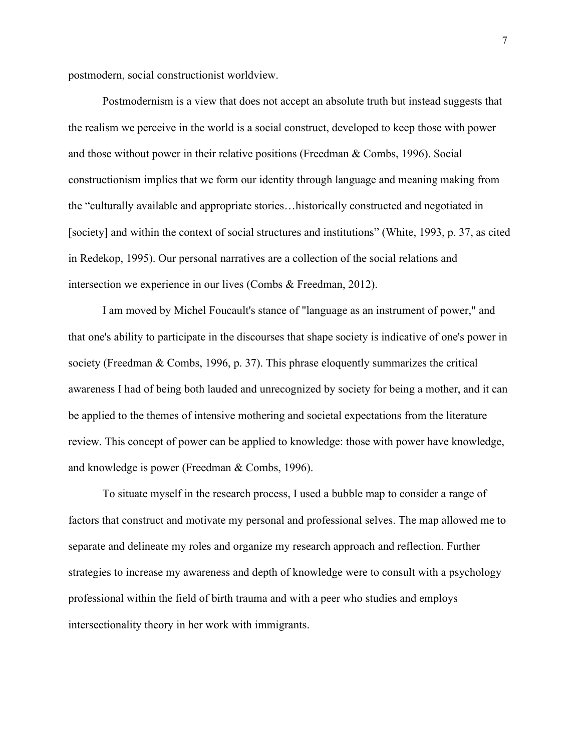postmodern, social constructionist worldview.

Postmodernism is a view that does not accept an absolute truth but instead suggests that the realism we perceive in the world is a social construct, developed to keep those with power and those without power in their relative positions (Freedman & Combs, 1996). Social constructionism implies that we form our identity through language and meaning making from the "culturally available and appropriate stories…historically constructed and negotiated in [society] and within the context of social structures and institutions" (White, 1993, p. 37, as cited in Redekop, 1995). Our personal narratives are a collection of the social relations and intersection we experience in our lives (Combs & Freedman, 2012).

I am moved by Michel Foucault's stance of "language as an instrument of power," and that one's ability to participate in the discourses that shape society is indicative of one's power in society (Freedman & Combs, 1996, p. 37). This phrase eloquently summarizes the critical awareness I had of being both lauded and unrecognized by society for being a mother, and it can be applied to the themes of intensive mothering and societal expectations from the literature review. This concept of power can be applied to knowledge: those with power have knowledge, and knowledge is power (Freedman & Combs, 1996).

To situate myself in the research process, I used a bubble map to consider a range of factors that construct and motivate my personal and professional selves. The map allowed me to separate and delineate my roles and organize my research approach and reflection. Further strategies to increase my awareness and depth of knowledge were to consult with a psychology professional within the field of birth trauma and with a peer who studies and employs intersectionality theory in her work with immigrants.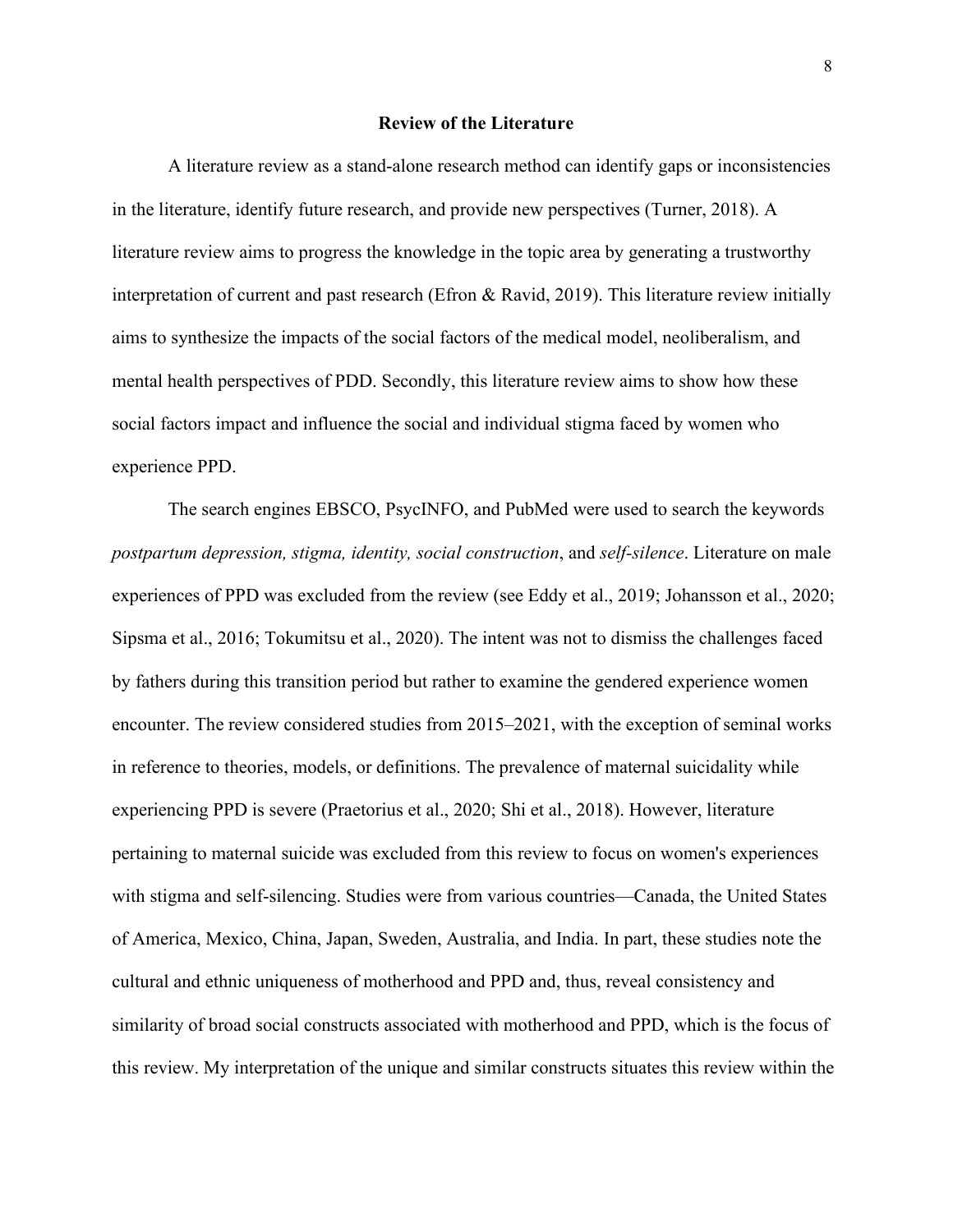## Review of the Literature

A literature review as a stand-alone research method can identify gaps or inconsistencies in the literature, identify future research, and provide new perspectives (Turner, 2018). A literature review aims to progress the knowledge in the topic area by generating a trustworthy interpretation of current and past research (Efron & Ravid, 2019). This literature review initially aims to synthesize the impacts of the social factors of the medical model, neoliberalism, and mental health perspectives of PDD. Secondly, this literature review aims to show how these social factors impact and influence the social and individual stigma faced by women who experience PPD.

The search engines EBSCO, PsycINFO, and PubMed were used to search the keywords *postpartum depression, stigma, identity, social construction*, and *self-silence*. Literature on male experiences of PPD was excluded from the review (see Eddy et al., 2019; Johansson et al., 2020; Sipsma et al., 2016; Tokumitsu et al., 2020). The intent was not to dismiss the challenges faced by fathers during this transition period but rather to examine the gendered experience women encounter. The review considered studies from 2015–2021, with the exception of seminal works in reference to theories, models, or definitions. The prevalence of maternal suicidality while experiencing PPD is severe (Praetorius et al., 2020; Shi et al., 2018). However, literature pertaining to maternal suicide was excluded from this review to focus on women's experiences with stigma and self-silencing. Studies were from various countries—Canada, the United States of America, Mexico, China, Japan, Sweden, Australia, and India. In part, these studies note the cultural and ethnic uniqueness of motherhood and PPD and, thus, reveal consistency and similarity of broad social constructs associated with motherhood and PPD, which is the focus of this review. My interpretation of the unique and similar constructs situates this review within the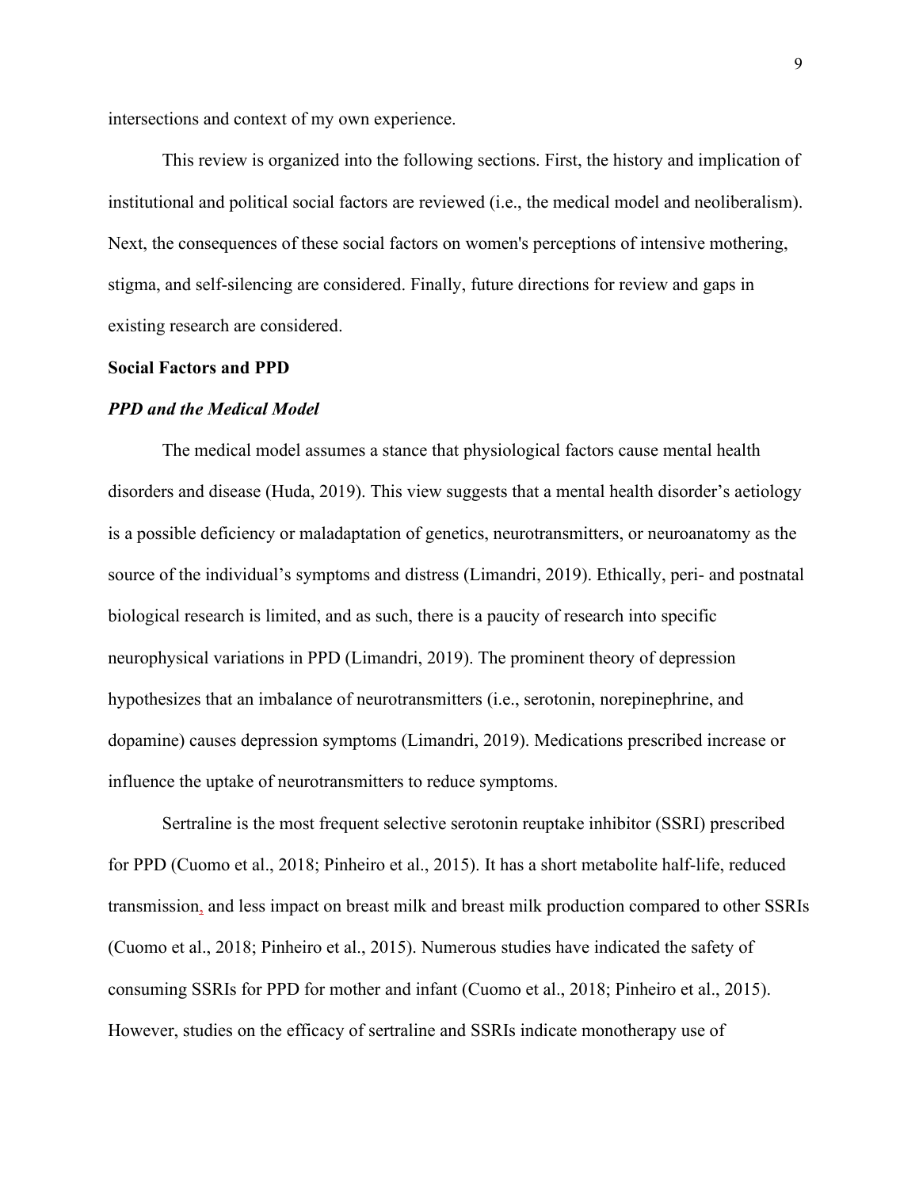intersections and context of my own experience.

This review is organized into the following sections. First, the history and implication of institutional and political social factors are reviewed (i.e., the medical model and neoliberalism). Next, the consequences of these social factors on women's perceptions of intensive mothering, stigma, and self-silencing are considered. Finally, future directions for review and gaps in existing research are considered.

## Social Factors and PPD

### *PPD and the Medical Model*

The medical model assumes a stance that physiological factors cause mental health disorders and disease (Huda, 2019). This view suggests that a mental health disorder's aetiology is a possible deficiency or maladaptation of genetics, neurotransmitters, or neuroanatomy as the source of the individual's symptoms and distress (Limandri, 2019). Ethically, peri- and postnatal biological research is limited, and as such, there is a paucity of research into specific neurophysical variations in PPD (Limandri, 2019). The prominent theory of depression hypothesizes that an imbalance of neurotransmitters (i.e., serotonin, norepinephrine, and dopamine) causes depression symptoms (Limandri, 2019). Medications prescribed increase or influence the uptake of neurotransmitters to reduce symptoms.

Sertraline is the most frequent selective serotonin reuptake inhibitor (SSRI) prescribed for PPD (Cuomo et al., 2018; Pinheiro et al., 2015). It has a short metabolite half-life, reduced transmission, and less impact on breast milk and breast milk production compared to other SSRIs (Cuomo et al., 2018; Pinheiro et al., 2015). Numerous studies have indicated the safety of consuming SSRIs for PPD for mother and infant (Cuomo et al., 2018; Pinheiro et al., 2015). However, studies on the efficacy of sertraline and SSRIs indicate monotherapy use of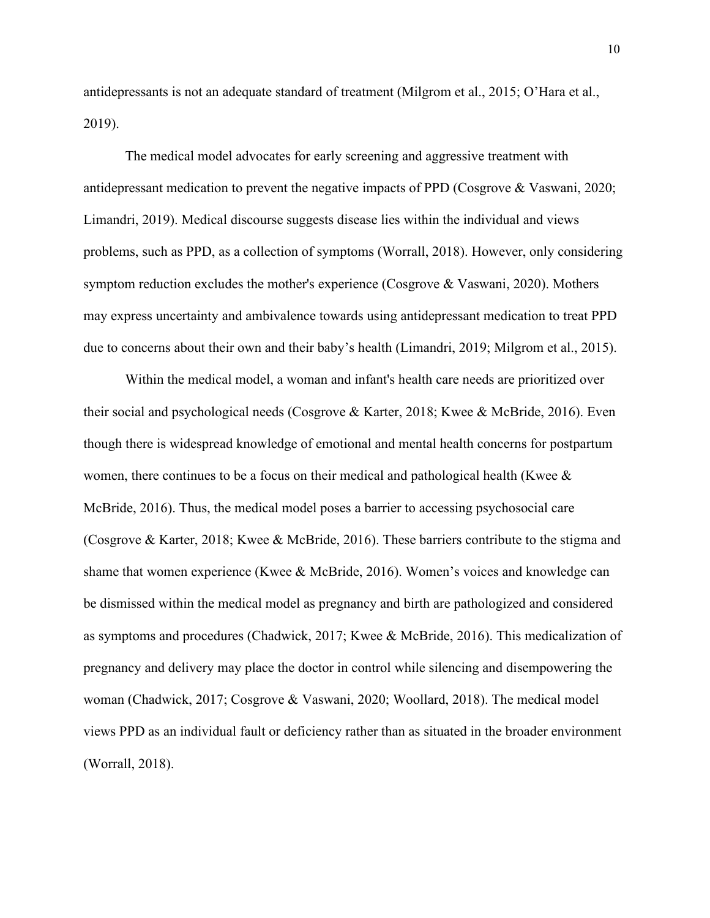antidepressants is not an adequate standard of treatment (Milgrom et al., 2015; O'Hara et al., 2019).

The medical model advocates for early screening and aggressive treatment with antidepressant medication to prevent the negative impacts of PPD (Cosgrove & Vaswani, 2020; Limandri, 2019). Medical discourse suggests disease lies within the individual and views problems, such as PPD, as a collection of symptoms (Worrall, 2018). However, only considering symptom reduction excludes the mother's experience (Cosgrove & Vaswani, 2020). Mothers may express uncertainty and ambivalence towards using antidepressant medication to treat PPD due to concerns about their own and their baby's health (Limandri, 2019; Milgrom et al., 2015).

Within the medical model, a woman and infant's health care needs are prioritized over their social and psychological needs (Cosgrove & Karter, 2018; Kwee & McBride, 2016). Even though there is widespread knowledge of emotional and mental health concerns for postpartum women, there continues to be a focus on their medical and pathological health (Kwee & McBride, 2016). Thus, the medical model poses a barrier to accessing psychosocial care (Cosgrove & Karter, 2018; Kwee & McBride, 2016). These barriers contribute to the stigma and shame that women experience (Kwee & McBride, 2016). Women's voices and knowledge can be dismissed within the medical model as pregnancy and birth are pathologized and considered as symptoms and procedures (Chadwick, 2017; Kwee & McBride, 2016). This medicalization of pregnancy and delivery may place the doctor in control while silencing and disempowering the woman (Chadwick, 2017; Cosgrove & Vaswani, 2020; Woollard, 2018). The medical model views PPD as an individual fault or deficiency rather than as situated in the broader environment (Worrall, 2018).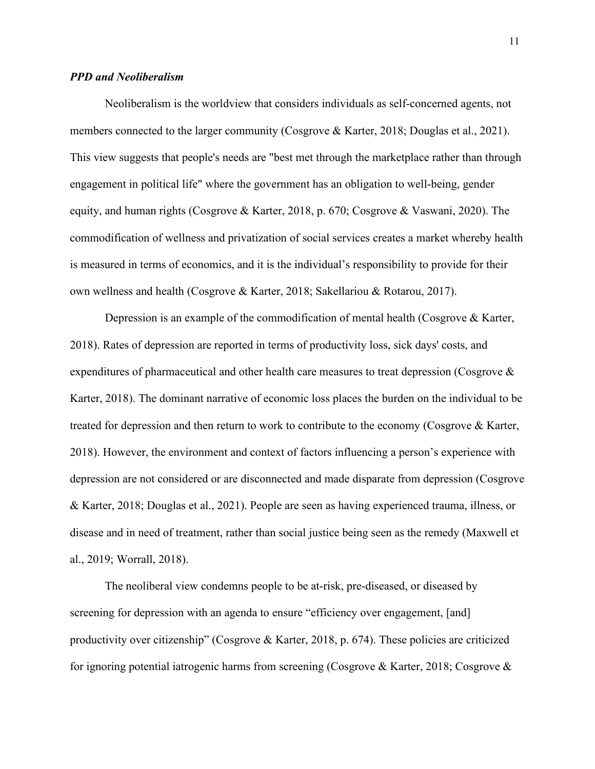### ***PPD and Neoliberalism***

Neoliberalism is the worldview that considers individuals as self-concerned agents, not members connected to the larger community (Cosgrove & Karter, 2018; Douglas et al., 2021). This view suggests that people's needs are "best met through the marketplace rather than through engagement in political life" where the government has an obligation to well-being, gender equity, and human rights (Cosgrove & Karter, 2018, p. 670; Cosgrove & Vaswani, 2020). The commodification of wellness and privatization of social services creates a market whereby health is measured in terms of economics, and it is the individual's responsibility to provide for their own wellness and health (Cosgrove & Karter, 2018; Sakellariou & Rotarou, 2017).

Depression is an example of the commodification of mental health (Cosgrove & Karter, 2018). Rates of depression are reported in terms of productivity loss, sick days' costs, and expenditures of pharmaceutical and other health care measures to treat depression (Cosgrove & Karter, 2018). The dominant narrative of economic loss places the burden on the individual to be treated for depression and then return to work to contribute to the economy (Cosgrove & Karter, 2018). However, the environment and context of factors influencing a person's experience with depression are not considered or are disconnected and made disparate from depression (Cosgrove & Karter, 2018; Douglas et al., 2021). People are seen as having experienced trauma, illness, or disease and in need of treatment, rather than social justice being seen as the remedy (Maxwell et al., 2019; Worrall, 2018).

The neoliberal view condemns people to be at-risk, pre-diseased, or diseased by screening for depression with an agenda to ensure "efficiency over engagement, [and] productivity over citizenship" (Cosgrove & Karter, 2018, p. 674). These policies are criticized for ignoring potential iatrogenic harms from screening (Cosgrove & Karter, 2018; Cosgrove &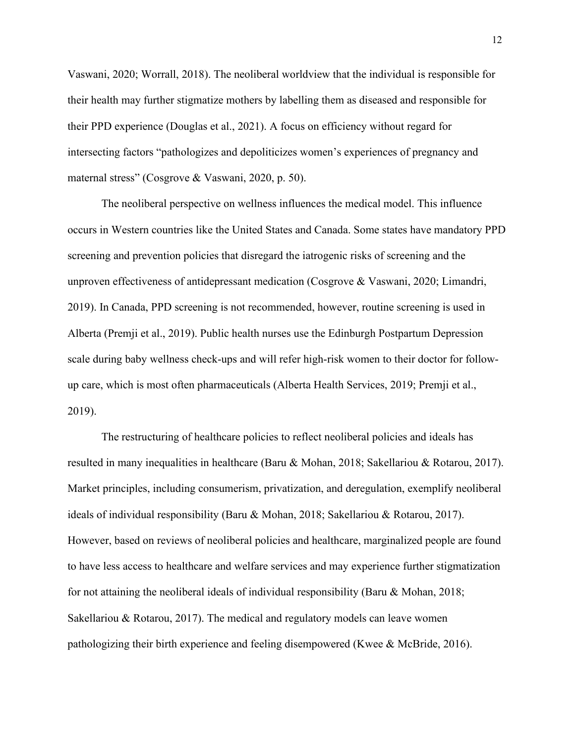Vaswani, 2020; Worrall, 2018). The neoliberal worldview that the individual is responsible for their health may further stigmatize mothers by labelling them as diseased and responsible for their PPD experience (Douglas et al., 2021). A focus on efficiency without regard for intersecting factors "pathologizes and depoliticizes women's experiences of pregnancy and maternal stress" (Cosgrove & Vaswani, 2020, p. 50).

The neoliberal perspective on wellness influences the medical model. This influence occurs in Western countries like the United States and Canada. Some states have mandatory PPD screening and prevention policies that disregard the iatrogenic risks of screening and the unproven effectiveness of antidepressant medication (Cosgrove & Vaswani, 2020; Limandri, 2019). In Canada, PPD screening is not recommended, however, routine screening is used in Alberta (Premji et al., 2019). Public health nurses use the Edinburgh Postpartum Depression scale during baby wellness check-ups and will refer high-risk women to their doctor for follow-up care, which is most often pharmaceuticals (Alberta Health Services, 2019; Premji et al., 2019).

The restructuring of healthcare policies to reflect neoliberal policies and ideals has resulted in many inequalities in healthcare (Baru & Mohan, 2018; Sakellariou & Rotarou, 2017). Market principles, including consumerism, privatization, and deregulation, exemplify neoliberal ideals of individual responsibility (Baru & Mohan, 2018; Sakellariou & Rotarou, 2017). However, based on reviews of neoliberal policies and healthcare, marginalized people are found to have less access to healthcare and welfare services and may experience further stigmatization for not attaining the neoliberal ideals of individual responsibility (Baru & Mohan, 2018; Sakellariou & Rotarou, 2017). The medical and regulatory models can leave women pathologizing their birth experience and feeling disempowered (Kwee & McBride, 2016).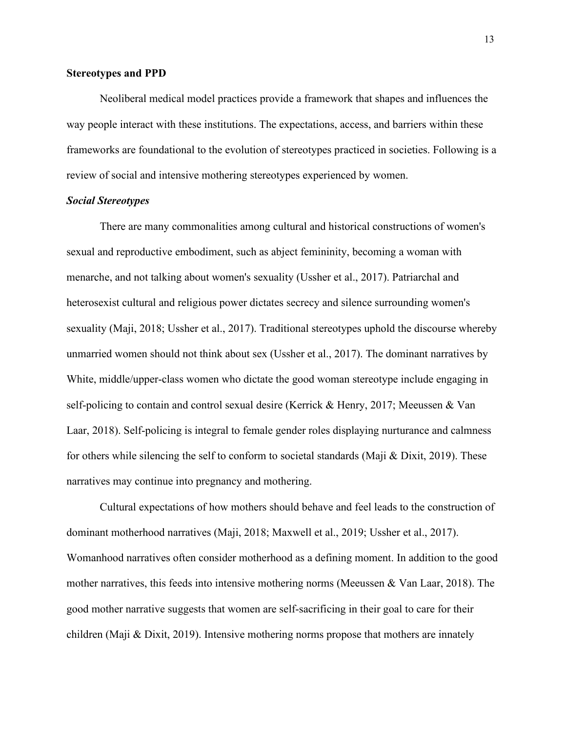**Stereotypes and PPD**

Neoliberal medical model practices provide a framework that shapes and influences the way people interact with these institutions. The expectations, access, and barriers within these frameworks are foundational to the evolution of stereotypes practiced in societies. Following is a review of social and intensive mothering stereotypes experienced by women.

***Social Stereotypes***

There are many commonalities among cultural and historical constructions of women's sexual and reproductive embodiment, such as abject femininity, becoming a woman with menarche, and not talking about women's sexuality (Ussher et al., 2017). Patriarchal and heterosexist cultural and religious power dictates secrecy and silence surrounding women's sexuality (Maji, 2018; Ussher et al., 2017). Traditional stereotypes uphold the discourse whereby unmarried women should not think about sex (Ussher et al., 2017). The dominant narratives by White, middle/upper-class women who dictate the good woman stereotype include engaging in self-policing to contain and control sexual desire (Kerrick & Henry, 2017; Meeussen & Van Laar, 2018). Self-policing is integral to female gender roles displaying nurturance and calmness for others while silencing the self to conform to societal standards (Maji & Dixit, 2019). These narratives may continue into pregnancy and mothering.

Cultural expectations of how mothers should behave and feel leads to the construction of dominant motherhood narratives (Maji, 2018; Maxwell et al., 2019; Ussher et al., 2017). Womanhood narratives often consider motherhood as a defining moment. In addition to the good mother narratives, this feeds into intensive mothering norms (Meeussen & Van Laar, 2018). The good mother narrative suggests that women are self-sacrificing in their goal to care for their children (Maji & Dixit, 2019). Intensive mothering norms propose that mothers are innately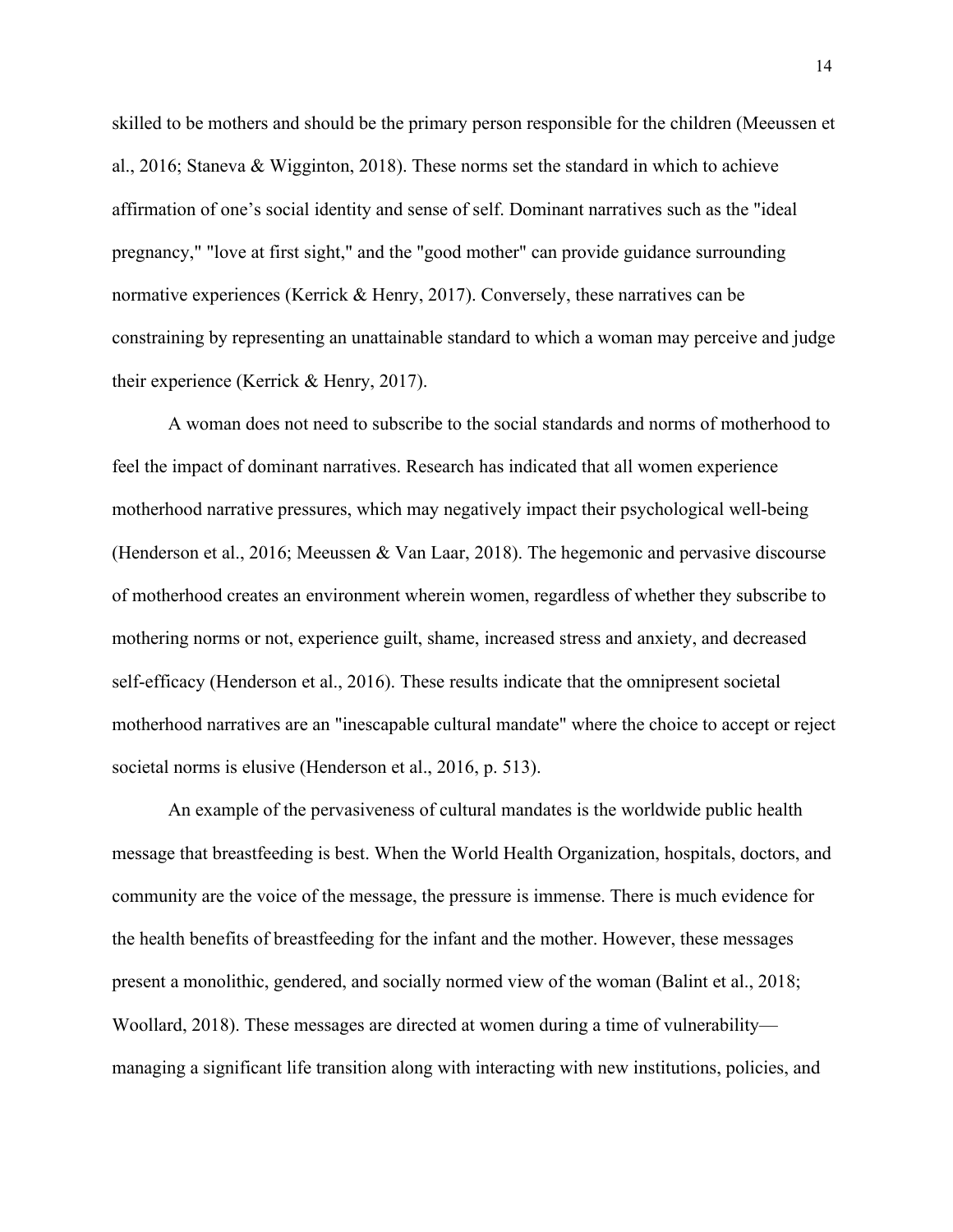skilled to be mothers and should be the primary person responsible for the children (Meeussen et al., 2016; Staneva & Wigginton, 2018). These norms set the standard in which to achieve affirmation of one's social identity and sense of self. Dominant narratives such as the "ideal pregnancy," "love at first sight," and the "good mother" can provide guidance surrounding normative experiences (Kerrick & Henry, 2017). Conversely, these narratives can be constraining by representing an unattainable standard to which a woman may perceive and judge their experience (Kerrick & Henry, 2017).

A woman does not need to subscribe to the social standards and norms of motherhood to feel the impact of dominant narratives. Research has indicated that all women experience motherhood narrative pressures, which may negatively impact their psychological well-being (Henderson et al., 2016; Meeussen & Van Laar, 2018). The hegemonic and pervasive discourse of motherhood creates an environment wherein women, regardless of whether they subscribe to mothering norms or not, experience guilt, shame, increased stress and anxiety, and decreased self-efficacy (Henderson et al., 2016). These results indicate that the omnipresent societal motherhood narratives are an "inescapable cultural mandate" where the choice to accept or reject societal norms is elusive (Henderson et al., 2016, p. 513).

An example of the pervasiveness of cultural mandates is the worldwide public health message that breastfeeding is best. When the World Health Organization, hospitals, doctors, and community are the voice of the message, the pressure is immense. There is much evidence for the health benefits of breastfeeding for the infant and the mother. However, these messages present a monolithic, gendered, and socially normed view of the woman (Balint et al., 2018; Woollard, 2018). These messages are directed at women during a time of vulnerability—managing a significant life transition along with interacting with new institutions, policies, and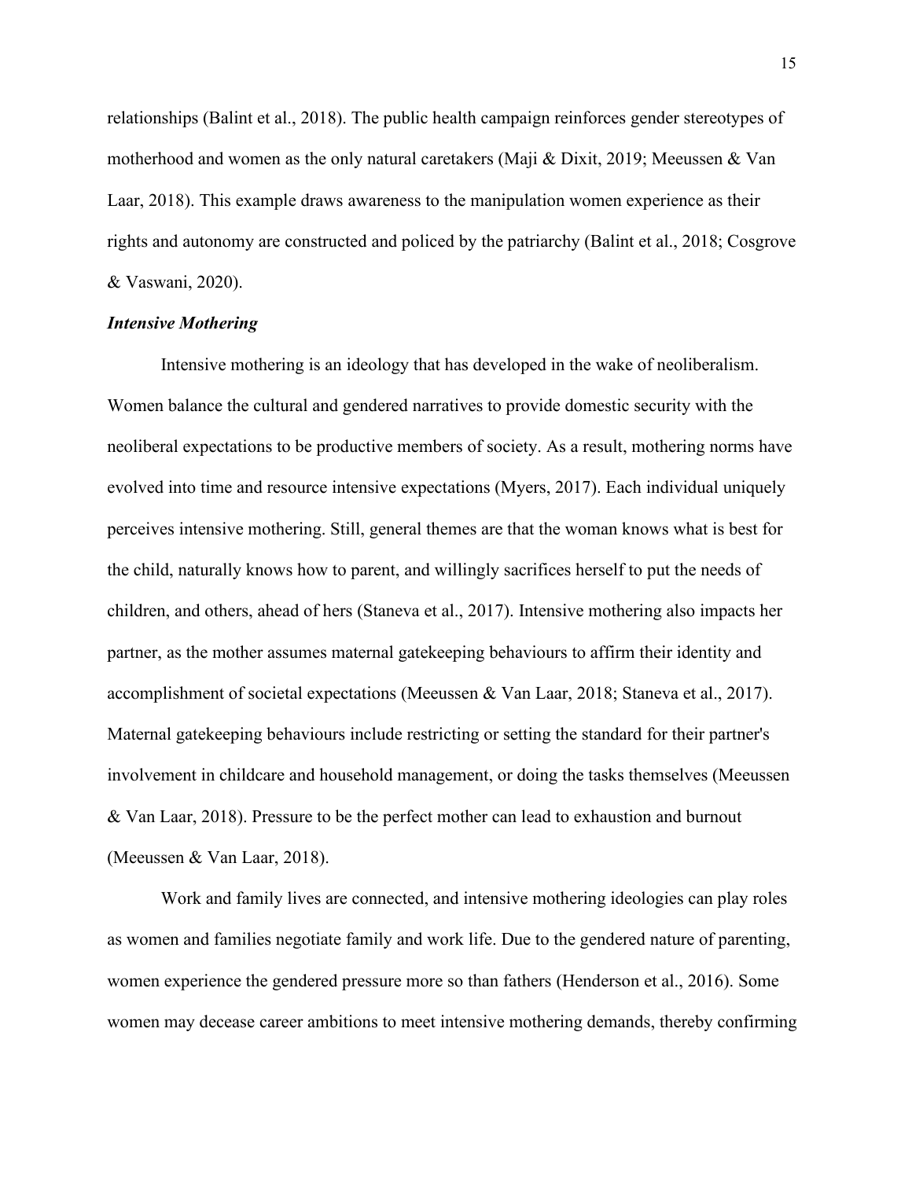relationships (Balint et al., 2018). The public health campaign reinforces gender stereotypes of motherhood and women as the only natural caretakers (Maji & Dixit, 2019; Meeussen & Van Laar, 2018). This example draws awareness to the manipulation women experience as their rights and autonomy are constructed and policed by the patriarchy (Balint et al., 2018; Cosgrove & Vaswani, 2020).

### *Intensive Mothering*

Intensive mothering is an ideology that has developed in the wake of neoliberalism. Women balance the cultural and gendered narratives to provide domestic security with the neoliberal expectations to be productive members of society. As a result, mothering norms have evolved into time and resource intensive expectations (Myers, 2017). Each individual uniquely perceives intensive mothering. Still, general themes are that the woman knows what is best for the child, naturally knows how to parent, and willingly sacrifices herself to put the needs of children, and others, ahead of hers (Staneva et al., 2017). Intensive mothering also impacts her partner, as the mother assumes maternal gatekeeping behaviours to affirm their identity and accomplishment of societal expectations (Meeussen & Van Laar, 2018; Staneva et al., 2017). Maternal gatekeeping behaviours include restricting or setting the standard for their partner's involvement in childcare and household management, or doing the tasks themselves (Meeussen & Van Laar, 2018). Pressure to be the perfect mother can lead to exhaustion and burnout (Meeussen & Van Laar, 2018).

Work and family lives are connected, and intensive mothering ideologies can play roles as women and families negotiate family and work life. Due to the gendered nature of parenting, women experience the gendered pressure more so than fathers (Henderson et al., 2016). Some women may decease career ambitions to meet intensive mothering demands, thereby confirming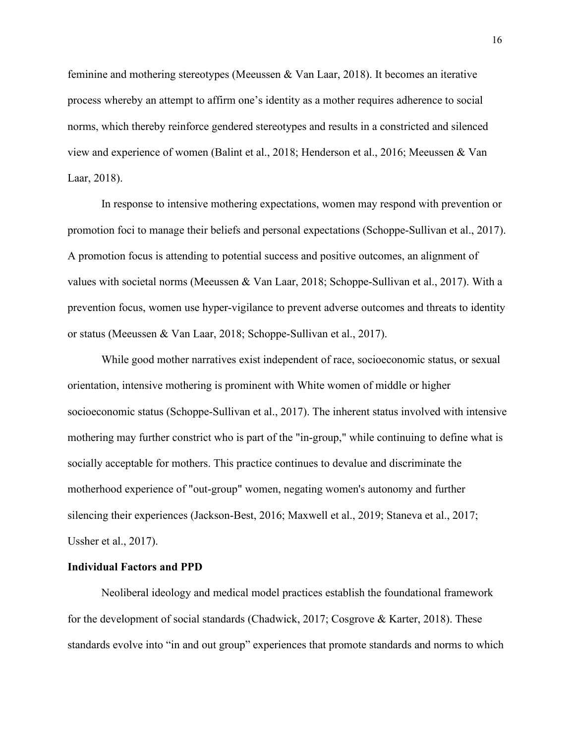feminine and mothering stereotypes (Meeussen & Van Laar, 2018). It becomes an iterative process whereby an attempt to affirm one's identity as a mother requires adherence to social norms, which thereby reinforce gendered stereotypes and results in a constricted and silenced view and experience of women (Balint et al., 2018; Henderson et al., 2016; Meeussen & Van Laar, 2018).

In response to intensive mothering expectations, women may respond with prevention or promotion foci to manage their beliefs and personal expectations (Schoppe-Sullivan et al., 2017). A promotion focus is attending to potential success and positive outcomes, an alignment of values with societal norms (Meeussen & Van Laar, 2018; Schoppe-Sullivan et al., 2017). With a prevention focus, women use hyper-vigilance to prevent adverse outcomes and threats to identity or status (Meeussen & Van Laar, 2018; Schoppe-Sullivan et al., 2017).

While good mother narratives exist independent of race, socioeconomic status, or sexual orientation, intensive mothering is prominent with White women of middle or higher socioeconomic status (Schoppe-Sullivan et al., 2017). The inherent status involved with intensive mothering may further constrict who is part of the "in-group," while continuing to define what is socially acceptable for mothers. This practice continues to devalue and discriminate the motherhood experience of "out-group" women, negating women's autonomy and further silencing their experiences (Jackson-Best, 2016; Maxwell et al., 2019; Staneva et al., 2017; Ussher et al., 2017).

## Individual Factors and PPD

Neoliberal ideology and medical model practices establish the foundational framework for the development of social standards (Chadwick, 2017; Cosgrove & Karter, 2018). These standards evolve into "in and out group" experiences that promote standards and norms to which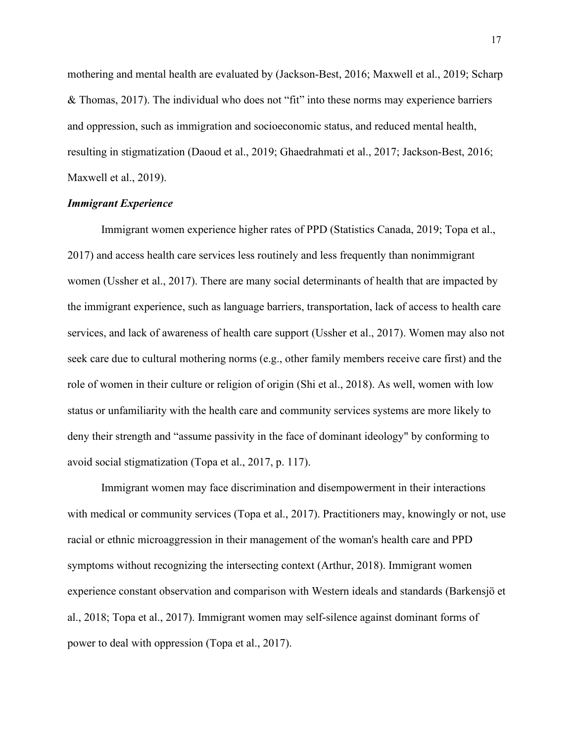mothering and mental health are evaluated by (Jackson-Best, 2016; Maxwell et al., 2019; Scharp & Thomas, 2017). The individual who does not "fit" into these norms may experience barriers and oppression, such as immigration and socioeconomic status, and reduced mental health, resulting in stigmatization (Daoud et al., 2019; Ghaedrahmati et al., 2017; Jackson-Best, 2016; Maxwell et al., 2019).

### ***Immigrant Experience***

Immigrant women experience higher rates of PPD (Statistics Canada, 2019; Topa et al., 2017) and access health care services less routinely and less frequently than nonimmigrant women (Ussher et al., 2017). There are many social determinants of health that are impacted by the immigrant experience, such as language barriers, transportation, lack of access to health care services, and lack of awareness of health care support (Ussher et al., 2017). Women may also not seek care due to cultural mothering norms (e.g., other family members receive care first) and the role of women in their culture or religion of origin (Shi et al., 2018). As well, women with low status or unfamiliarity with the health care and community services systems are more likely to deny their strength and "assume passivity in the face of dominant ideology" by conforming to avoid social stigmatization (Topa et al., 2017, p. 117).

Immigrant women may face discrimination and disempowerment in their interactions with medical or community services (Topa et al., 2017). Practitioners may, knowingly or not, use racial or ethnic microaggression in their management of the woman's health care and PPD symptoms without recognizing the intersecting context (Arthur, 2018). Immigrant women experience constant observation and comparison with Western ideals and standards (Barkensjö et al., 2018; Topa et al., 2017). Immigrant women may self-silence against dominant forms of power to deal with oppression (Topa et al., 2017).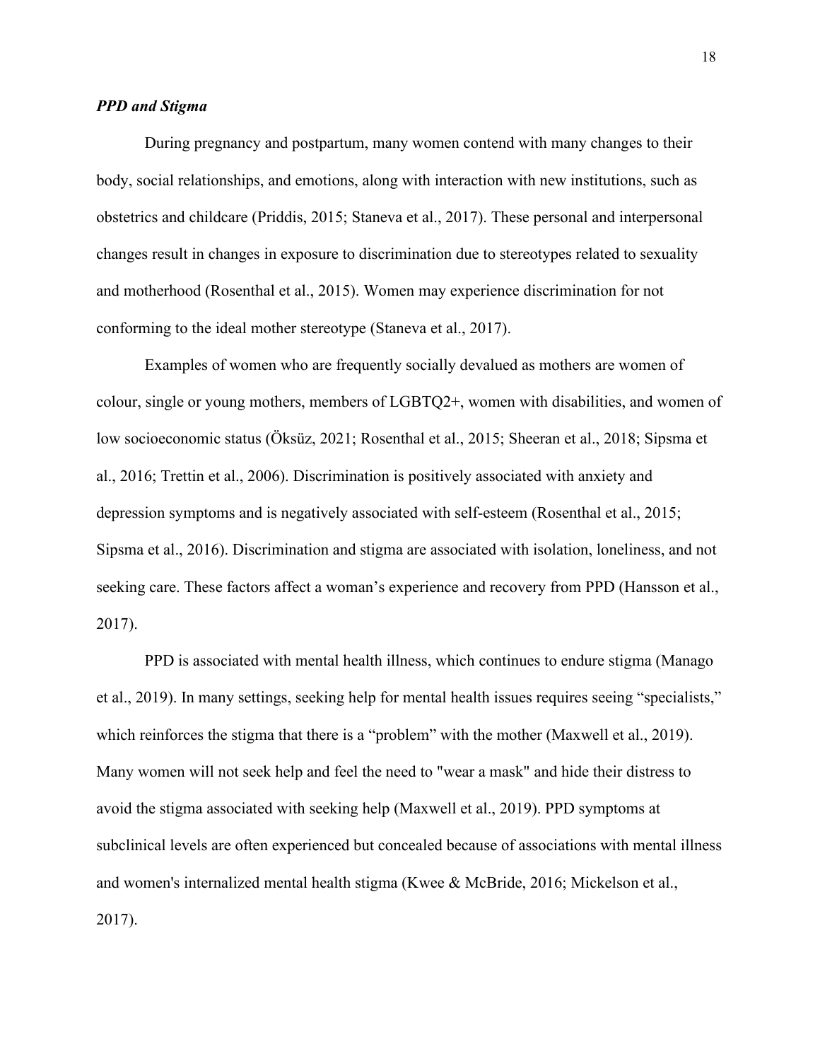### *PPD and Stigma*

During pregnancy and postpartum, many women contend with many changes to their body, social relationships, and emotions, along with interaction with new institutions, such as obstetrics and childcare (Priddis, 2015; Staneva et al., 2017). These personal and interpersonal changes result in changes in exposure to discrimination due to stereotypes related to sexuality and motherhood (Rosenthal et al., 2015). Women may experience discrimination for not conforming to the ideal mother stereotype (Staneva et al., 2017).

Examples of women who are frequently socially devalued as mothers are women of colour, single or young mothers, members of LGBTQ2+, women with disabilities, and women of low socioeconomic status (Öksüz, 2021; Rosenthal et al., 2015; Sheeran et al., 2018; Sipsma et al., 2016; Trettin et al., 2006). Discrimination is positively associated with anxiety and depression symptoms and is negatively associated with self-esteem (Rosenthal et al., 2015; Sipsma et al., 2016). Discrimination and stigma are associated with isolation, loneliness, and not seeking care. These factors affect a woman's experience and recovery from PPD (Hansson et al., 2017).

PPD is associated with mental health illness, which continues to endure stigma (Manago et al., 2019). In many settings, seeking help for mental health issues requires seeing "specialists," which reinforces the stigma that there is a "problem" with the mother (Maxwell et al., 2019). Many women will not seek help and feel the need to "wear a mask" and hide their distress to avoid the stigma associated with seeking help (Maxwell et al., 2019). PPD symptoms at subclinical levels are often experienced but concealed because of associations with mental illness and women's internalized mental health stigma (Kwee & McBride, 2016; Mickelson et al., 2017).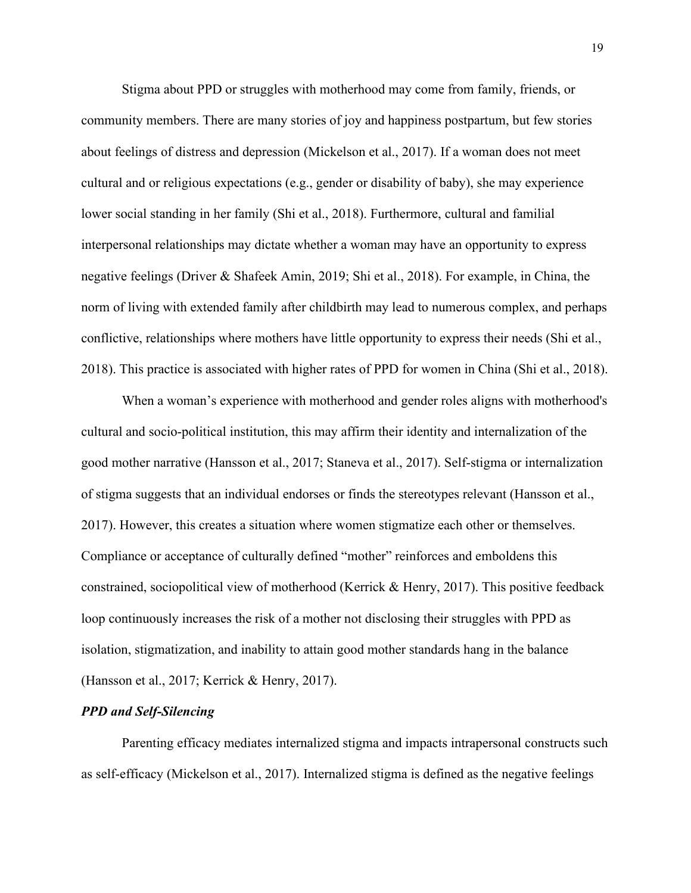Stigma about PPD or struggles with motherhood may come from family, friends, or community members. There are many stories of joy and happiness postpartum, but few stories about feelings of distress and depression (Mickelson et al., 2017). If a woman does not meet cultural and or religious expectations (e.g., gender or disability of baby), she may experience lower social standing in her family (Shi et al., 2018). Furthermore, cultural and familial interpersonal relationships may dictate whether a woman may have an opportunity to express negative feelings (Driver & Shafeek Amin, 2019; Shi et al., 2018). For example, in China, the norm of living with extended family after childbirth may lead to numerous complex, and perhaps conflictive, relationships where mothers have little opportunity to express their needs (Shi et al., 2018). This practice is associated with higher rates of PPD for women in China (Shi et al., 2018).

When a woman's experience with motherhood and gender roles aligns with motherhood's cultural and socio-political institution, this may affirm their identity and internalization of the good mother narrative (Hansson et al., 2017; Staneva et al., 2017). Self-stigma or internalization of stigma suggests that an individual endorses or finds the stereotypes relevant (Hansson et al., 2017). However, this creates a situation where women stigmatize each other or themselves. Compliance or acceptance of culturally defined "mother" reinforces and emboldens this constrained, sociopolitical view of motherhood (Kerrick & Henry, 2017). This positive feedback loop continuously increases the risk of a mother not disclosing their struggles with PPD as isolation, stigmatization, and inability to attain good mother standards hang in the balance (Hansson et al., 2017; Kerrick & Henry, 2017).

### *PPD and Self-Silencing*

Parenting efficacy mediates internalized stigma and impacts intrapersonal constructs such as self-efficacy (Mickelson et al., 2017). Internalized stigma is defined as the negative feelings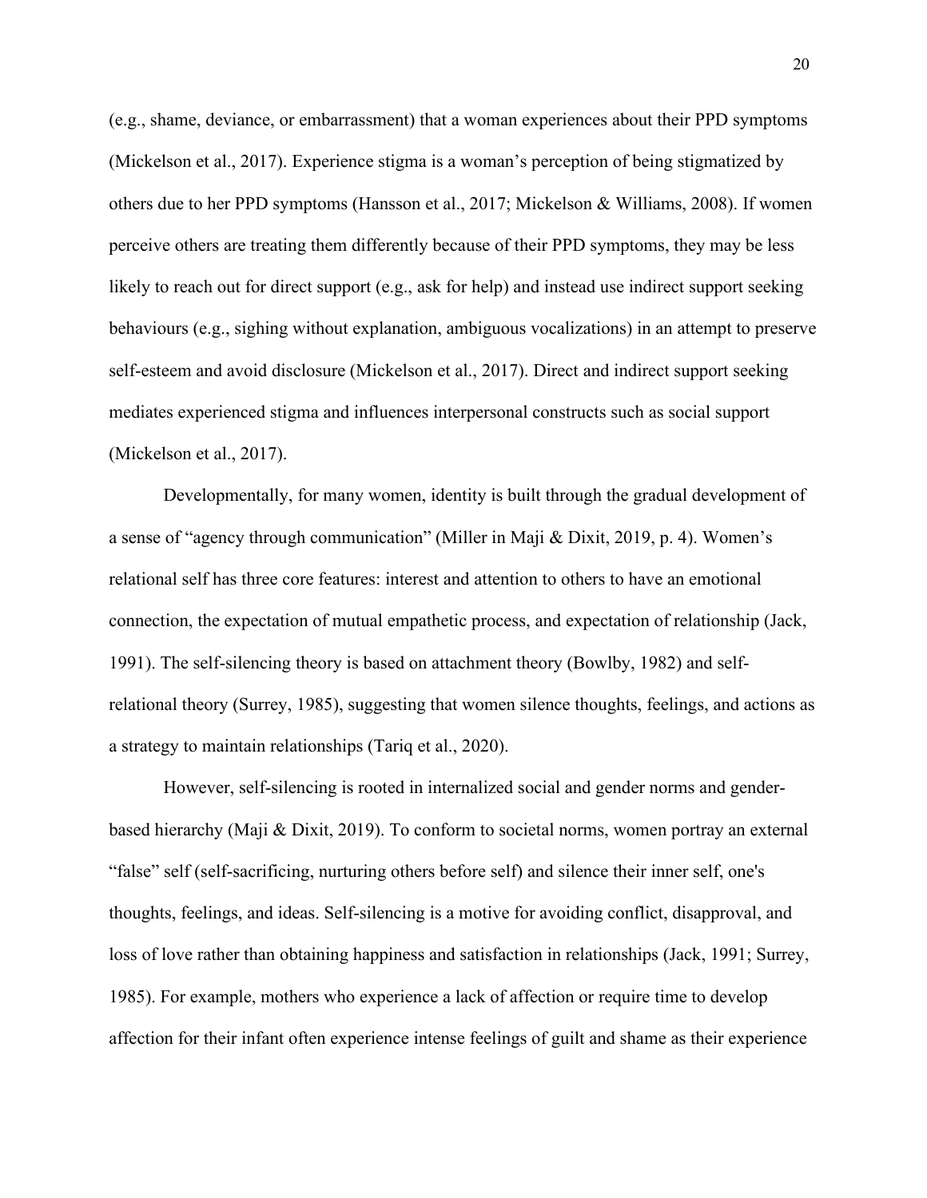(e.g., shame, deviance, or embarrassment) that a woman experiences about their PPD symptoms (Mickelson et al., 2017). Experience stigma is a woman's perception of being stigmatized by others due to her PPD symptoms (Hansson et al., 2017; Mickelson & Williams, 2008). If women perceive others are treating them differently because of their PPD symptoms, they may be less likely to reach out for direct support (e.g., ask for help) and instead use indirect support seeking behaviours (e.g., sighing without explanation, ambiguous vocalizations) in an attempt to preserve self-esteem and avoid disclosure (Mickelson et al., 2017). Direct and indirect support seeking mediates experienced stigma and influences interpersonal constructs such as social support (Mickelson et al., 2017).

Developmentally, for many women, identity is built through the gradual development of a sense of "agency through communication" (Miller in Maji & Dixit, 2019, p. 4). Women's relational self has three core features: interest and attention to others to have an emotional connection, the expectation of mutual empathetic process, and expectation of relationship (Jack, 1991). The self-silencing theory is based on attachment theory (Bowlby, 1982) and self-relational theory (Surrey, 1985), suggesting that women silence thoughts, feelings, and actions as a strategy to maintain relationships (Tariq et al., 2020).

However, self-silencing is rooted in internalized social and gender norms and gender-based hierarchy (Maji & Dixit, 2019). To conform to societal norms, women portray an external "false" self (self-sacrificing, nurturing others before self) and silence their inner self, one's thoughts, feelings, and ideas. Self-silencing is a motive for avoiding conflict, disapproval, and loss of love rather than obtaining happiness and satisfaction in relationships (Jack, 1991; Surrey, 1985). For example, mothers who experience a lack of affection or require time to develop affection for their infant often experience intense feelings of guilt and shame as their experience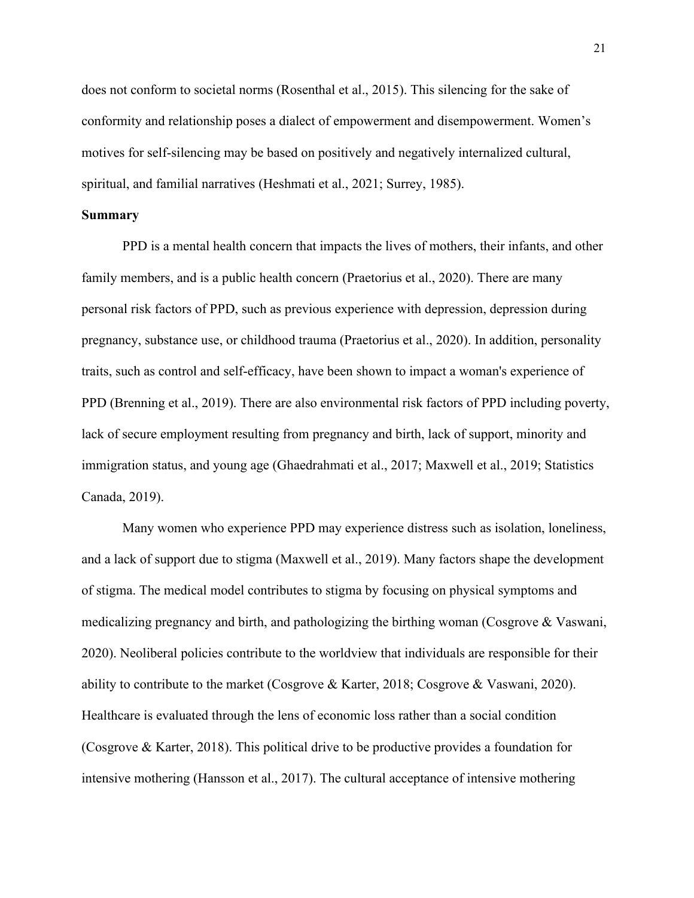does not conform to societal norms (Rosenthal et al., 2015). This silencing for the sake of conformity and relationship poses a dialect of empowerment and disempowerment. Women's motives for self-silencing may be based on positively and negatively internalized cultural, spiritual, and familial narratives (Heshmati et al., 2021; Surrey, 1985).

**Summary**

PPD is a mental health concern that impacts the lives of mothers, their infants, and other family members, and is a public health concern (Praetorius et al., 2020). There are many personal risk factors of PPD, such as previous experience with depression, depression during pregnancy, substance use, or childhood trauma (Praetorius et al., 2020). In addition, personality traits, such as control and self-efficacy, have been shown to impact a woman's experience of PPD (Brenning et al., 2019). There are also environmental risk factors of PPD including poverty, lack of secure employment resulting from pregnancy and birth, lack of support, minority and immigration status, and young age (Ghaedrahmati et al., 2017; Maxwell et al., 2019; Statistics Canada, 2019).

Many women who experience PPD may experience distress such as isolation, loneliness, and a lack of support due to stigma (Maxwell et al., 2019). Many factors shape the development of stigma. The medical model contributes to stigma by focusing on physical symptoms and medicalizing pregnancy and birth, and pathologizing the birthing woman (Cosgrove & Vaswani, 2020). Neoliberal policies contribute to the worldview that individuals are responsible for their ability to contribute to the market (Cosgrove & Karter, 2018; Cosgrove & Vaswani, 2020). Healthcare is evaluated through the lens of economic loss rather than a social condition (Cosgrove & Karter, 2018). This political drive to be productive provides a foundation for intensive mothering (Hansson et al., 2017). The cultural acceptance of intensive mothering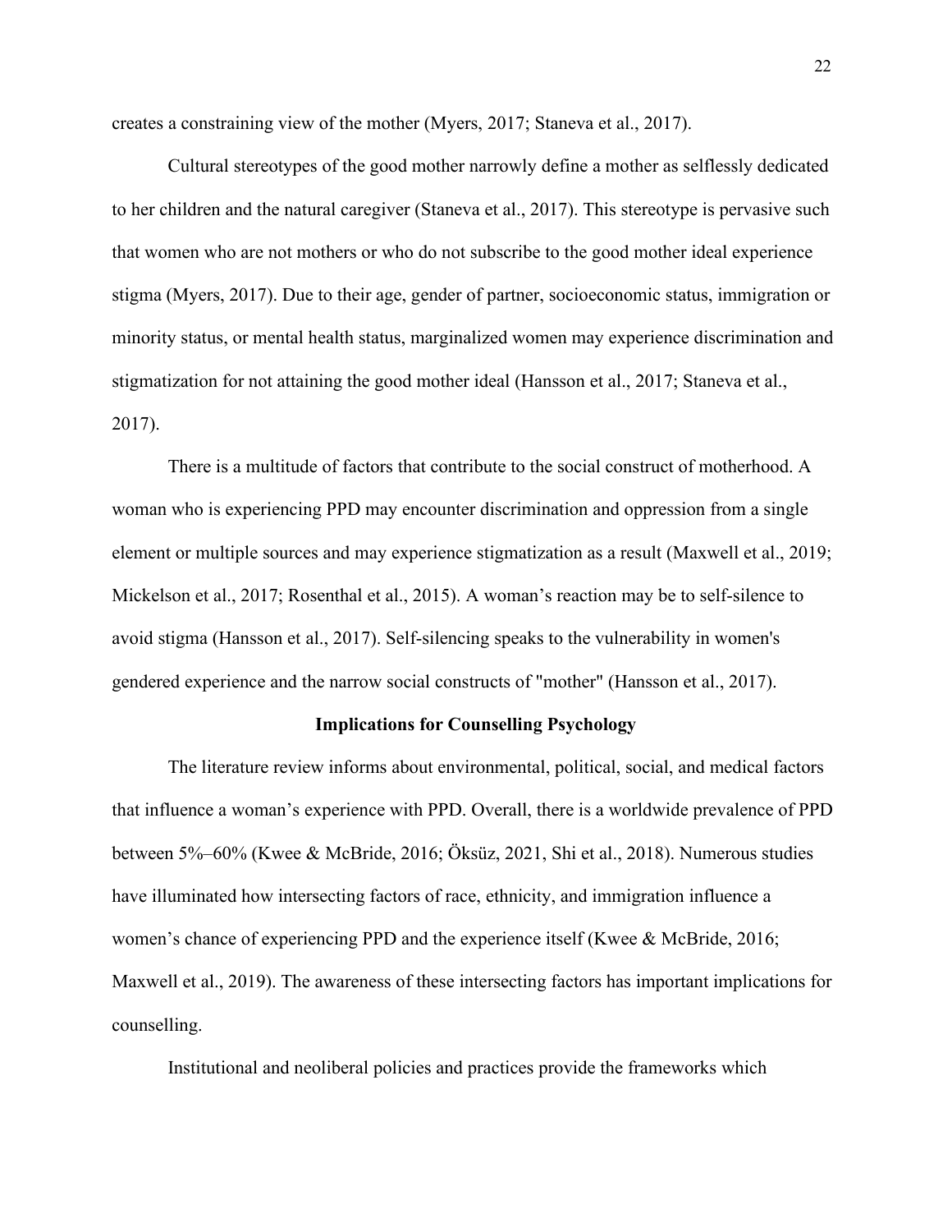creates a constraining view of the mother (Myers, 2017; Staneva et al., 2017).

Cultural stereotypes of the good mother narrowly define a mother as selflessly dedicated to her children and the natural caregiver (Staneva et al., 2017). This stereotype is pervasive such that women who are not mothers or who do not subscribe to the good mother ideal experience stigma (Myers, 2017). Due to their age, gender of partner, socioeconomic status, immigration or minority status, or mental health status, marginalized women may experience discrimination and stigmatization for not attaining the good mother ideal (Hansson et al., 2017; Staneva et al., 2017).

There is a multitude of factors that contribute to the social construct of motherhood. A woman who is experiencing PPD may encounter discrimination and oppression from a single element or multiple sources and may experience stigmatization as a result (Maxwell et al., 2019; Mickelson et al., 2017; Rosenthal et al., 2015). A woman's reaction may be to self-silence to avoid stigma (Hansson et al., 2017). Self-silencing speaks to the vulnerability in women's gendered experience and the narrow social constructs of "mother" (Hansson et al., 2017).

## Implications for Counselling Psychology

The literature review informs about environmental, political, social, and medical factors that influence a woman's experience with PPD. Overall, there is a worldwide prevalence of PPD between 5%–60% (Kwee & McBride, 2016; Öksüz, 2021, Shi et al., 2018). Numerous studies have illuminated how intersecting factors of race, ethnicity, and immigration influence a women's chance of experiencing PPD and the experience itself (Kwee & McBride, 2016; Maxwell et al., 2019). The awareness of these intersecting factors has important implications for counselling.

Institutional and neoliberal policies and practices provide the frameworks which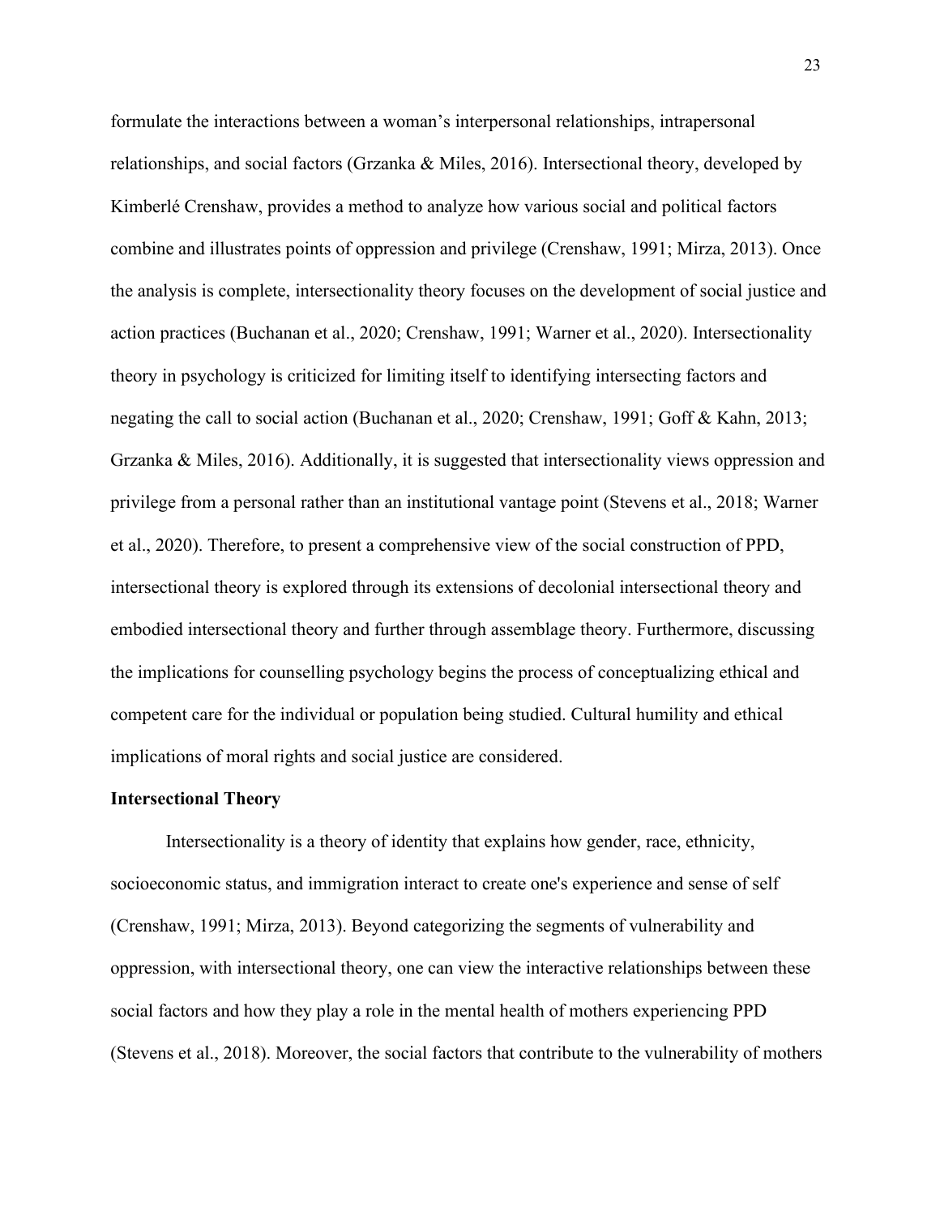formulate the interactions between a woman's interpersonal relationships, intrapersonal relationships, and social factors (Grzanka & Miles, 2016). Intersectional theory, developed by Kimberlé Crenshaw, provides a method to analyze how various social and political factors combine and illustrates points of oppression and privilege (Crenshaw, 1991; Mirza, 2013). Once the analysis is complete, intersectionality theory focuses on the development of social justice and action practices (Buchanan et al., 2020; Crenshaw, 1991; Warner et al., 2020). Intersectionality theory in psychology is criticized for limiting itself to identifying intersecting factors and negating the call to social action (Buchanan et al., 2020; Crenshaw, 1991; Goff & Kahn, 2013; Grzanka & Miles, 2016). Additionally, it is suggested that intersectionality views oppression and privilege from a personal rather than an institutional vantage point (Stevens et al., 2018; Warner et al., 2020). Therefore, to present a comprehensive view of the social construction of PPD, intersectional theory is explored through its extensions of decolonial intersectional theory and embodied intersectional theory and further through assemblage theory. Furthermore, discussing the implications for counselling psychology begins the process of conceptualizing ethical and competent care for the individual or population being studied. Cultural humility and ethical implications of moral rights and social justice are considered.

## Intersectional Theory

Intersectionality is a theory of identity that explains how gender, race, ethnicity, socioeconomic status, and immigration interact to create one's experience and sense of self (Crenshaw, 1991; Mirza, 2013). Beyond categorizing the segments of vulnerability and oppression, with intersectional theory, one can view the interactive relationships between these social factors and how they play a role in the mental health of mothers experiencing PPD (Stevens et al., 2018). Moreover, the social factors that contribute to the vulnerability of mothers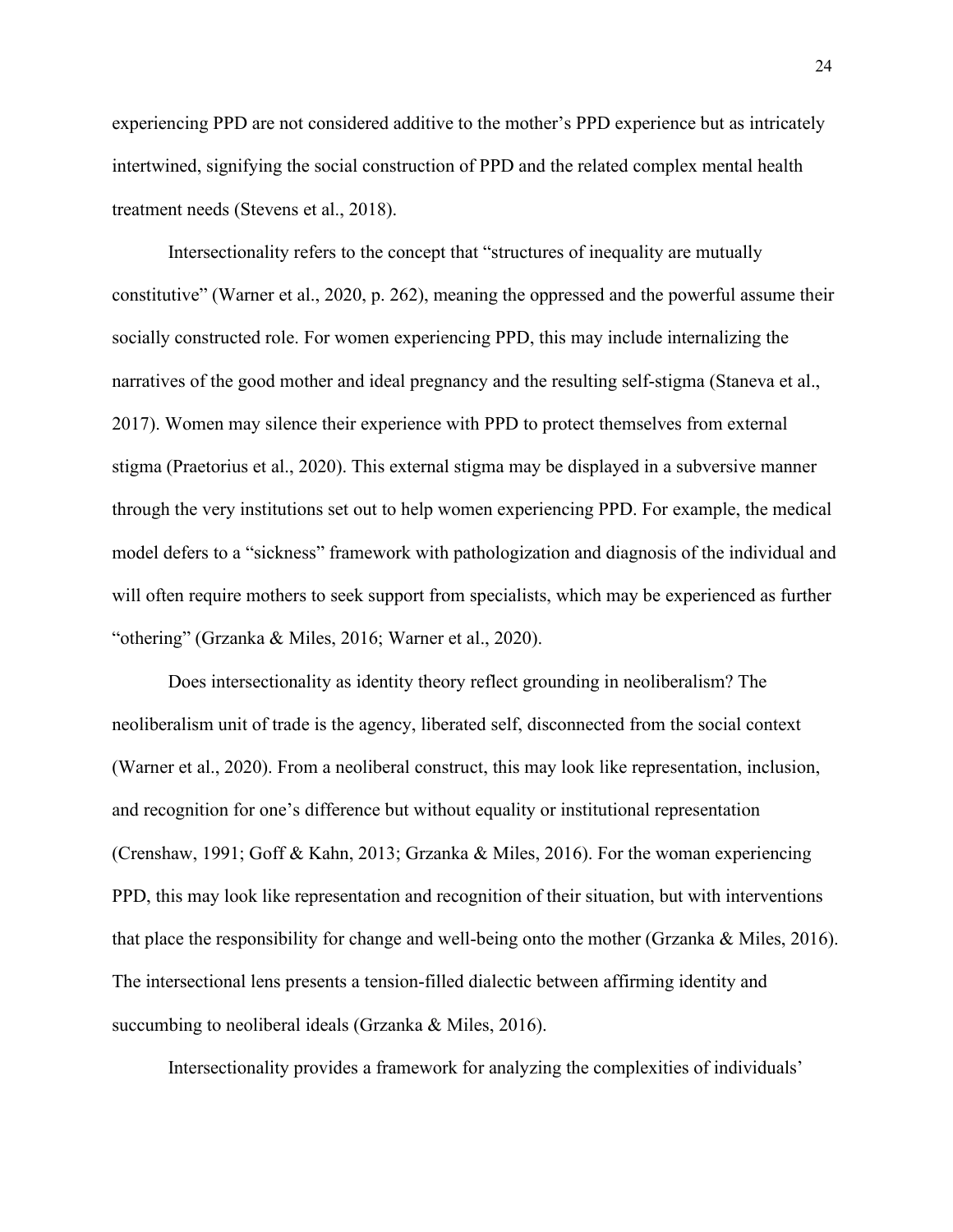experiencing PPD are not considered additive to the mother's PPD experience but as intricately intertwined, signifying the social construction of PPD and the related complex mental health treatment needs (Stevens et al., 2018).

Intersectionality refers to the concept that "structures of inequality are mutually constitutive" (Warner et al., 2020, p. 262), meaning the oppressed and the powerful assume their socially constructed role. For women experiencing PPD, this may include internalizing the narratives of the good mother and ideal pregnancy and the resulting self-stigma (Staneva et al., 2017). Women may silence their experience with PPD to protect themselves from external stigma (Praetorius et al., 2020). This external stigma may be displayed in a subversive manner through the very institutions set out to help women experiencing PPD. For example, the medical model defers to a "sickness" framework with pathologization and diagnosis of the individual and will often require mothers to seek support from specialists, which may be experienced as further "othering" (Grzanka & Miles, 2016; Warner et al., 2020).

Does intersectionality as identity theory reflect grounding in neoliberalism? The neoliberalism unit of trade is the agency, liberated self, disconnected from the social context (Warner et al., 2020). From a neoliberal construct, this may look like representation, inclusion, and recognition for one's difference but without equality or institutional representation (Crenshaw, 1991; Goff & Kahn, 2013; Grzanka & Miles, 2016). For the woman experiencing PPD, this may look like representation and recognition of their situation, but with interventions that place the responsibility for change and well-being onto the mother (Grzanka & Miles, 2016). The intersectional lens presents a tension-filled dialectic between affirming identity and succumbing to neoliberal ideals (Grzanka & Miles, 2016).

Intersectionality provides a framework for analyzing the complexities of individuals'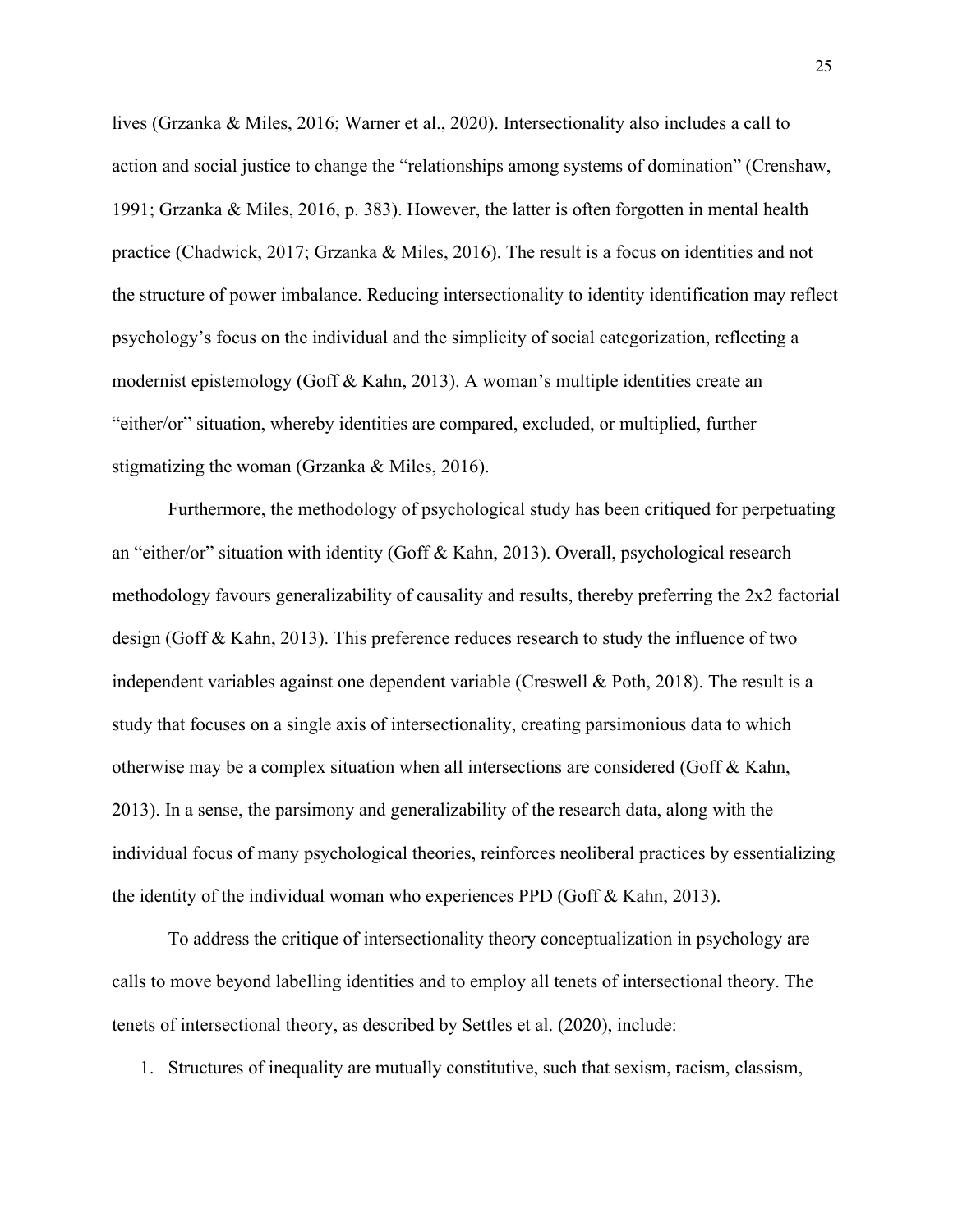lives (Grzanka & Miles, 2016; Warner et al., 2020). Intersectionality also includes a call to action and social justice to change the "relationships among systems of domination" (Crenshaw, 1991; Grzanka & Miles, 2016, p. 383). However, the latter is often forgotten in mental health practice (Chadwick, 2017; Grzanka & Miles, 2016). The result is a focus on identities and not the structure of power imbalance. Reducing intersectionality to identity identification may reflect psychology's focus on the individual and the simplicity of social categorization, reflecting a modernist epistemology (Goff & Kahn, 2013). A woman's multiple identities create an "either/or" situation, whereby identities are compared, excluded, or multiplied, further stigmatizing the woman (Grzanka & Miles, 2016).

Furthermore, the methodology of psychological study has been critiqued for perpetuating an "either/or" situation with identity (Goff & Kahn, 2013). Overall, psychological research methodology favours generalizability of causality and results, thereby preferring the 2x2 factorial design (Goff & Kahn, 2013). This preference reduces research to study the influence of two independent variables against one dependent variable (Creswell & Poth, 2018). The result is a study that focuses on a single axis of intersectionality, creating parsimonious data to which otherwise may be a complex situation when all intersections are considered (Goff & Kahn, 2013). In a sense, the parsimony and generalizability of the research data, along with the individual focus of many psychological theories, reinforces neoliberal practices by essentializing the identity of the individual woman who experiences PPD (Goff & Kahn, 2013).

To address the critique of intersectionality theory conceptualization in psychology are calls to move beyond labelling identities and to employ all tenets of intersectional theory. The tenets of intersectional theory, as described by Settles et al. (2020), include:

1. Structures of inequality are mutually constitutive, such that sexism, racism, classism,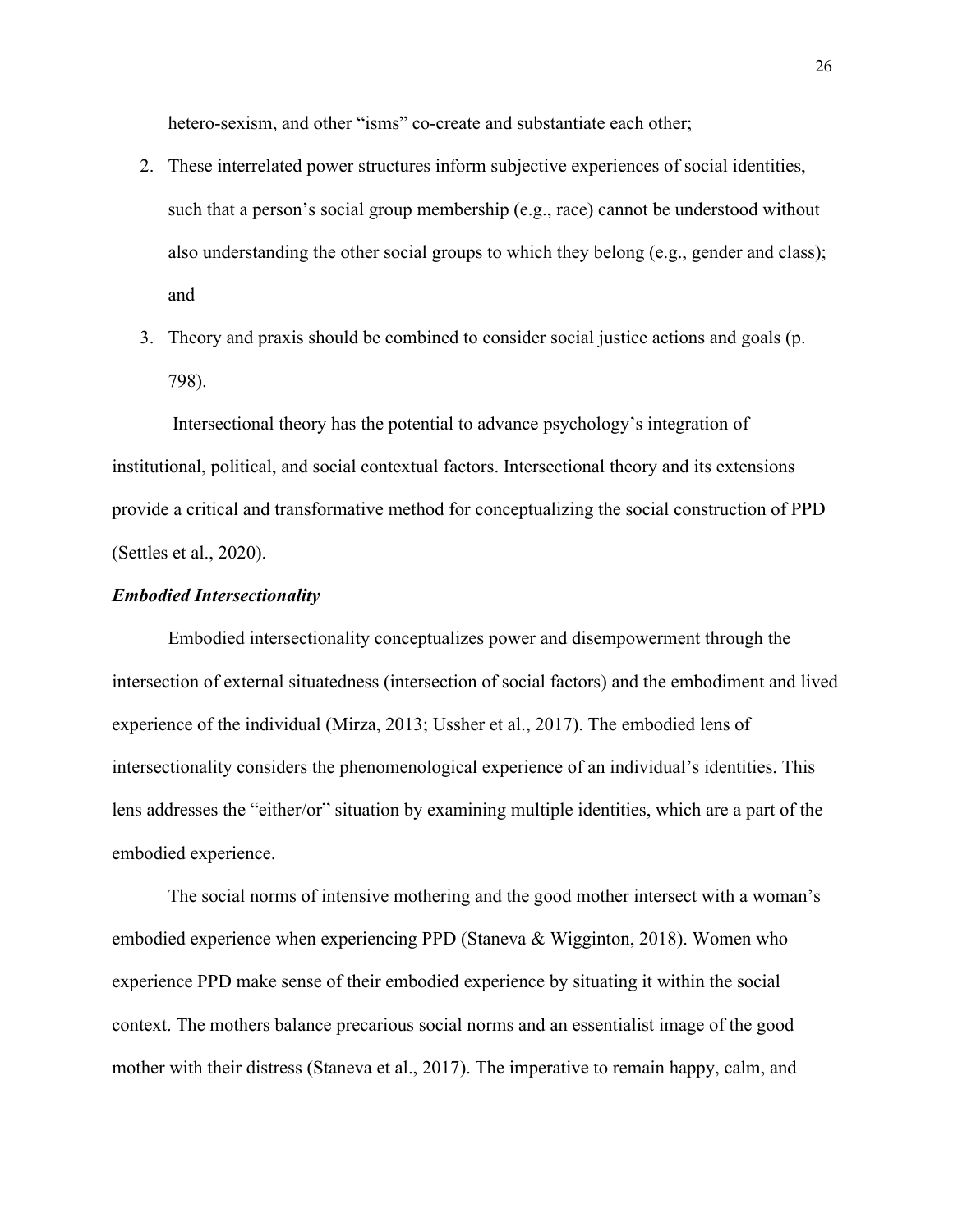hetero-sexism, and other "isms" co-create and substantiate each other;

2. These interrelated power structures inform subjective experiences of social identities, such that a person's social group membership (e.g., race) cannot be understood without also understanding the other social groups to which they belong (e.g., gender and class); and
3. Theory and praxis should be combined to consider social justice actions and goals (p. 798).

Intersectional theory has the potential to advance psychology's integration of institutional, political, and social contextual factors. Intersectional theory and its extensions provide a critical and transformative method for conceptualizing the social construction of PPD (Settles et al., 2020).

### *Embodied Intersectionality*

Embodied intersectionality conceptualizes power and disempowerment through the intersection of external situatedness (intersection of social factors) and the embodiment and lived experience of the individual (Mirza, 2013; Ussher et al., 2017). The embodied lens of intersectionality considers the phenomenological experience of an individual's identities. This lens addresses the "either/or" situation by examining multiple identities, which are a part of the embodied experience.

The social norms of intensive mothering and the good mother intersect with a woman's embodied experience when experiencing PPD (Staneva & Wigginton, 2018). Women who experience PPD make sense of their embodied experience by situating it within the social context. The mothers balance precarious social norms and an essentialist image of the good mother with their distress (Staneva et al., 2017). The imperative to remain happy, calm, and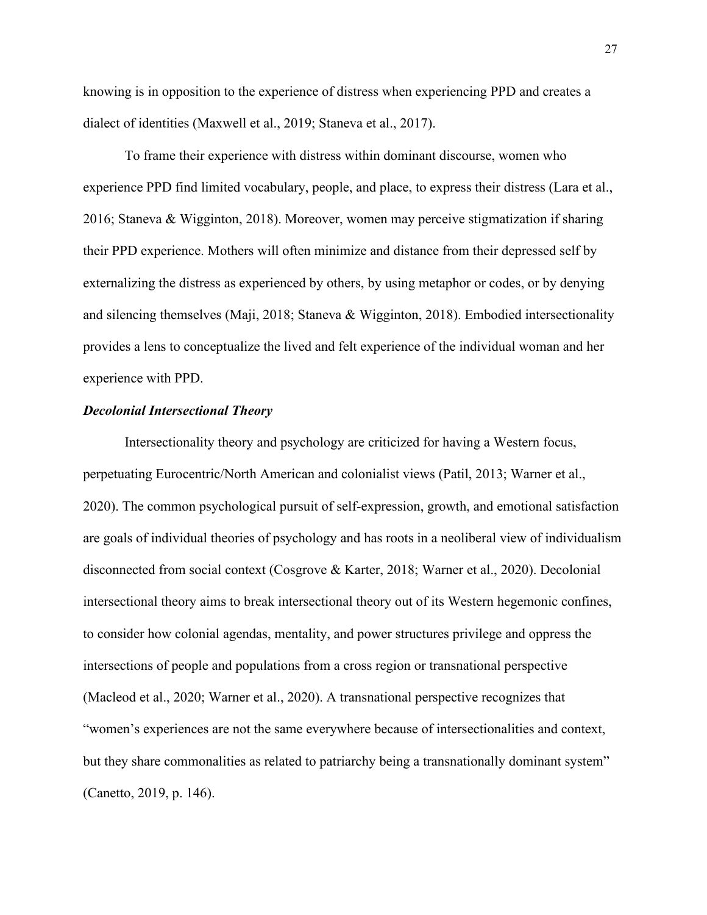knowing is in opposition to the experience of distress when experiencing PPD and creates a dialect of identities (Maxwell et al., 2019; Staneva et al., 2017).

To frame their experience with distress within dominant discourse, women who experience PPD find limited vocabulary, people, and place, to express their distress (Lara et al., 2016; Staneva & Wigginton, 2018). Moreover, women may perceive stigmatization if sharing their PPD experience. Mothers will often minimize and distance from their depressed self by externalizing the distress as experienced by others, by using metaphor or codes, or by denying and silencing themselves (Maji, 2018; Staneva & Wigginton, 2018). Embodied intersectionality provides a lens to conceptualize the lived and felt experience of the individual woman and her experience with PPD.

### *Decolonial Intersectional Theory*

Intersectionality theory and psychology are criticized for having a Western focus, perpetuating Eurocentric/North American and colonialist views (Patil, 2013; Warner et al., 2020). The common psychological pursuit of self-expression, growth, and emotional satisfaction are goals of individual theories of psychology and has roots in a neoliberal view of individualism disconnected from social context (Cosgrove & Karter, 2018; Warner et al., 2020). Decolonial intersectional theory aims to break intersectional theory out of its Western hegemonic confines, to consider how colonial agendas, mentality, and power structures privilege and oppress the intersections of people and populations from a cross region or transnational perspective (Macleod et al., 2020; Warner et al., 2020). A transnational perspective recognizes that "women's experiences are not the same everywhere because of intersectionalities and context, but they share commonalities as related to patriarchy being a transnationally dominant system" (Canetto, 2019, p. 146).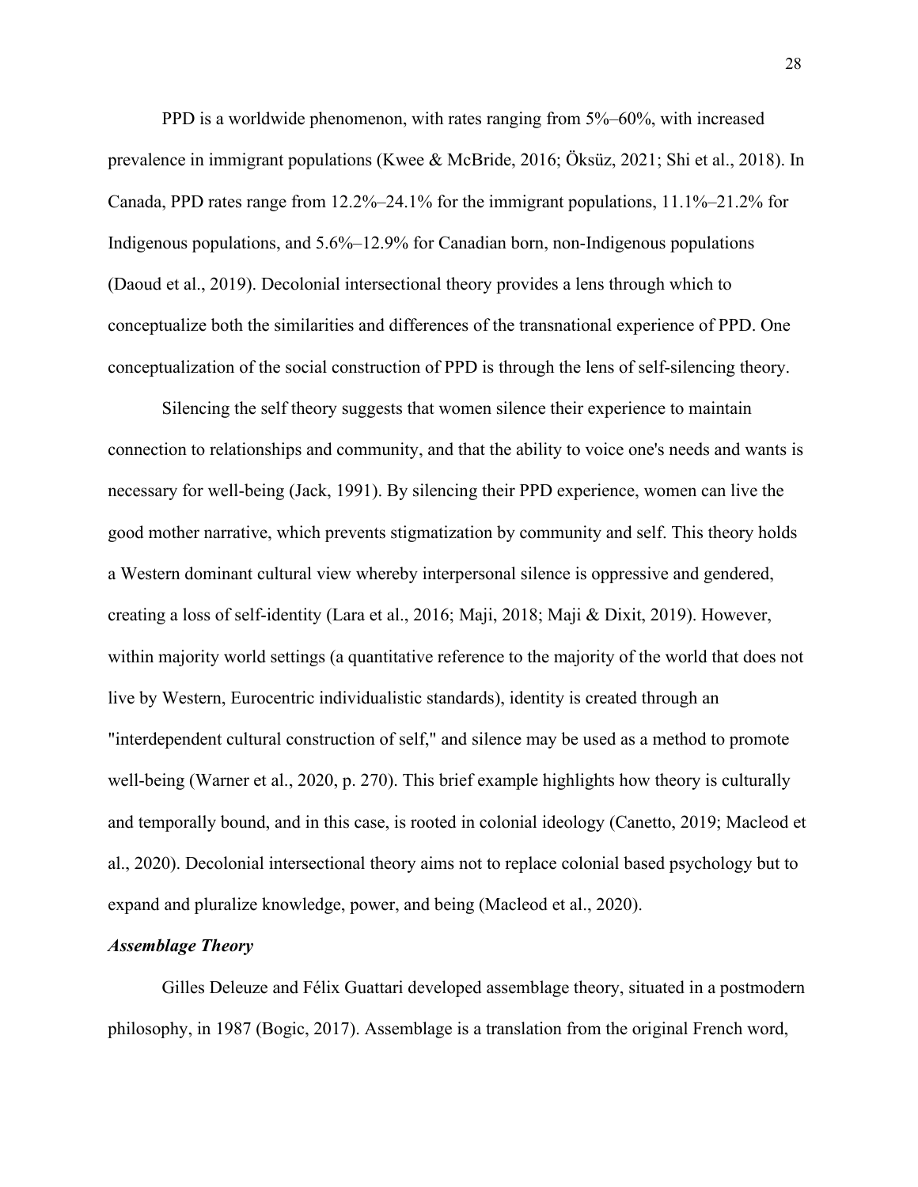PPD is a worldwide phenomenon, with rates ranging from 5%–60%, with increased prevalence in immigrant populations (Kwee & McBride, 2016; Öksüz, 2021; Shi et al., 2018). In Canada, PPD rates range from 12.2%–24.1% for the immigrant populations, 11.1%–21.2% for Indigenous populations, and 5.6%–12.9% for Canadian born, non-Indigenous populations (Daoud et al., 2019). Decolonial intersectional theory provides a lens through which to conceptualize both the similarities and differences of the transnational experience of PPD. One conceptualization of the social construction of PPD is through the lens of self-silencing theory.

Silencing the self theory suggests that women silence their experience to maintain connection to relationships and community, and that the ability to voice one's needs and wants is necessary for well-being (Jack, 1991). By silencing their PPD experience, women can live the good mother narrative, which prevents stigmatization by community and self. This theory holds a Western dominant cultural view whereby interpersonal silence is oppressive and gendered, creating a loss of self-identity (Lara et al., 2016; Maji, 2018; Maji & Dixit, 2019). However, within majority world settings (a quantitative reference to the majority of the world that does not live by Western, Eurocentric individualistic standards), identity is created through an "interdependent cultural construction of self," and silence may be used as a method to promote well-being (Warner et al., 2020, p. 270). This brief example highlights how theory is culturally and temporally bound, and in this case, is rooted in colonial ideology (Canetto, 2019; Macleod et al., 2020). Decolonial intersectional theory aims not to replace colonial based psychology but to expand and pluralize knowledge, power, and being (Macleod et al., 2020).

### *Assemblage Theory*

Gilles Deleuze and Félix Guattari developed assemblage theory, situated in a postmodern philosophy, in 1987 (Bogic, 2017). Assemblage is a translation from the original French word,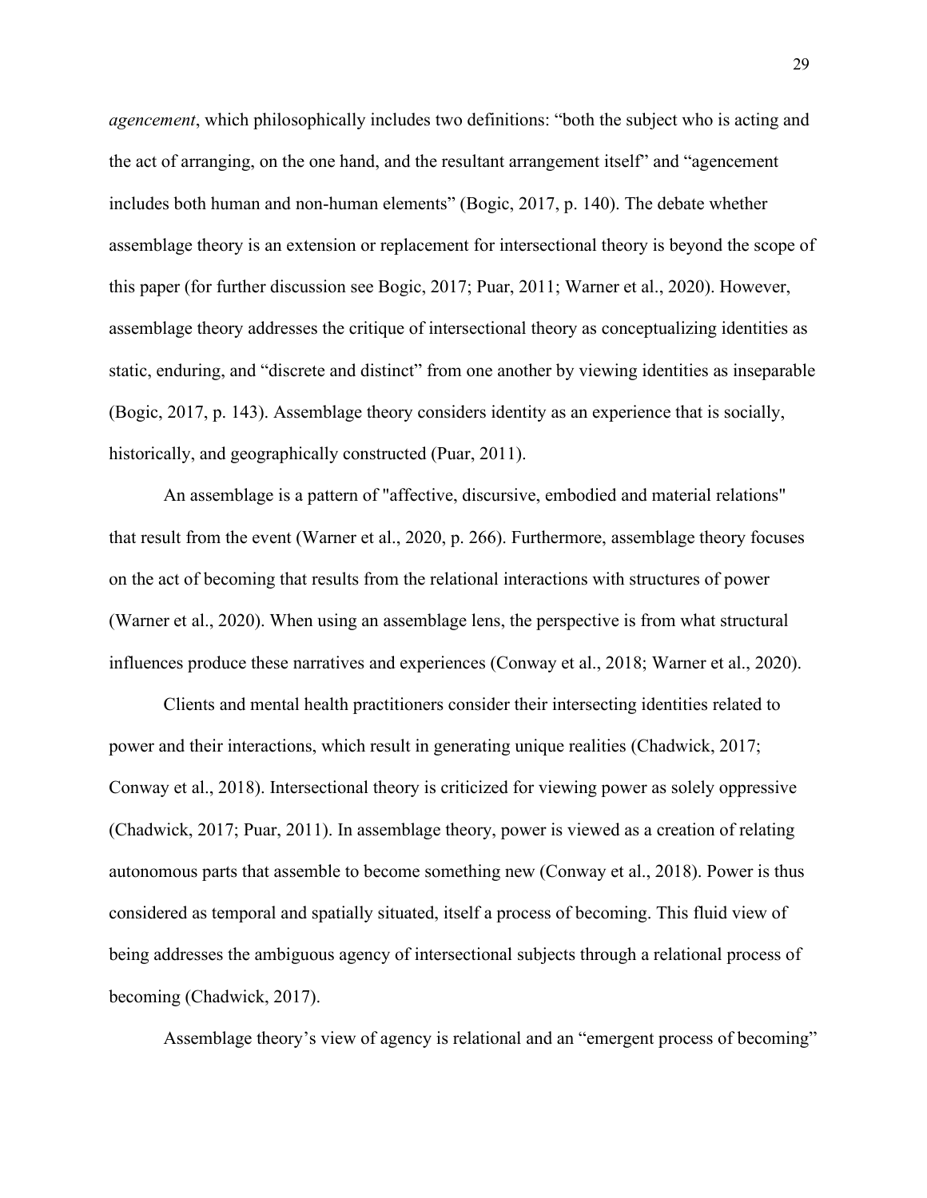*agencement*, which philosophically includes two definitions: "both the subject who is acting and the act of arranging, on the one hand, and the resultant arrangement itself" and "agencement includes both human and non-human elements" (Bogic, 2017, p. 140). The debate whether assemblage theory is an extension or replacement for intersectional theory is beyond the scope of this paper (for further discussion see Bogic, 2017; Puar, 2011; Warner et al., 2020). However, assemblage theory addresses the critique of intersectional theory as conceptualizing identities as static, enduring, and "discrete and distinct" from one another by viewing identities as inseparable (Bogic, 2017, p. 143). Assemblage theory considers identity as an experience that is socially, historically, and geographically constructed (Puar, 2011).

An assemblage is a pattern of "affective, discursive, embodied and material relations" that result from the event (Warner et al., 2020, p. 266). Furthermore, assemblage theory focuses on the act of becoming that results from the relational interactions with structures of power (Warner et al., 2020). When using an assemblage lens, the perspective is from what structural influences produce these narratives and experiences (Conway et al., 2018; Warner et al., 2020).

Clients and mental health practitioners consider their intersecting identities related to power and their interactions, which result in generating unique realities (Chadwick, 2017; Conway et al., 2018). Intersectional theory is criticized for viewing power as solely oppressive (Chadwick, 2017; Puar, 2011). In assemblage theory, power is viewed as a creation of relating autonomous parts that assemble to become something new (Conway et al., 2018). Power is thus considered as temporal and spatially situated, itself a process of becoming. This fluid view of being addresses the ambiguous agency of intersectional subjects through a relational process of becoming (Chadwick, 2017).

Assemblage theory's view of agency is relational and an "emergent process of becoming"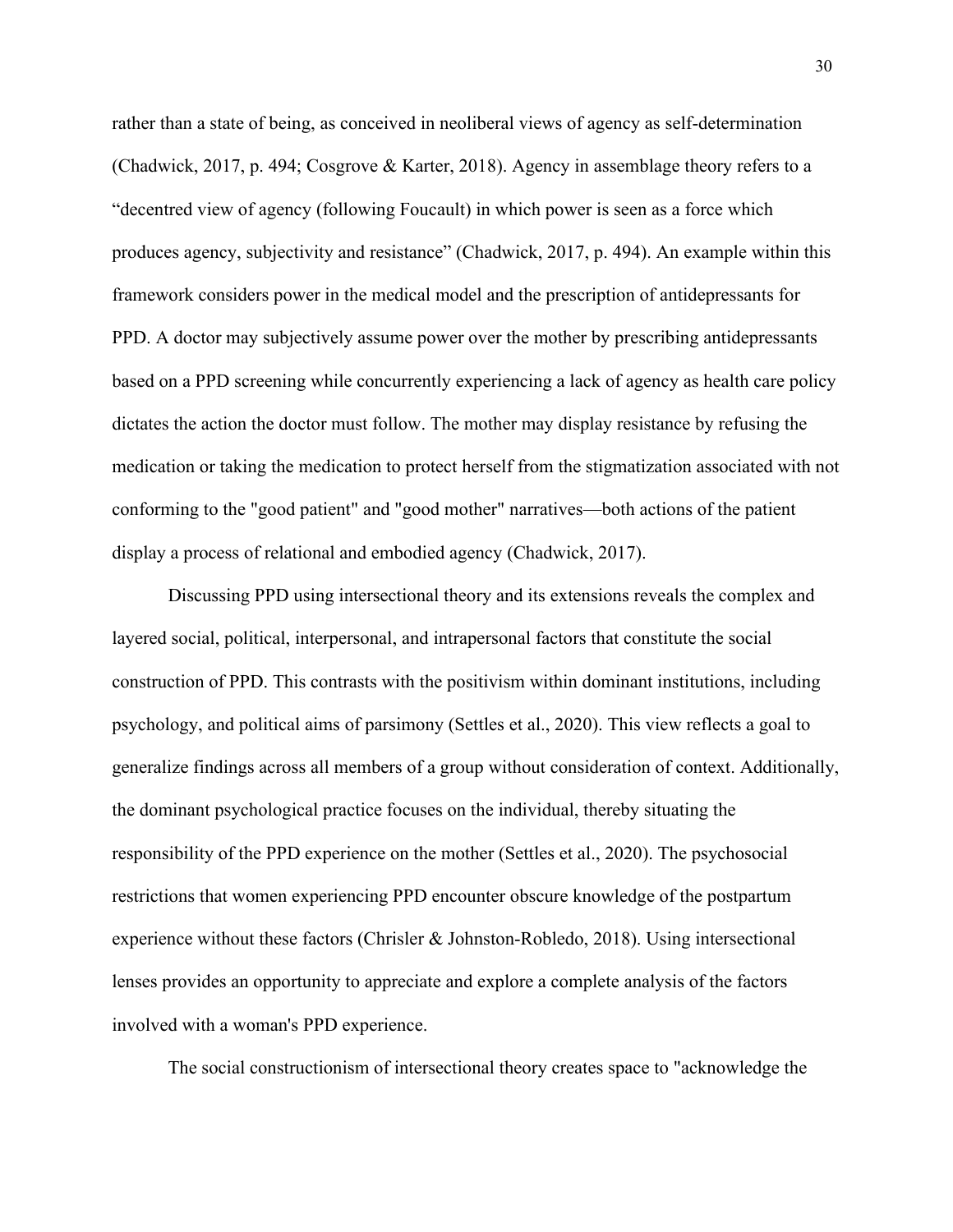rather than a state of being, as conceived in neoliberal views of agency as self-determination (Chadwick, 2017, p. 494; Cosgrove & Karter, 2018). Agency in assemblage theory refers to a “decentred view of agency (following Foucault) in which power is seen as a force which produces agency, subjectivity and resistance” (Chadwick, 2017, p. 494). An example within this framework considers power in the medical model and the prescription of antidepressants for PPD. A doctor may subjectively assume power over the mother by prescribing antidepressants based on a PPD screening while concurrently experiencing a lack of agency as health care policy dictates the action the doctor must follow. The mother may display resistance by refusing the medication or taking the medication to protect herself from the stigmatization associated with not conforming to the "good patient" and "good mother" narratives—both actions of the patient display a process of relational and embodied agency (Chadwick, 2017).

Discussing PPD using intersectional theory and its extensions reveals the complex and layered social, political, interpersonal, and intrapersonal factors that constitute the social construction of PPD. This contrasts with the positivism within dominant institutions, including psychology, and political aims of parsimony (Settles et al., 2020). This view reflects a goal to generalize findings across all members of a group without consideration of context. Additionally, the dominant psychological practice focuses on the individual, thereby situating the responsibility of the PPD experience on the mother (Settles et al., 2020). The psychosocial restrictions that women experiencing PPD encounter obscure knowledge of the postpartum experience without these factors (Chrisler & Johnston-Robledo, 2018). Using intersectional lenses provides an opportunity to appreciate and explore a complete analysis of the factors involved with a woman's PPD experience.

The social constructionism of intersectional theory creates space to "acknowledge the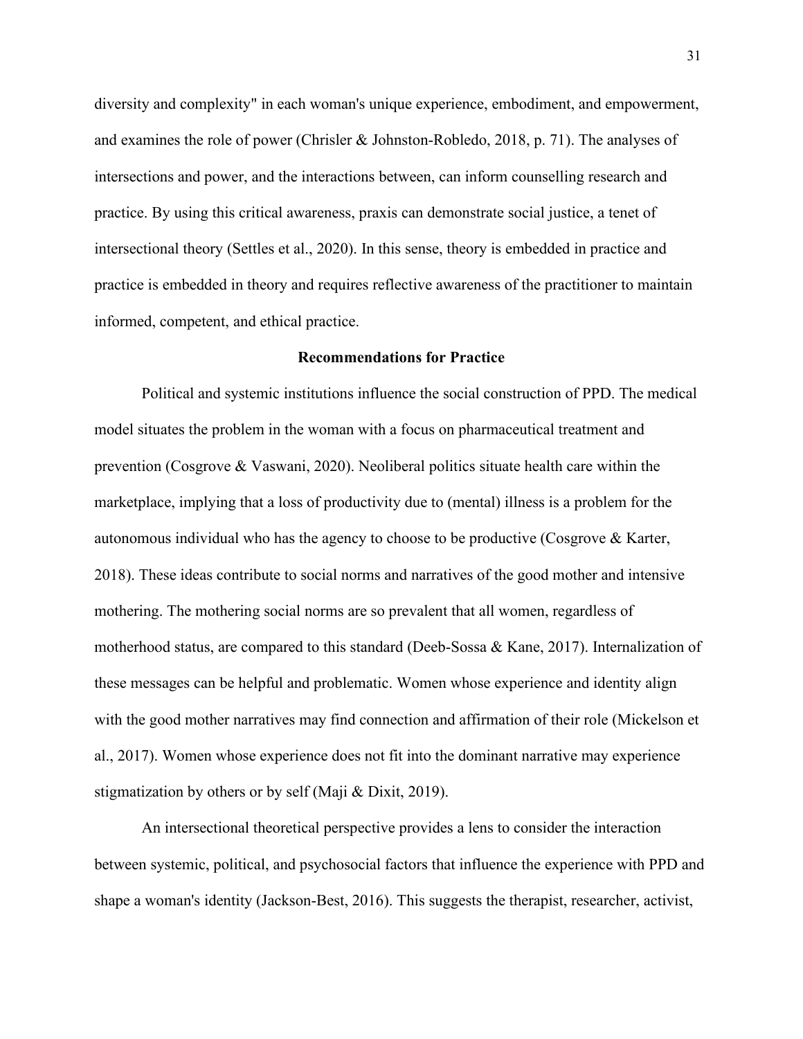diversity and complexity" in each woman's unique experience, embodiment, and empowerment, and examines the role of power (Chrisler & Johnston-Robledo, 2018, p. 71). The analyses of intersections and power, and the interactions between, can inform counselling research and practice. By using this critical awareness, praxis can demonstrate social justice, a tenet of intersectional theory (Settles et al., 2020). In this sense, theory is embedded in practice and practice is embedded in theory and requires reflective awareness of the practitioner to maintain informed, competent, and ethical practice.

## Recommendations for Practice

Political and systemic institutions influence the social construction of PPD. The medical model situates the problem in the woman with a focus on pharmaceutical treatment and prevention (Cosgrove & Vaswani, 2020). Neoliberal politics situate health care within the marketplace, implying that a loss of productivity due to (mental) illness is a problem for the autonomous individual who has the agency to choose to be productive (Cosgrove & Karter, 2018). These ideas contribute to social norms and narratives of the good mother and intensive mothering. The mothering social norms are so prevalent that all women, regardless of motherhood status, are compared to this standard (Deeb-Sossa & Kane, 2017). Internalization of these messages can be helpful and problematic. Women whose experience and identity align with the good mother narratives may find connection and affirmation of their role (Mickelson et al., 2017). Women whose experience does not fit into the dominant narrative may experience stigmatization by others or by self (Maji & Dixit, 2019).

An intersectional theoretical perspective provides a lens to consider the interaction between systemic, political, and psychosocial factors that influence the experience with PPD and shape a woman's identity (Jackson-Best, 2016). This suggests the therapist, researcher, activist,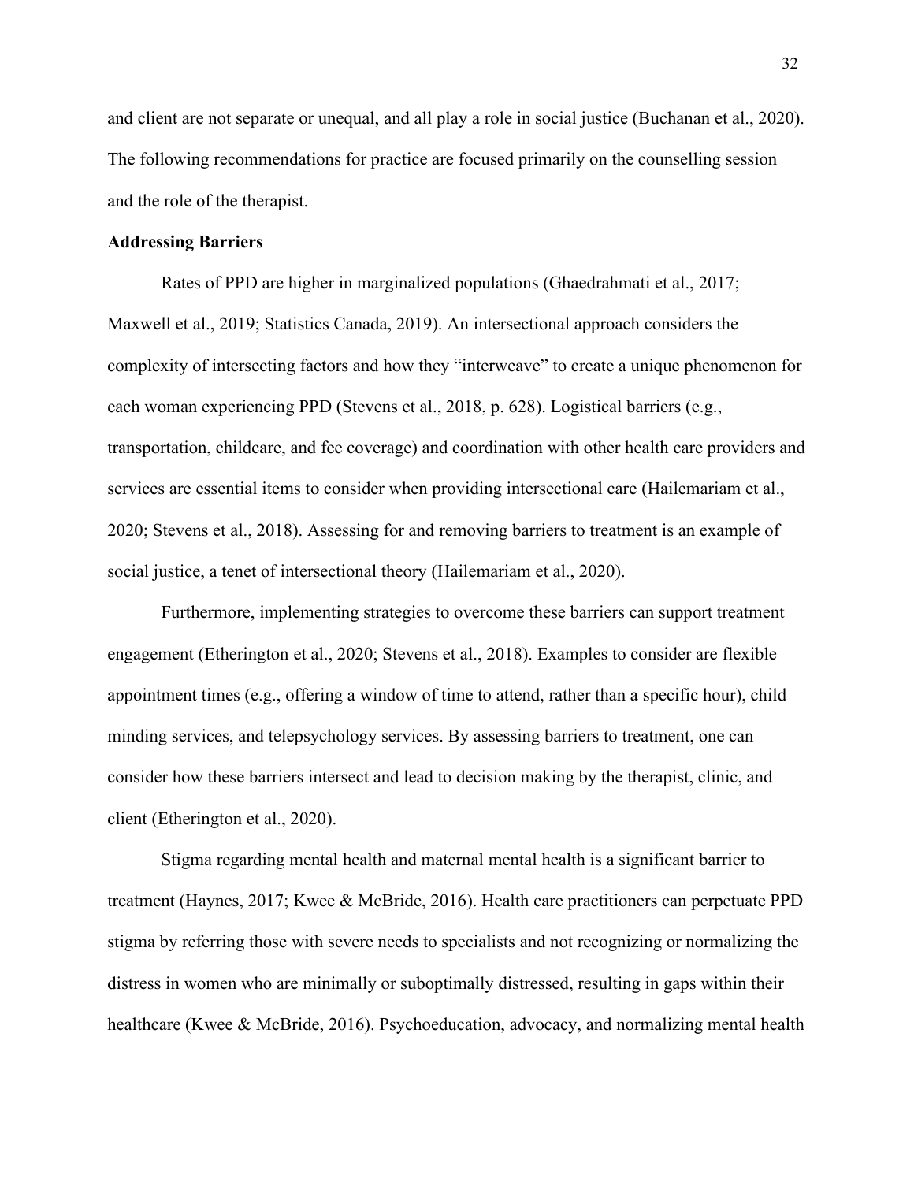and client are not separate or unequal, and all play a role in social justice (Buchanan et al., 2020). The following recommendations for practice are focused primarily on the counselling session and the role of the therapist.

### Addressing Barriers

Rates of PPD are higher in marginalized populations (Ghaedrahmati et al., 2017; Maxwell et al., 2019; Statistics Canada, 2019). An intersectional approach considers the complexity of intersecting factors and how they "interweave" to create a unique phenomenon for each woman experiencing PPD (Stevens et al., 2018, p. 628). Logistical barriers (e.g., transportation, childcare, and fee coverage) and coordination with other health care providers and services are essential items to consider when providing intersectional care (Hailemariam et al., 2020; Stevens et al., 2018). Assessing for and removing barriers to treatment is an example of social justice, a tenet of intersectional theory (Hailemariam et al., 2020).

Furthermore, implementing strategies to overcome these barriers can support treatment engagement (Etherington et al., 2020; Stevens et al., 2018). Examples to consider are flexible appointment times (e.g., offering a window of time to attend, rather than a specific hour), child minding services, and telepsychology services. By assessing barriers to treatment, one can consider how these barriers intersect and lead to decision making by the therapist, clinic, and client (Etherington et al., 2020).

Stigma regarding mental health and maternal mental health is a significant barrier to treatment (Haynes, 2017; Kwee & McBride, 2016). Health care practitioners can perpetuate PPD stigma by referring those with severe needs to specialists and not recognizing or normalizing the distress in women who are minimally or suboptimally distressed, resulting in gaps within their healthcare (Kwee & McBride, 2016). Psychoeducation, advocacy, and normalizing mental health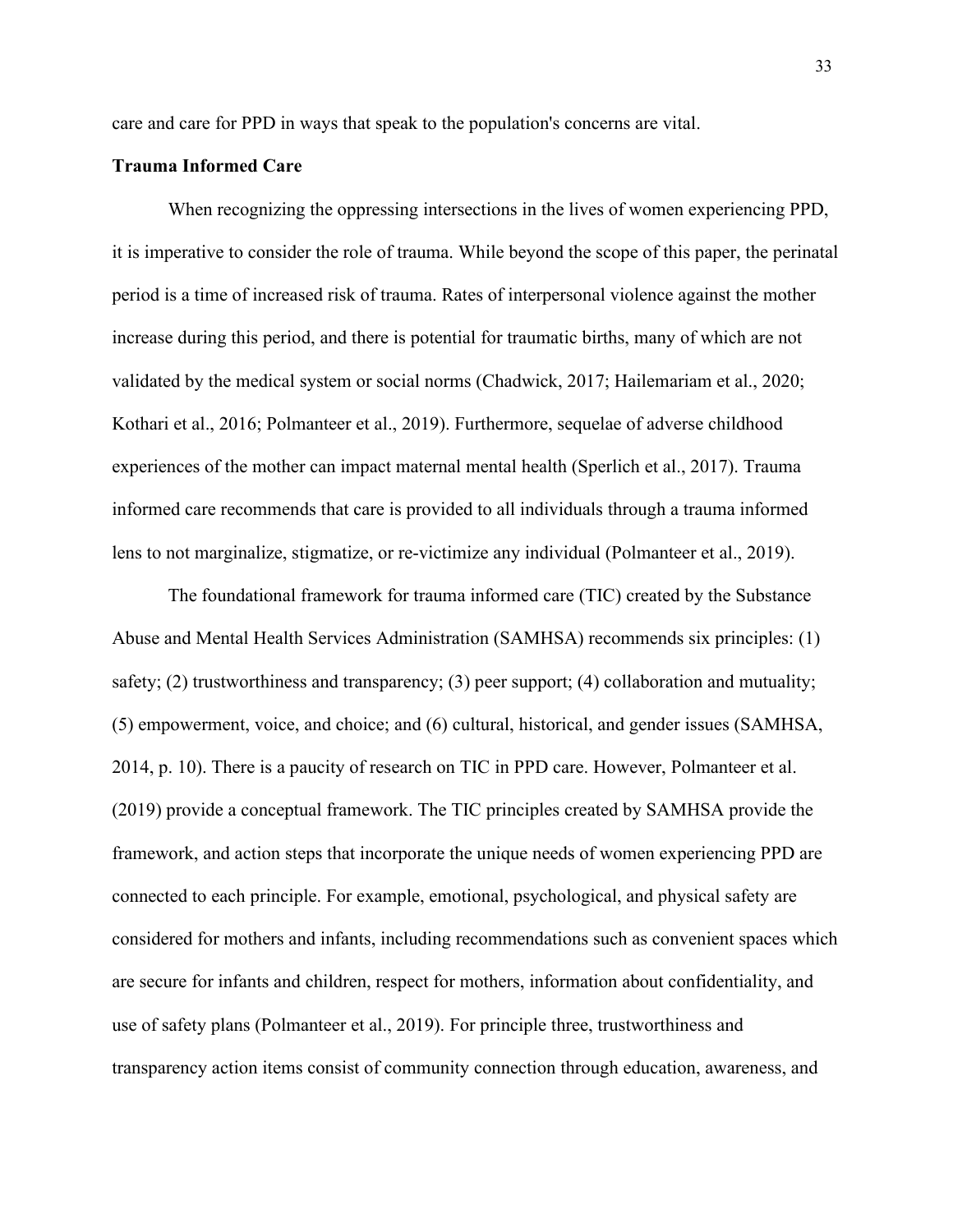care and care for PPD in ways that speak to the population's concerns are vital.

### Trauma Informed Care

When recognizing the oppressing intersections in the lives of women experiencing PPD, it is imperative to consider the role of trauma. While beyond the scope of this paper, the perinatal period is a time of increased risk of trauma. Rates of interpersonal violence against the mother increase during this period, and there is potential for traumatic births, many of which are not validated by the medical system or social norms (Chadwick, 2017; Hailemariam et al., 2020; Kothari et al., 2016; Polmanteer et al., 2019). Furthermore, sequelae of adverse childhood experiences of the mother can impact maternal mental health (Sperlich et al., 2017). Trauma informed care recommends that care is provided to all individuals through a trauma informed lens to not marginalize, stigmatize, or re-victimize any individual (Polmanteer et al., 2019).

The foundational framework for trauma informed care (TIC) created by the Substance Abuse and Mental Health Services Administration (SAMHSA) recommends six principles: (1) safety; (2) trustworthiness and transparency; (3) peer support; (4) collaboration and mutuality; (5) empowerment, voice, and choice; and (6) cultural, historical, and gender issues (SAMHSA, 2014, p. 10). There is a paucity of research on TIC in PPD care. However, Polmanteer et al. (2019) provide a conceptual framework. The TIC principles created by SAMHSA provide the framework, and action steps that incorporate the unique needs of women experiencing PPD are connected to each principle. For example, emotional, psychological, and physical safety are considered for mothers and infants, including recommendations such as convenient spaces which are secure for infants and children, respect for mothers, information about confidentiality, and use of safety plans (Polmanteer et al., 2019). For principle three, trustworthiness and transparency action items consist of community connection through education, awareness, and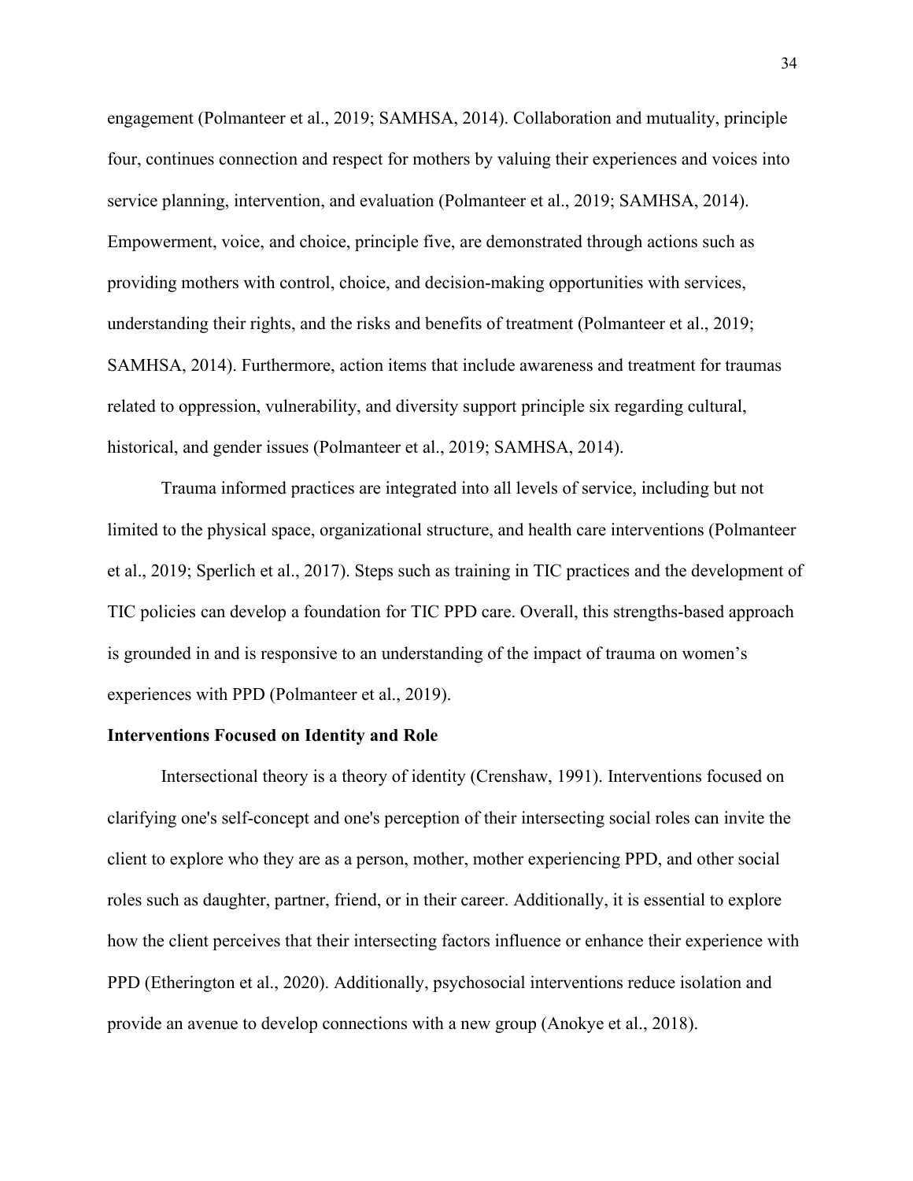engagement (Polmanteer et al., 2019; SAMHSA, 2014). Collaboration and mutuality, principle four, continues connection and respect for mothers by valuing their experiences and voices into service planning, intervention, and evaluation (Polmanteer et al., 2019; SAMHSA, 2014). Empowerment, voice, and choice, principle five, are demonstrated through actions such as providing mothers with control, choice, and decision-making opportunities with services, understanding their rights, and the risks and benefits of treatment (Polmanteer et al., 2019; SAMHSA, 2014). Furthermore, action items that include awareness and treatment for traumas related to oppression, vulnerability, and diversity support principle six regarding cultural, historical, and gender issues (Polmanteer et al., 2019; SAMHSA, 2014).

Trauma informed practices are integrated into all levels of service, including but not limited to the physical space, organizational structure, and health care interventions (Polmanteer et al., 2019; Sperlich et al., 2017). Steps such as training in TIC practices and the development of TIC policies can develop a foundation for TIC PPD care. Overall, this strengths-based approach is grounded in and is responsive to an understanding of the impact of trauma on women's experiences with PPD (Polmanteer et al., 2019).

**Interventions Focused on Identity and Role**

Intersectional theory is a theory of identity (Crenshaw, 1991). Interventions focused on clarifying one's self-concept and one's perception of their intersecting social roles can invite the client to explore who they are as a person, mother, mother experiencing PPD, and other social roles such as daughter, partner, friend, or in their career. Additionally, it is essential to explore how the client perceives that their intersecting factors influence or enhance their experience with PPD (Etherington et al., 2020). Additionally, psychosocial interventions reduce isolation and provide an avenue to develop connections with a new group (Anokye et al., 2018).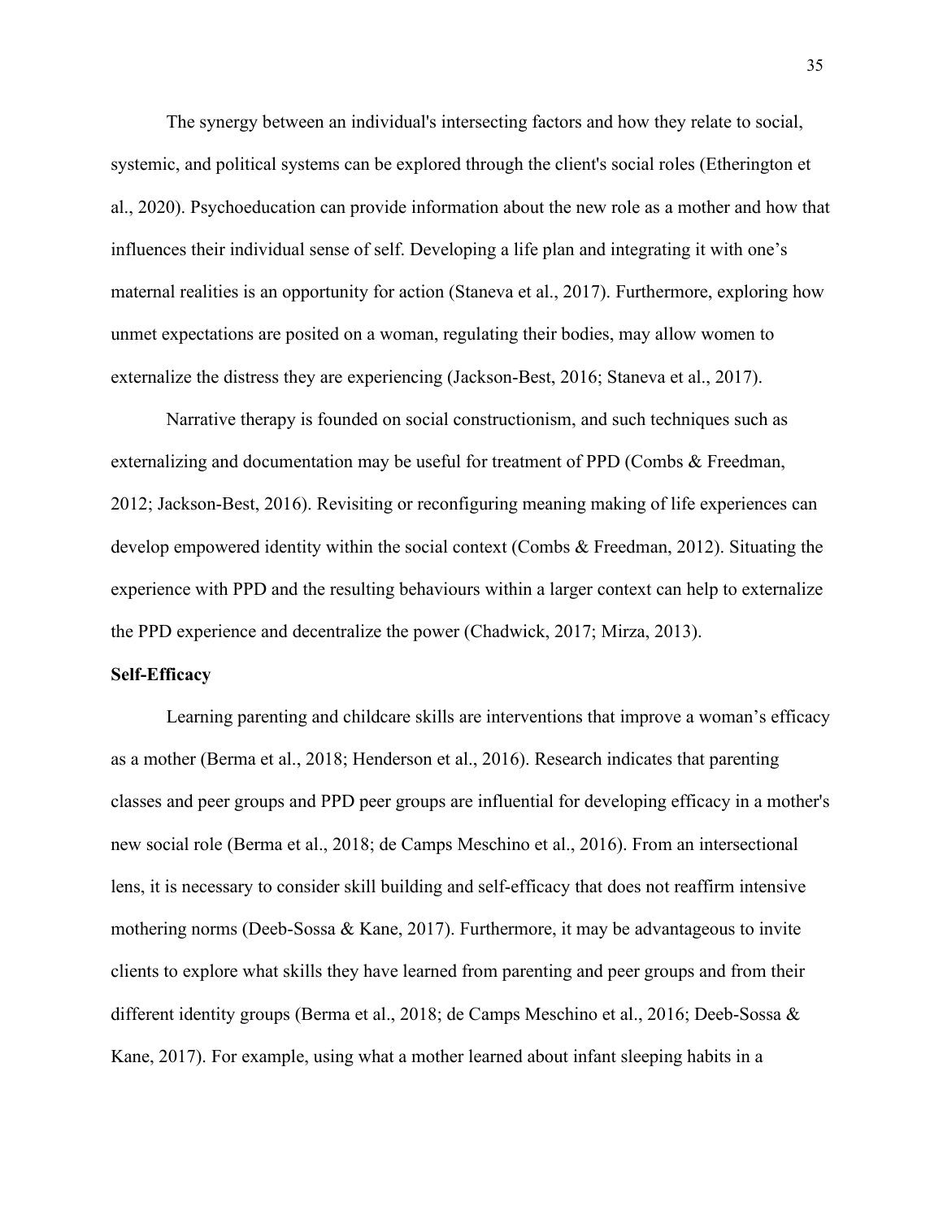The synergy between an individual's intersecting factors and how they relate to social, systemic, and political systems can be explored through the client's social roles (Etherington et al., 2020). Psychoeducation can provide information about the new role as a mother and how that influences their individual sense of self. Developing a life plan and integrating it with one's maternal realities is an opportunity for action (Staneva et al., 2017). Furthermore, exploring how unmet expectations are posited on a woman, regulating their bodies, may allow women to externalize the distress they are experiencing (Jackson-Best, 2016; Staneva et al., 2017).

Narrative therapy is founded on social constructionism, and such techniques such as externalizing and documentation may be useful for treatment of PPD (Combs & Freedman, 2012; Jackson-Best, 2016). Revisiting or reconfiguring meaning making of life experiences can develop empowered identity within the social context (Combs & Freedman, 2012). Situating the experience with PPD and the resulting behaviours within a larger context can help to externalize the PPD experience and decentralize the power (Chadwick, 2017; Mirza, 2013).

**Self-Efficacy**

Learning parenting and childcare skills are interventions that improve a woman's efficacy as a mother (Berma et al., 2018; Henderson et al., 2016). Research indicates that parenting classes and peer groups and PPD peer groups are influential for developing efficacy in a mother's new social role (Berma et al., 2018; de Camps Meschino et al., 2016). From an intersectional lens, it is necessary to consider skill building and self-efficacy that does not reaffirm intensive mothering norms (Deeb-Sossa & Kane, 2017). Furthermore, it may be advantageous to invite clients to explore what skills they have learned from parenting and peer groups and from their different identity groups (Berma et al., 2018; de Camps Meschino et al., 2016; Deeb-Sossa & Kane, 2017). For example, using what a mother learned about infant sleeping habits in a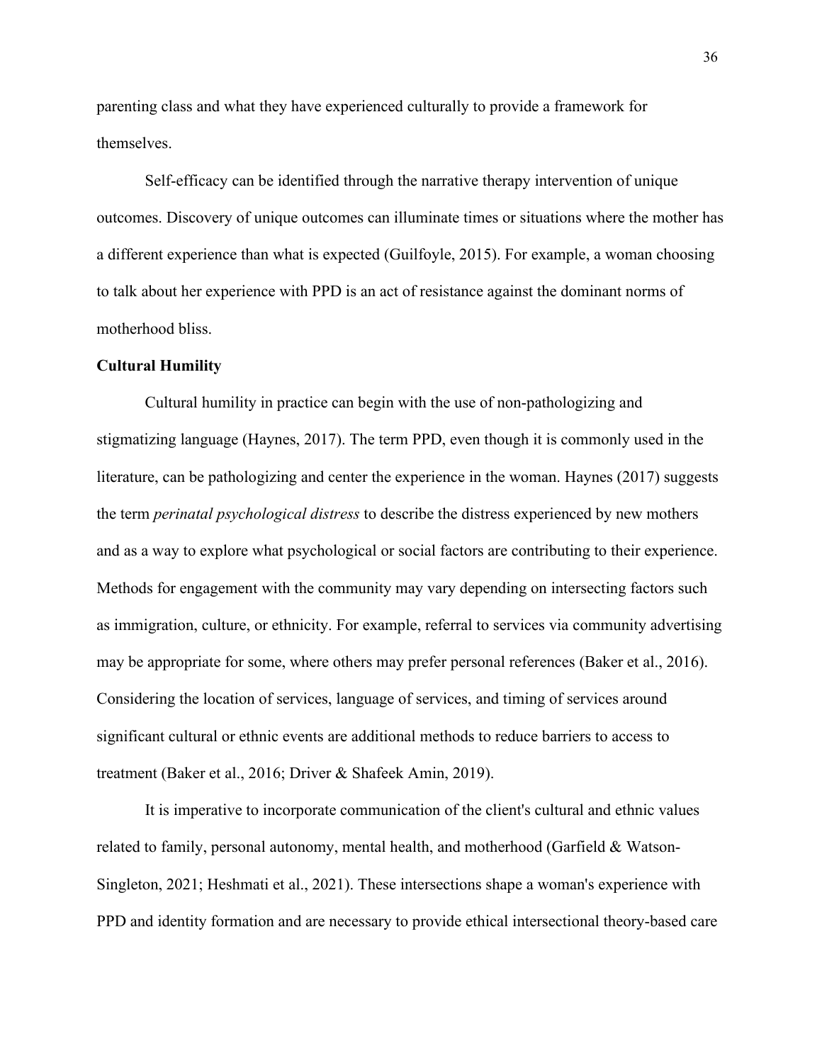parenting class and what they have experienced culturally to provide a framework for themselves.

Self-efficacy can be identified through the narrative therapy intervention of unique outcomes. Discovery of unique outcomes can illuminate times or situations where the mother has a different experience than what is expected (Guilfoyle, 2015). For example, a woman choosing to talk about her experience with PPD is an act of resistance against the dominant norms of motherhood bliss.

**Cultural Humility**

Cultural humility in practice can begin with the use of non-pathologizing and stigmatizing language (Haynes, 2017). The term PPD, even though it is commonly used in the literature, can be pathologizing and center the experience in the woman. Haynes (2017) suggests the term *perinatal psychological distress* to describe the distress experienced by new mothers and as a way to explore what psychological or social factors are contributing to their experience. Methods for engagement with the community may vary depending on intersecting factors such as immigration, culture, or ethnicity. For example, referral to services via community advertising may be appropriate for some, where others may prefer personal references (Baker et al., 2016). Considering the location of services, language of services, and timing of services around significant cultural or ethnic events are additional methods to reduce barriers to access to treatment (Baker et al., 2016; Driver & Shafeek Amin, 2019).

It is imperative to incorporate communication of the client's cultural and ethnic values related to family, personal autonomy, mental health, and motherhood (Garfield & Watson-Singleton, 2021; Heshmati et al., 2021). These intersections shape a woman's experience with PPD and identity formation and are necessary to provide ethical intersectional theory-based care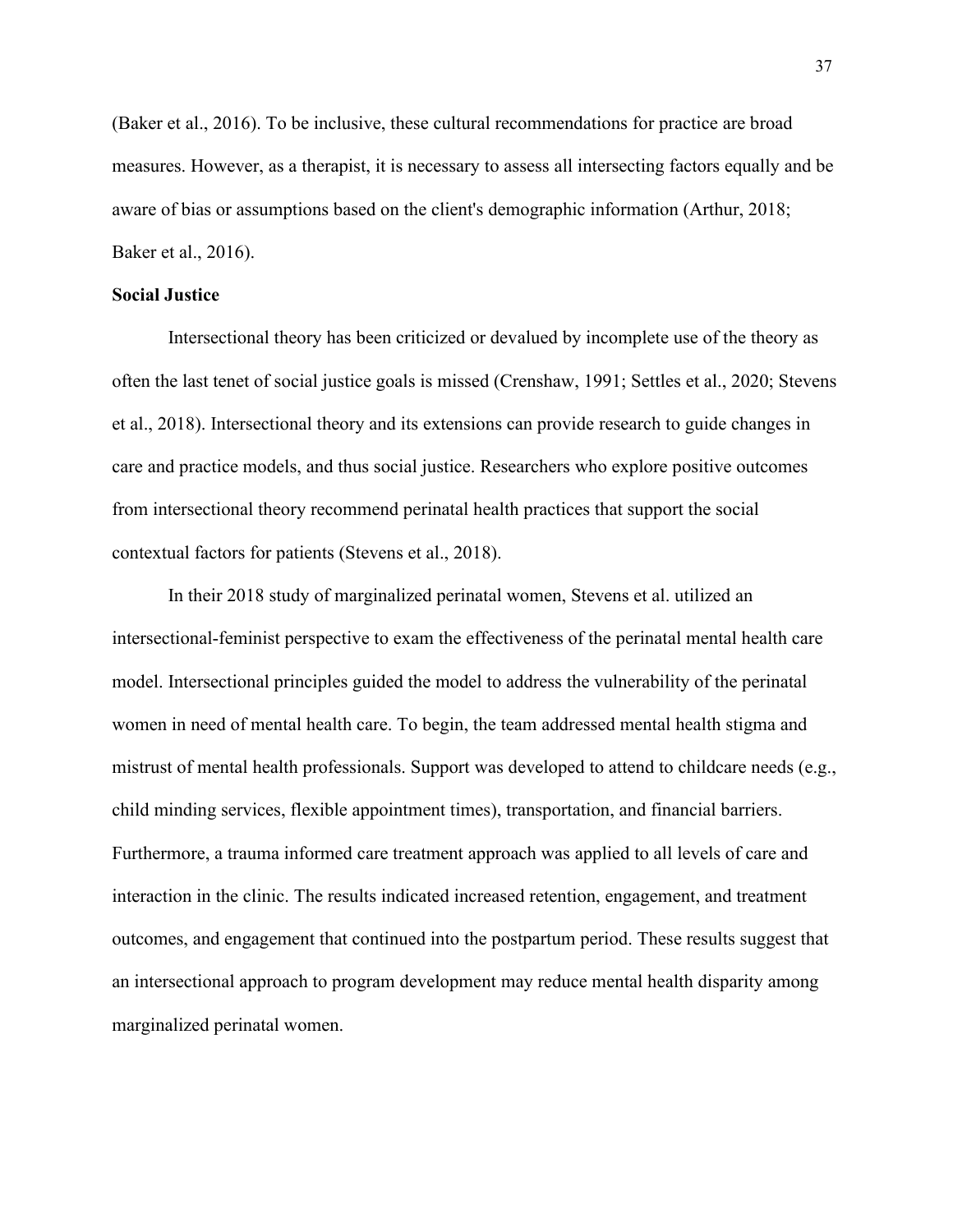(Baker et al., 2016). To be inclusive, these cultural recommendations for practice are broad measures. However, as a therapist, it is necessary to assess all intersecting factors equally and be aware of bias or assumptions based on the client's demographic information (Arthur, 2018; Baker et al., 2016).

**Social Justice**

Intersectional theory has been criticized or devalued by incomplete use of the theory as often the last tenet of social justice goals is missed (Crenshaw, 1991; Settles et al., 2020; Stevens et al., 2018). Intersectional theory and its extensions can provide research to guide changes in care and practice models, and thus social justice. Researchers who explore positive outcomes from intersectional theory recommend perinatal health practices that support the social contextual factors for patients (Stevens et al., 2018).

In their 2018 study of marginalized perinatal women, Stevens et al. utilized an intersectional-feminist perspective to exam the effectiveness of the perinatal mental health care model. Intersectional principles guided the model to address the vulnerability of the perinatal women in need of mental health care. To begin, the team addressed mental health stigma and mistrust of mental health professionals. Support was developed to attend to childcare needs (e.g., child minding services, flexible appointment times), transportation, and financial barriers. Furthermore, a trauma informed care treatment approach was applied to all levels of care and interaction in the clinic. The results indicated increased retention, engagement, and treatment outcomes, and engagement that continued into the postpartum period. These results suggest that an intersectional approach to program development may reduce mental health disparity among marginalized perinatal women.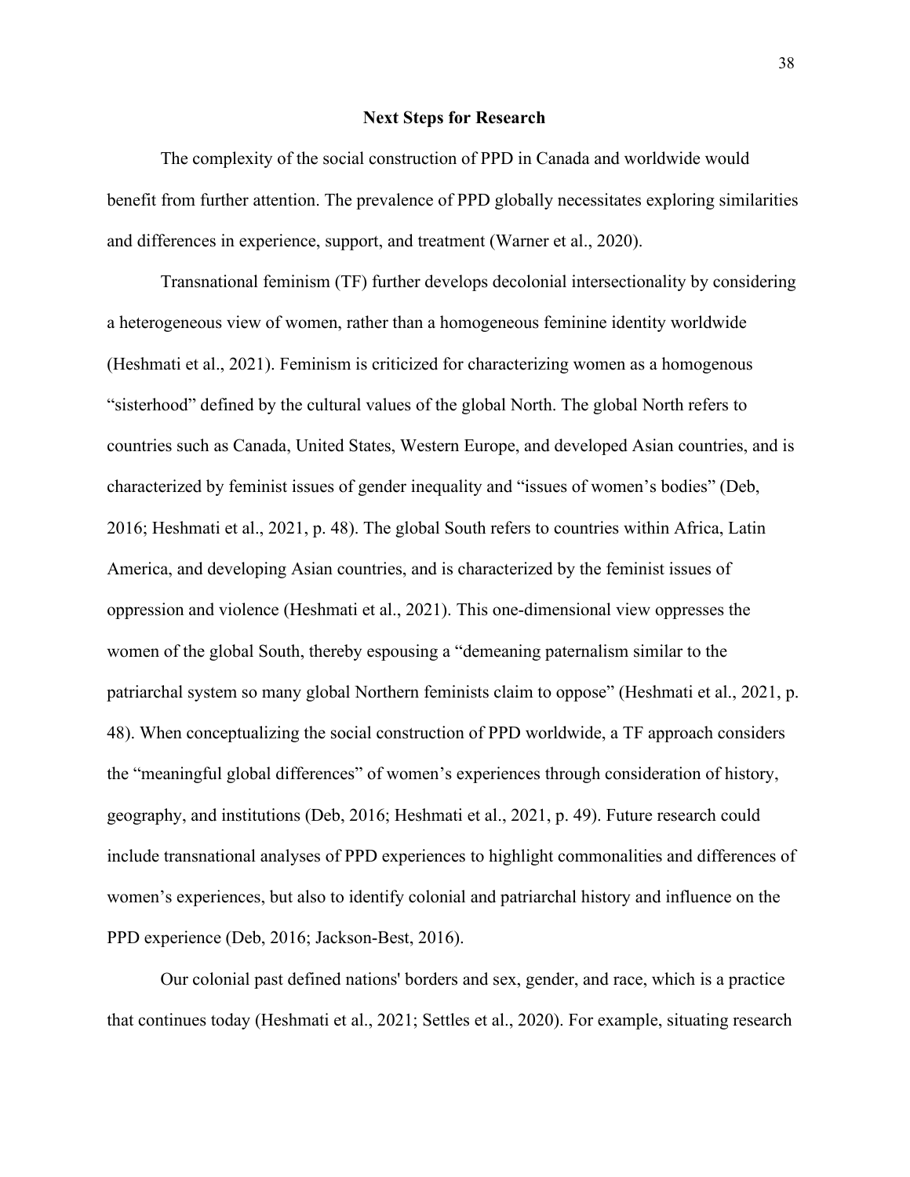## Next Steps for Research

The complexity of the social construction of PPD in Canada and worldwide would benefit from further attention. The prevalence of PPD globally necessitates exploring similarities and differences in experience, support, and treatment (Warner et al., 2020).

Transnational feminism (TF) further develops decolonial intersectionality by considering a heterogeneous view of women, rather than a homogeneous feminine identity worldwide (Heshmati et al., 2021). Feminism is criticized for characterizing women as a homogenous "sisterhood" defined by the cultural values of the global North. The global North refers to countries such as Canada, United States, Western Europe, and developed Asian countries, and is characterized by feminist issues of gender inequality and "issues of women's bodies" (Deb, 2016; Heshmati et al., 2021, p. 48). The global South refers to countries within Africa, Latin America, and developing Asian countries, and is characterized by the feminist issues of oppression and violence (Heshmati et al., 2021). This one-dimensional view oppresses the women of the global South, thereby espousing a "demeaning paternalism similar to the patriarchal system so many global Northern feminists claim to oppose" (Heshmati et al., 2021, p. 48). When conceptualizing the social construction of PPD worldwide, a TF approach considers the "meaningful global differences" of women's experiences through consideration of history, geography, and institutions (Deb, 2016; Heshmati et al., 2021, p. 49). Future research could include transnational analyses of PPD experiences to highlight commonalities and differences of women's experiences, but also to identify colonial and patriarchal history and influence on the PPD experience (Deb, 2016; Jackson-Best, 2016).

Our colonial past defined nations' borders and sex, gender, and race, which is a practice that continues today (Heshmati et al., 2021; Settles et al., 2020). For example, situating research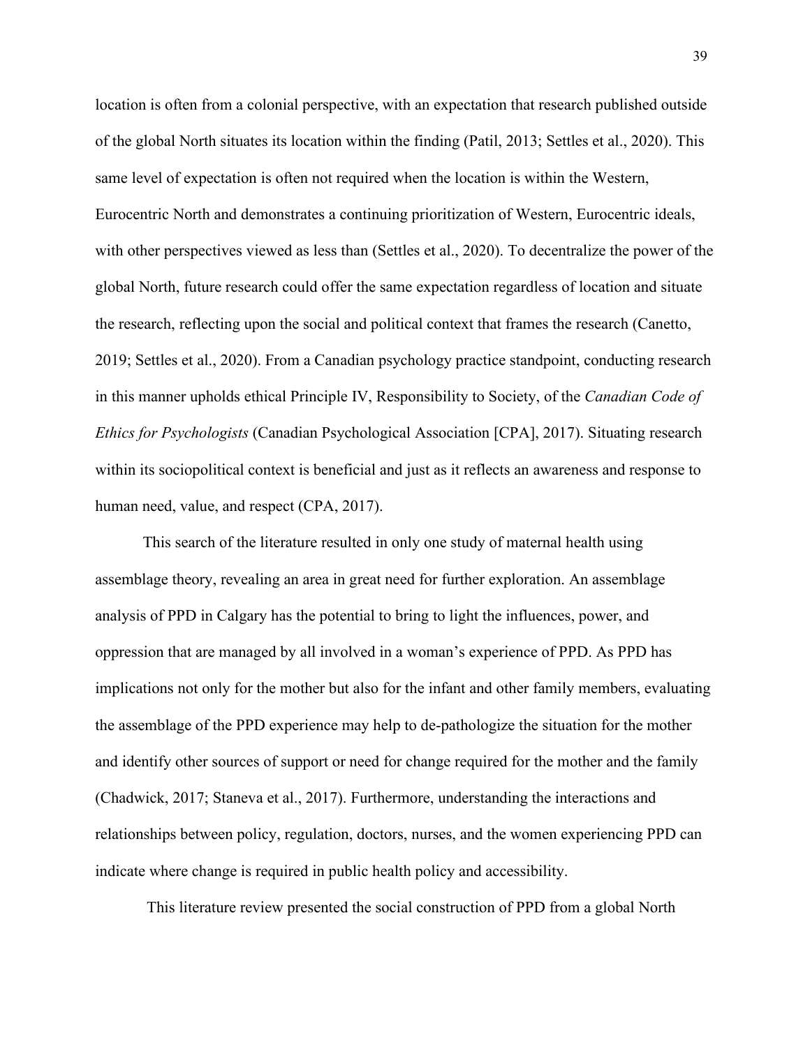location is often from a colonial perspective, with an expectation that research published outside of the global North situates its location within the finding (Patil, 2013; Settles et al., 2020). This same level of expectation is often not required when the location is within the Western, Eurocentric North and demonstrates a continuing prioritization of Western, Eurocentric ideals, with other perspectives viewed as less than (Settles et al., 2020). To decentralize the power of the global North, future research could offer the same expectation regardless of location and situate the research, reflecting upon the social and political context that frames the research (Canetto, 2019; Settles et al., 2020). From a Canadian psychology practice standpoint, conducting research in this manner upholds ethical Principle IV, Responsibility to Society, of the *Canadian Code of Ethics for Psychologists* (Canadian Psychological Association [CPA], 2017). Situating research within its sociopolitical context is beneficial and just as it reflects an awareness and response to human need, value, and respect (CPA, 2017).

This search of the literature resulted in only one study of maternal health using assemblage theory, revealing an area in great need for further exploration. An assemblage analysis of PPD in Calgary has the potential to bring to light the influences, power, and oppression that are managed by all involved in a woman's experience of PPD. As PPD has implications not only for the mother but also for the infant and other family members, evaluating the assemblage of the PPD experience may help to de-pathologize the situation for the mother and identify other sources of support or need for change required for the mother and the family (Chadwick, 2017; Staneva et al., 2017). Furthermore, understanding the interactions and relationships between policy, regulation, doctors, nurses, and the women experiencing PPD can indicate where change is required in public health policy and accessibility.

This literature review presented the social construction of PPD from a global North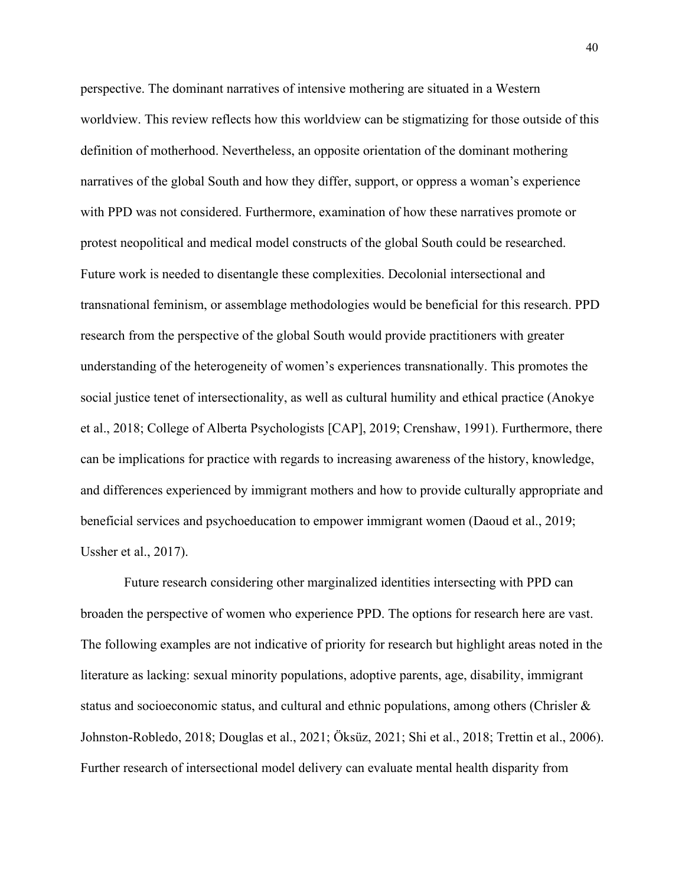perspective. The dominant narratives of intensive mothering are situated in a Western worldview. This review reflects how this worldview can be stigmatizing for those outside of this definition of motherhood. Nevertheless, an opposite orientation of the dominant mothering narratives of the global South and how they differ, support, or oppress a woman's experience with PPD was not considered. Furthermore, examination of how these narratives promote or protest neopolitical and medical model constructs of the global South could be researched. Future work is needed to disentangle these complexities. Decolonial intersectional and transnational feminism, or assemblage methodologies would be beneficial for this research. PPD research from the perspective of the global South would provide practitioners with greater understanding of the heterogeneity of women's experiences transnationally. This promotes the social justice tenet of intersectionality, as well as cultural humility and ethical practice (Anokye et al., 2018; College of Alberta Psychologists [CAP], 2019; Crenshaw, 1991). Furthermore, there can be implications for practice with regards to increasing awareness of the history, knowledge, and differences experienced by immigrant mothers and how to provide culturally appropriate and beneficial services and psychoeducation to empower immigrant women (Daoud et al., 2019; Ussher et al., 2017).

Future research considering other marginalized identities intersecting with PPD can broaden the perspective of women who experience PPD. The options for research here are vast. The following examples are not indicative of priority for research but highlight areas noted in the literature as lacking: sexual minority populations, adoptive parents, age, disability, immigrant status and socioeconomic status, and cultural and ethnic populations, among others (Chrisler & Johnston-Robledo, 2018; Douglas et al., 2021; Öksüz, 2021; Shi et al., 2018; Trettin et al., 2006). Further research of intersectional model delivery can evaluate mental health disparity from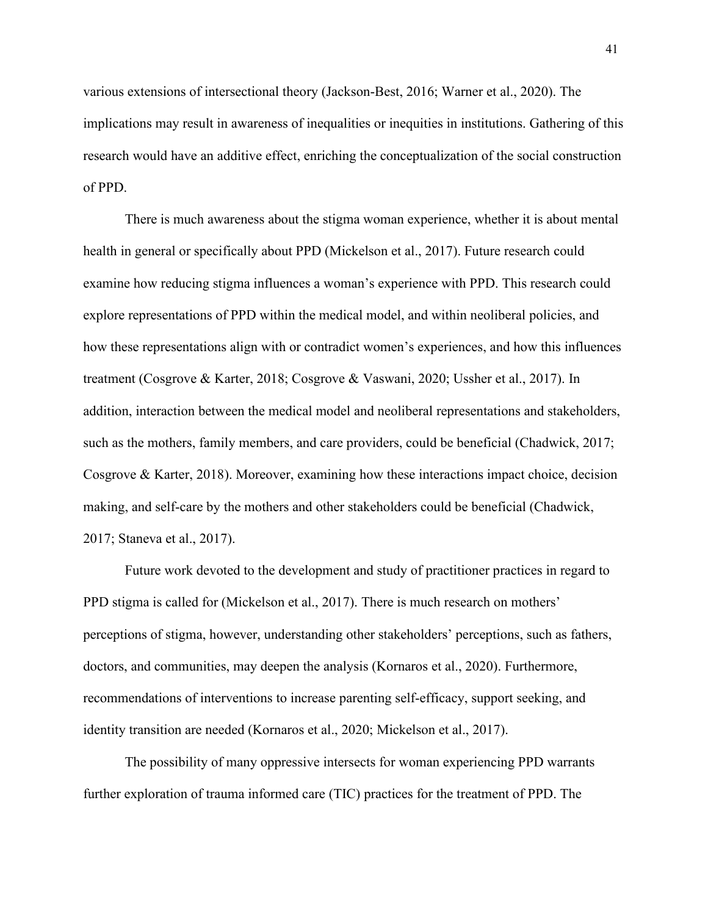various extensions of intersectional theory (Jackson-Best, 2016; Warner et al., 2020). The implications may result in awareness of inequalities or inequities in institutions. Gathering of this research would have an additive effect, enriching the conceptualization of the social construction of PPD.

There is much awareness about the stigma woman experience, whether it is about mental health in general or specifically about PPD (Mickelson et al., 2017). Future research could examine how reducing stigma influences a woman's experience with PPD. This research could explore representations of PPD within the medical model, and within neoliberal policies, and how these representations align with or contradict women's experiences, and how this influences treatment (Cosgrove & Karter, 2018; Cosgrove & Vaswani, 2020; Ussher et al., 2017). In addition, interaction between the medical model and neoliberal representations and stakeholders, such as the mothers, family members, and care providers, could be beneficial (Chadwick, 2017; Cosgrove & Karter, 2018). Moreover, examining how these interactions impact choice, decision making, and self-care by the mothers and other stakeholders could be beneficial (Chadwick, 2017; Staneva et al., 2017).

Future work devoted to the development and study of practitioner practices in regard to PPD stigma is called for (Mickelson et al., 2017). There is much research on mothers' perceptions of stigma, however, understanding other stakeholders' perceptions, such as fathers, doctors, and communities, may deepen the analysis (Kornaros et al., 2020). Furthermore, recommendations of interventions to increase parenting self-efficacy, support seeking, and identity transition are needed (Kornaros et al., 2020; Mickelson et al., 2017).

The possibility of many oppressive intersects for woman experiencing PPD warrants further exploration of trauma informed care (TIC) practices for the treatment of PPD. The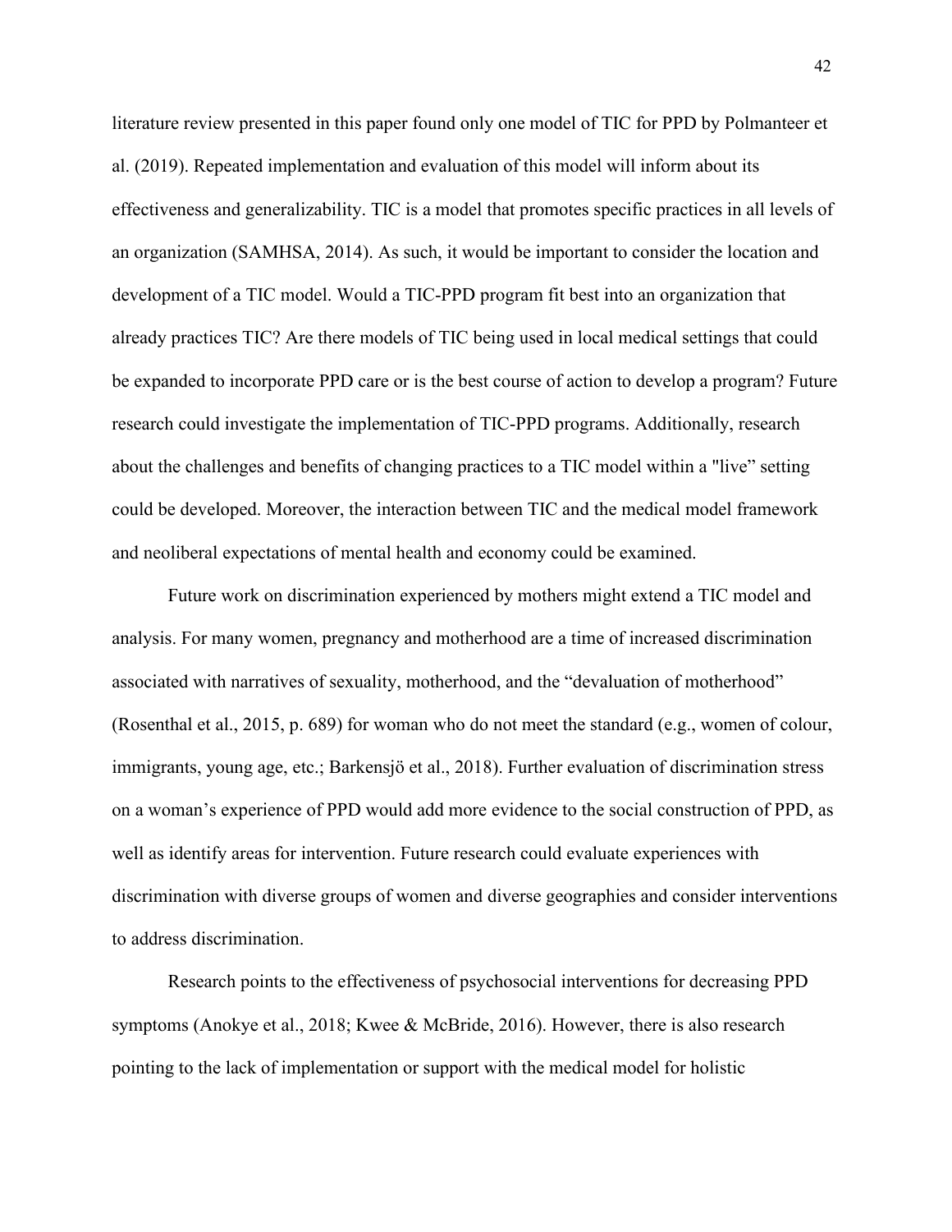literature review presented in this paper found only one model of TIC for PPD by Polmanteer et al. (2019). Repeated implementation and evaluation of this model will inform about its effectiveness and generalizability. TIC is a model that promotes specific practices in all levels of an organization (SAMHSA, 2014). As such, it would be important to consider the location and development of a TIC model. Would a TIC-PPD program fit best into an organization that already practices TIC? Are there models of TIC being used in local medical settings that could be expanded to incorporate PPD care or is the best course of action to develop a program? Future research could investigate the implementation of TIC-PPD programs. Additionally, research about the challenges and benefits of changing practices to a TIC model within a "live" setting could be developed. Moreover, the interaction between TIC and the medical model framework and neoliberal expectations of mental health and economy could be examined.

Future work on discrimination experienced by mothers might extend a TIC model and analysis. For many women, pregnancy and motherhood are a time of increased discrimination associated with narratives of sexuality, motherhood, and the "devaluation of motherhood" (Rosenthal et al., 2015, p. 689) for woman who do not meet the standard (e.g., women of colour, immigrants, young age, etc.; Barkensjö et al., 2018). Further evaluation of discrimination stress on a woman's experience of PPD would add more evidence to the social construction of PPD, as well as identify areas for intervention. Future research could evaluate experiences with discrimination with diverse groups of women and diverse geographies and consider interventions to address discrimination.

Research points to the effectiveness of psychosocial interventions for decreasing PPD symptoms (Anokye et al., 2018; Kwee & McBride, 2016). However, there is also research pointing to the lack of implementation or support with the medical model for holistic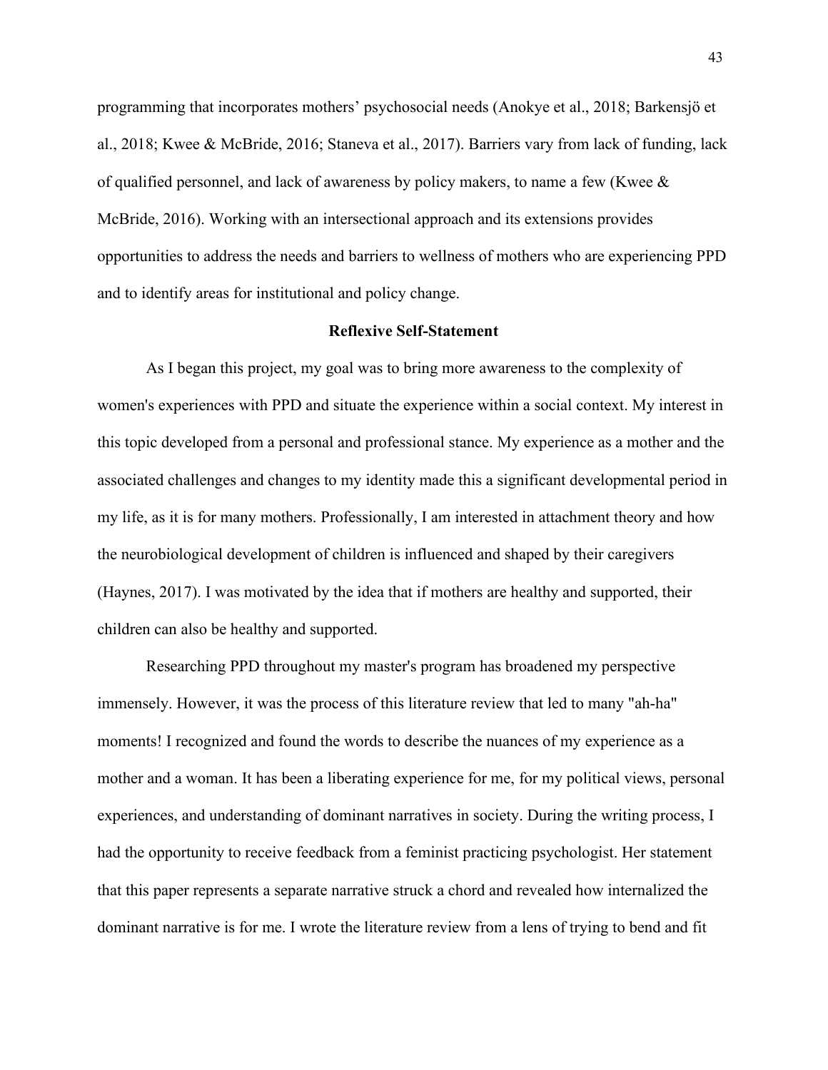programming that incorporates mothers' psychosocial needs (Anokye et al., 2018; Barkensjö et al., 2018; Kwee & McBride, 2016; Staneva et al., 2017). Barriers vary from lack of funding, lack of qualified personnel, and lack of awareness by policy makers, to name a few (Kwee & McBride, 2016). Working with an intersectional approach and its extensions provides opportunities to address the needs and barriers to wellness of mothers who are experiencing PPD and to identify areas for institutional and policy change.

## Reflexive Self-Statement

As I began this project, my goal was to bring more awareness to the complexity of women's experiences with PPD and situate the experience within a social context. My interest in this topic developed from a personal and professional stance. My experience as a mother and the associated challenges and changes to my identity made this a significant developmental period in my life, as it is for many mothers. Professionally, I am interested in attachment theory and how the neurobiological development of children is influenced and shaped by their caregivers (Haynes, 2017). I was motivated by the idea that if mothers are healthy and supported, their children can also be healthy and supported.

Researching PPD throughout my master's program has broadened my perspective immensely. However, it was the process of this literature review that led to many "ah-ha" moments! I recognized and found the words to describe the nuances of my experience as a mother and a woman. It has been a liberating experience for me, for my political views, personal experiences, and understanding of dominant narratives in society. During the writing process, I had the opportunity to receive feedback from a feminist practicing psychologist. Her statement that this paper represents a separate narrative struck a chord and revealed how internalized the dominant narrative is for me. I wrote the literature review from a lens of trying to bend and fit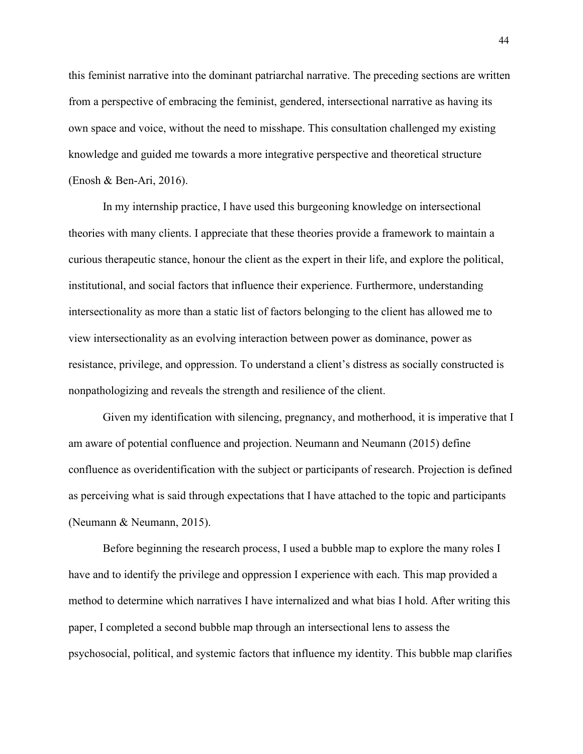this feminist narrative into the dominant patriarchal narrative. The preceding sections are written from a perspective of embracing the feminist, gendered, intersectional narrative as having its own space and voice, without the need to misshape. This consultation challenged my existing knowledge and guided me towards a more integrative perspective and theoretical structure (Enosh & Ben-Ari, 2016).

In my internship practice, I have used this burgeoning knowledge on intersectional theories with many clients. I appreciate that these theories provide a framework to maintain a curious therapeutic stance, honour the client as the expert in their life, and explore the political, institutional, and social factors that influence their experience. Furthermore, understanding intersectionality as more than a static list of factors belonging to the client has allowed me to view intersectionality as an evolving interaction between power as dominance, power as resistance, privilege, and oppression. To understand a client's distress as socially constructed is nonpathologizing and reveals the strength and resilience of the client.

Given my identification with silencing, pregnancy, and motherhood, it is imperative that I am aware of potential confluence and projection. Neumann and Neumann (2015) define confluence as overidentification with the subject or participants of research. Projection is defined as perceiving what is said through expectations that I have attached to the topic and participants (Neumann & Neumann, 2015).

Before beginning the research process, I used a bubble map to explore the many roles I have and to identify the privilege and oppression I experience with each. This map provided a method to determine which narratives I have internalized and what bias I hold. After writing this paper, I completed a second bubble map through an intersectional lens to assess the psychosocial, political, and systemic factors that influence my identity. This bubble map clarifies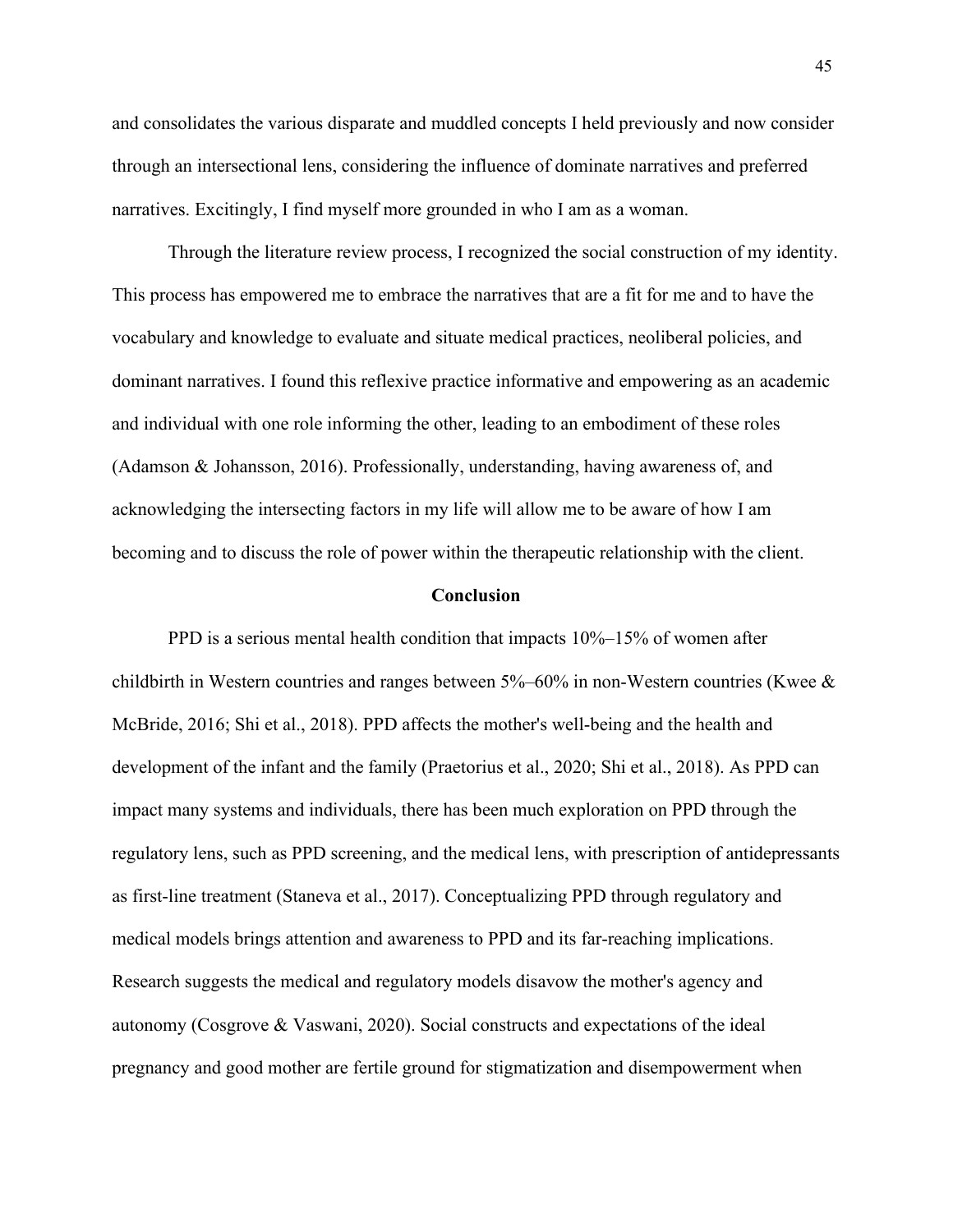and consolidates the various disparate and muddled concepts I held previously and now consider through an intersectional lens, considering the influence of dominate narratives and preferred narratives. Excitingly, I find myself more grounded in who I am as a woman.

Through the literature review process, I recognized the social construction of my identity. This process has empowered me to embrace the narratives that are a fit for me and to have the vocabulary and knowledge to evaluate and situate medical practices, neoliberal policies, and dominant narratives. I found this reflexive practice informative and empowering as an academic and individual with one role informing the other, leading to an embodiment of these roles (Adamson & Johansson, 2016). Professionally, understanding, having awareness of, and acknowledging the intersecting factors in my life will allow me to be aware of how I am becoming and to discuss the role of power within the therapeutic relationship with the client.

## Conclusion

PPD is a serious mental health condition that impacts 10%–15% of women after childbirth in Western countries and ranges between 5%–60% in non-Western countries (Kwee & McBride, 2016; Shi et al., 2018). PPD affects the mother's well-being and the health and development of the infant and the family (Praetorius et al., 2020; Shi et al., 2018). As PPD can impact many systems and individuals, there has been much exploration on PPD through the regulatory lens, such as PPD screening, and the medical lens, with prescription of antidepressants as first-line treatment (Staneva et al., 2017). Conceptualizing PPD through regulatory and medical models brings attention and awareness to PPD and its far-reaching implications. Research suggests the medical and regulatory models disavow the mother's agency and autonomy (Cosgrove & Vaswani, 2020). Social constructs and expectations of the ideal pregnancy and good mother are fertile ground for stigmatization and disempowerment when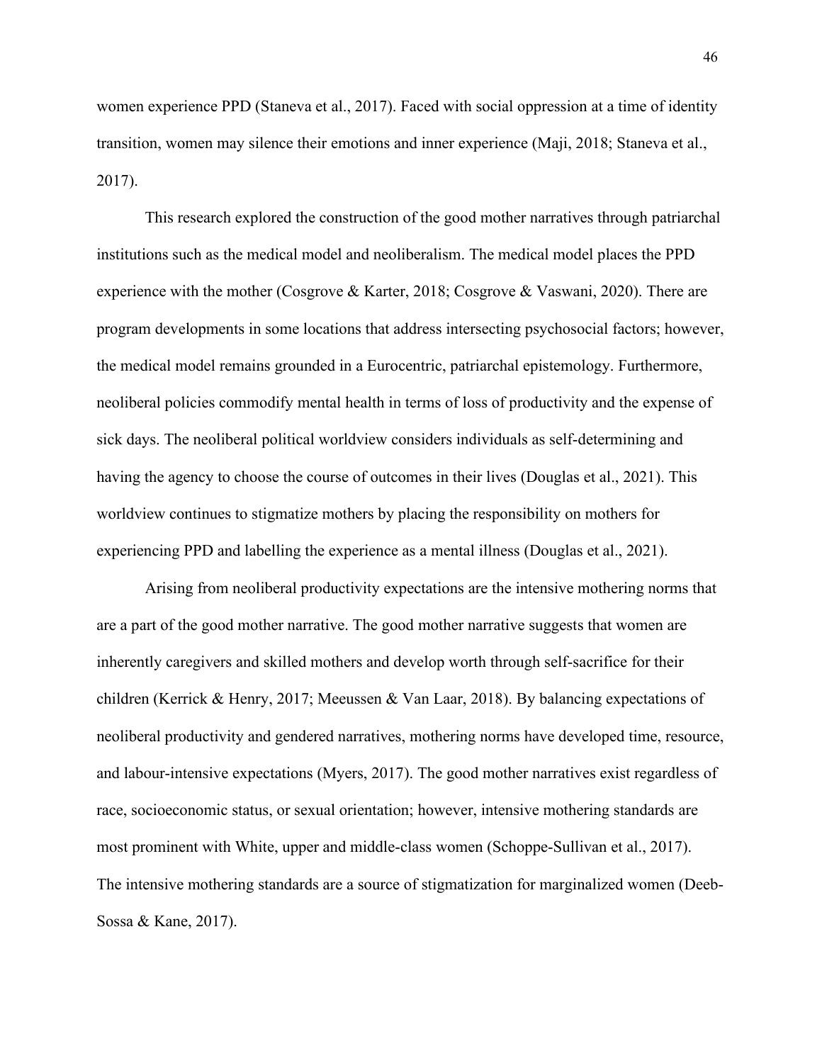women experience PPD (Staneva et al., 2017). Faced with social oppression at a time of identity transition, women may silence their emotions and inner experience (Maji, 2018; Staneva et al., 2017).

This research explored the construction of the good mother narratives through patriarchal institutions such as the medical model and neoliberalism. The medical model places the PPD experience with the mother (Cosgrove & Karter, 2018; Cosgrove & Vaswani, 2020). There are program developments in some locations that address intersecting psychosocial factors; however, the medical model remains grounded in a Eurocentric, patriarchal epistemology. Furthermore, neoliberal policies commodify mental health in terms of loss of productivity and the expense of sick days. The neoliberal political worldview considers individuals as self-determining and having the agency to choose the course of outcomes in their lives (Douglas et al., 2021). This worldview continues to stigmatize mothers by placing the responsibility on mothers for experiencing PPD and labelling the experience as a mental illness (Douglas et al., 2021).

Arising from neoliberal productivity expectations are the intensive mothering norms that are a part of the good mother narrative. The good mother narrative suggests that women are inherently caregivers and skilled mothers and develop worth through self-sacrifice for their children (Kerrick & Henry, 2017; Meeussen & Van Laar, 2018). By balancing expectations of neoliberal productivity and gendered narratives, mothering norms have developed time, resource, and labour-intensive expectations (Myers, 2017). The good mother narratives exist regardless of race, socioeconomic status, or sexual orientation; however, intensive mothering standards are most prominent with White, upper and middle-class women (Schoppe-Sullivan et al., 2017). The intensive mothering standards are a source of stigmatization for marginalized women (Deeb-Sossa & Kane, 2017).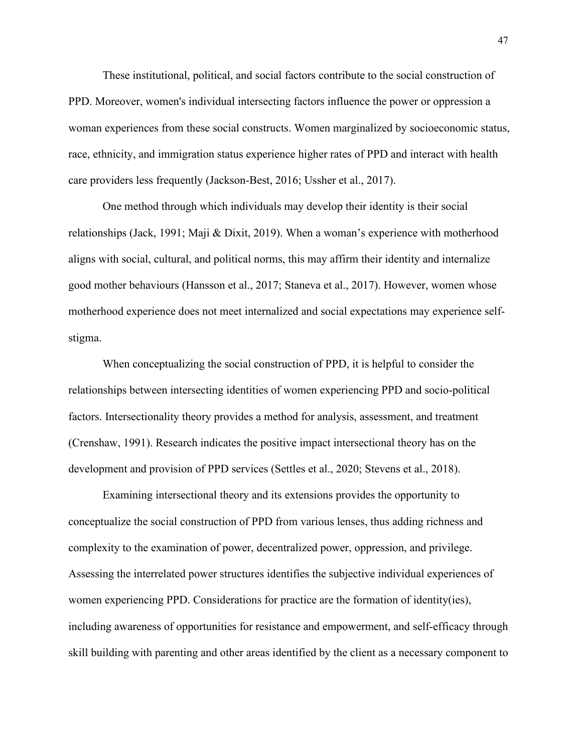These institutional, political, and social factors contribute to the social construction of PPD. Moreover, women's individual intersecting factors influence the power or oppression a woman experiences from these social constructs. Women marginalized by socioeconomic status, race, ethnicity, and immigration status experience higher rates of PPD and interact with health care providers less frequently (Jackson-Best, 2016; Ussher et al., 2017).

One method through which individuals may develop their identity is their social relationships (Jack, 1991; Maji & Dixit, 2019). When a woman's experience with motherhood aligns with social, cultural, and political norms, this may affirm their identity and internalize good mother behaviours (Hansson et al., 2017; Staneva et al., 2017). However, women whose motherhood experience does not meet internalized and social expectations may experience self-stigma.

When conceptualizing the social construction of PPD, it is helpful to consider the relationships between intersecting identities of women experiencing PPD and socio-political factors. Intersectionality theory provides a method for analysis, assessment, and treatment (Crenshaw, 1991). Research indicates the positive impact intersectional theory has on the development and provision of PPD services (Settles et al., 2020; Stevens et al., 2018).

Examining intersectional theory and its extensions provides the opportunity to conceptualize the social construction of PPD from various lenses, thus adding richness and complexity to the examination of power, decentralized power, oppression, and privilege. Assessing the interrelated power structures identifies the subjective individual experiences of women experiencing PPD. Considerations for practice are the formation of identity(ies), including awareness of opportunities for resistance and empowerment, and self-efficacy through skill building with parenting and other areas identified by the client as a necessary component to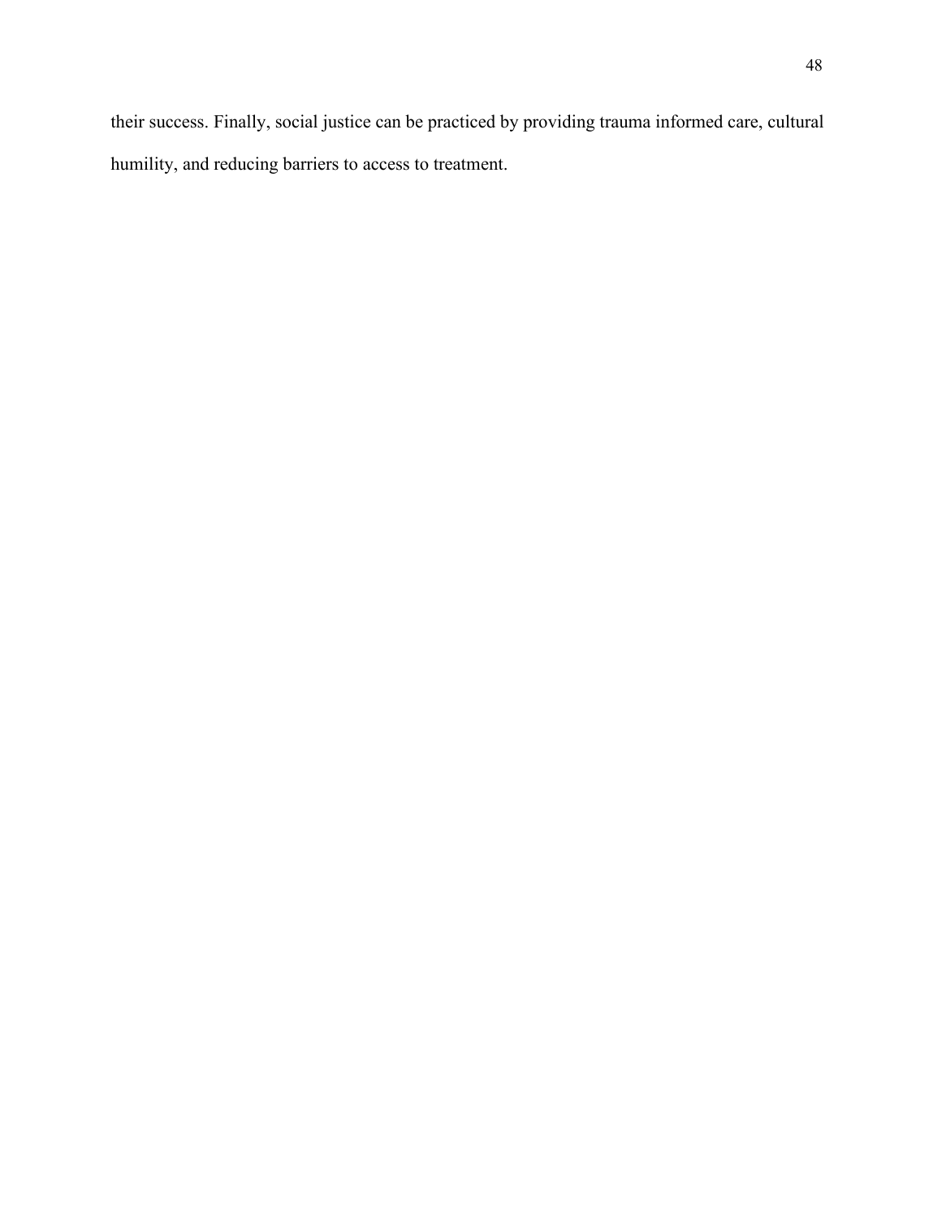their success. Finally, social justice can be practiced by providing trauma informed care, cultural humility, and reducing barriers to access to treatment.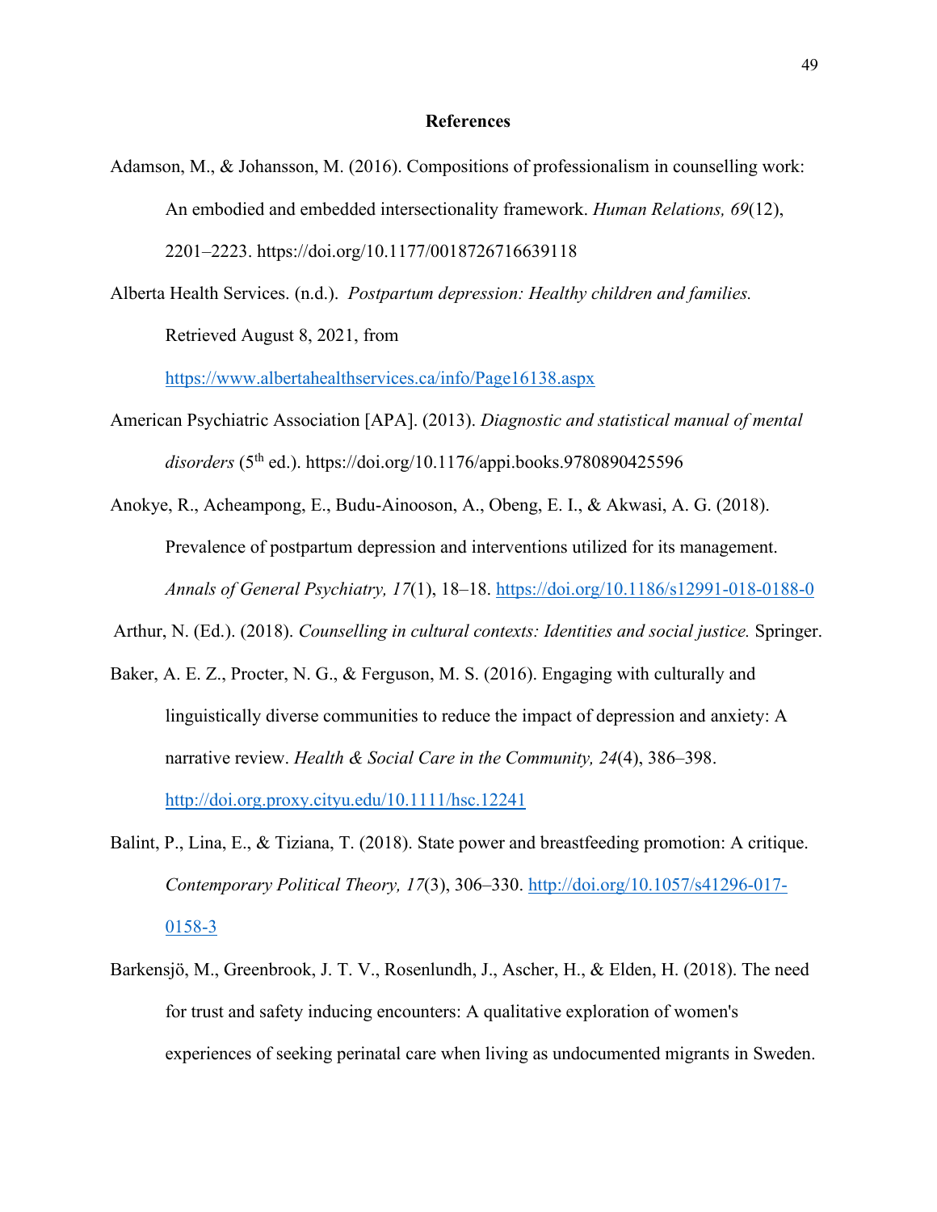## References

Adamson, M., & Johansson, M. (2016). Compositions of professionalism in counselling work: An embodied and embedded intersectionality framework. *Human Relations, 69*(12), 2201–2223. https://doi.org/10.1177/0018726716639118

Alberta Health Services. (n.d.). *Postpartum depression: Healthy children and families.* Retrieved August 8, 2021, from https://www.albertahealthservices.ca/info/Page16138.aspx

American Psychiatric Association [APA]. (2013). *Diagnostic and statistical manual of mental disorders* (5th ed.). https://doi.org/10.1176/appi.books.9780890425596

Anokye, R., Acheampong, E., Budu-Ainooson, A., Obeng, E. I., & Akwasi, A. G. (2018). Prevalence of postpartum depression and interventions utilized for its management. *Annals of General Psychiatry, 17*(1), 18–18. https://doi.org/10.1186/s12991-018-0188-0

Arthur, N. (Ed.). (2018). *Counselling in cultural contexts: Identities and social justice.* Springer.

Baker, A. E. Z., Procter, N. G., & Ferguson, M. S. (2016). Engaging with culturally and linguistically diverse communities to reduce the impact of depression and anxiety: A narrative review. *Health & Social Care in the Community, 24*(4), 386–398. http://doi.org.proxy.cityu.edu/10.1111/hsc.12241

Balint, P., Lina, E., & Tiziana, T. (2018). State power and breastfeeding promotion: A critique. *Contemporary Political Theory, 17*(3), 306–330. http://doi.org/10.1057/s41296-017-0158-3

Barkensjö, M., Greenbrook, J. T. V., Rosenlundh, J., Ascher, H., & Elden, H. (2018). The need for trust and safety inducing encounters: A qualitative exploration of women's experiences of seeking perinatal care when living as undocumented migrants in Sweden.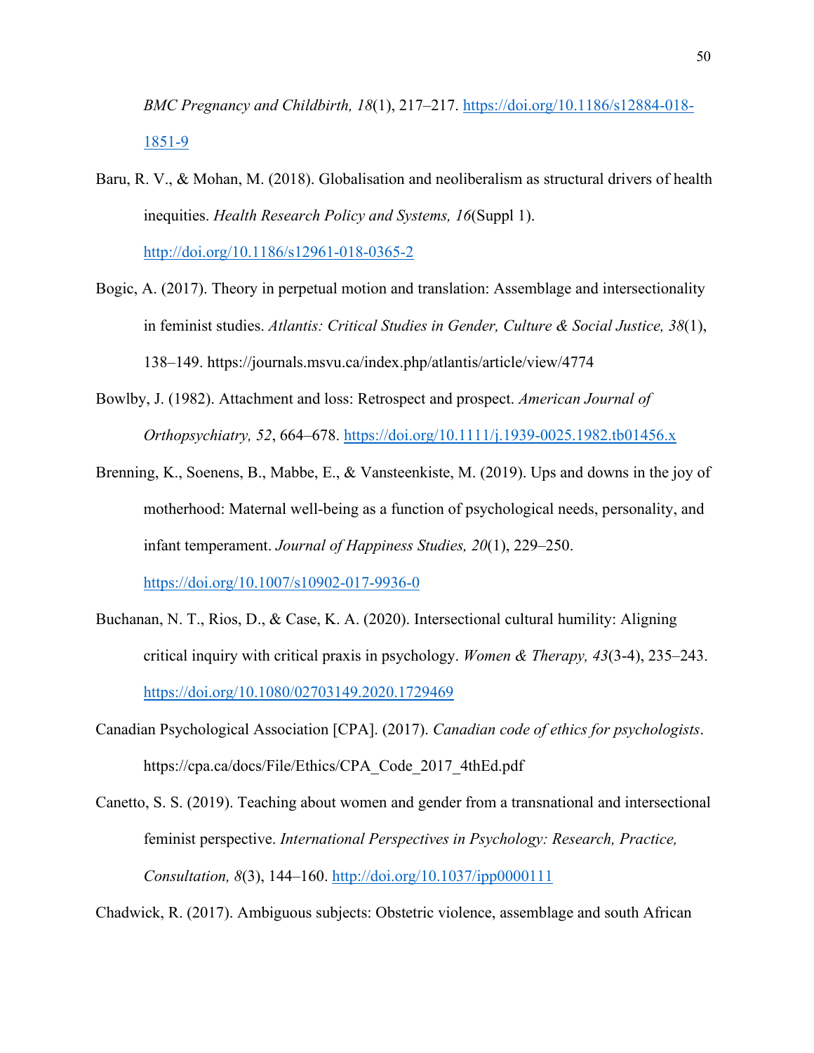*BMC Pregnancy and Childbirth, 18*(1), 217–217. https://doi.org/10.1186/s12884-018-1851-9

Baru, R. V., & Mohan, M. (2018). Globalisation and neoliberalism as structural drivers of health inequities. *Health Research Policy and Systems, 16*(Suppl 1). http://doi.org/10.1186/s12961-018-0365-2

Bogic, A. (2017). Theory in perpetual motion and translation: Assemblage and intersectionality in feminist studies. *Atlantis: Critical Studies in Gender, Culture & Social Justice, 38*(1), 138–149. https://journals.msvu.ca/index.php/atlantis/article/view/4774

Bowlby, J. (1982). Attachment and loss: Retrospect and prospect. *American Journal of Orthopsychiatry, 52*, 664–678. https://doi.org/10.1111/j.1939-0025.1982.tb01456.x

Brenning, K., Soenens, B., Mabbe, E., & Vansteenkiste, M. (2019). Ups and downs in the joy of motherhood: Maternal well-being as a function of psychological needs, personality, and infant temperament. *Journal of Happiness Studies, 20*(1), 229–250. https://doi.org/10.1007/s10902-017-9936-0

Buchanan, N. T., Rios, D., & Case, K. A. (2020). Intersectional cultural humility: Aligning critical inquiry with critical praxis in psychology. *Women & Therapy, 43*(3-4), 235–243. https://doi.org/10.1080/02703149.2020.1729469

Canadian Psychological Association [CPA]. (2017). *Canadian code of ethics for psychologists*. https://cpa.ca/docs/File/Ethics/CPA_Code_2017_4thEd.pdf

Canetto, S. S. (2019). Teaching about women and gender from a transnational and intersectional feminist perspective. *International Perspectives in Psychology: Research, Practice, Consultation, 8*(3), 144–160. http://doi.org/10.1037/ipp0000111

Chadwick, R. (2017). Ambiguous subjects: Obstetric violence, assemblage and south African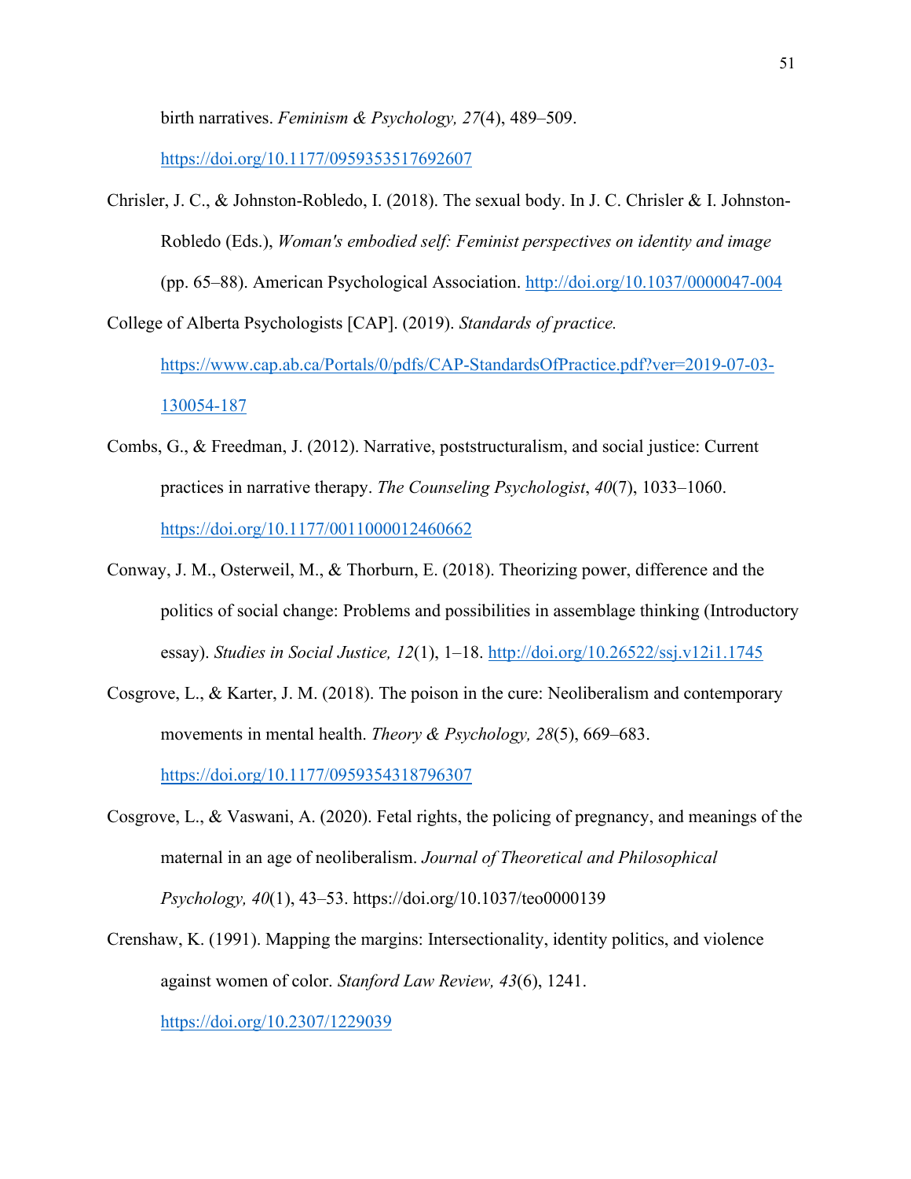birth narratives. *Feminism & Psychology, 27*(4), 489–509. https://doi.org/10.1177/0959353517692607

Chrisler, J. C., & Johnston-Robledo, I. (2018). The sexual body. In J. C. Chrisler & I. Johnston-Robledo (Eds.), *Woman's embodied self: Feminist perspectives on identity and image* (pp. 65–88). American Psychological Association. http://doi.org/10.1037/0000047-004

College of Alberta Psychologists [CAP]. (2019). *Standards of practice.* https://www.cap.ab.ca/Portals/0/pdfs/CAP-StandardsOfPractice.pdf?ver=2019-07-03-130054-187

Combs, G., & Freedman, J. (2012). Narrative, poststructuralism, and social justice: Current practices in narrative therapy. *The Counseling Psychologist*, *40*(7), 1033–1060. https://doi.org/10.1177/0011000012460662

Conway, J. M., Osterweil, M., & Thorburn, E. (2018). Theorizing power, difference and the politics of social change: Problems and possibilities in assemblage thinking (Introductory essay). *Studies in Social Justice, 12*(1), 1–18. http://doi.org/10.26522/ssj.v12i1.1745

Cosgrove, L., & Karter, J. M. (2018). The poison in the cure: Neoliberalism and contemporary movements in mental health. *Theory & Psychology, 28*(5), 669–683. https://doi.org/10.1177/0959354318796307

Cosgrove, L., & Vaswani, A. (2020). Fetal rights, the policing of pregnancy, and meanings of the maternal in an age of neoliberalism. *Journal of Theoretical and Philosophical Psychology, 40*(1), 43–53. https://doi.org/10.1037/teo0000139

Crenshaw, K. (1991). Mapping the margins: Intersectionality, identity politics, and violence against women of color. *Stanford Law Review, 43*(6), 1241. https://doi.org/10.2307/1229039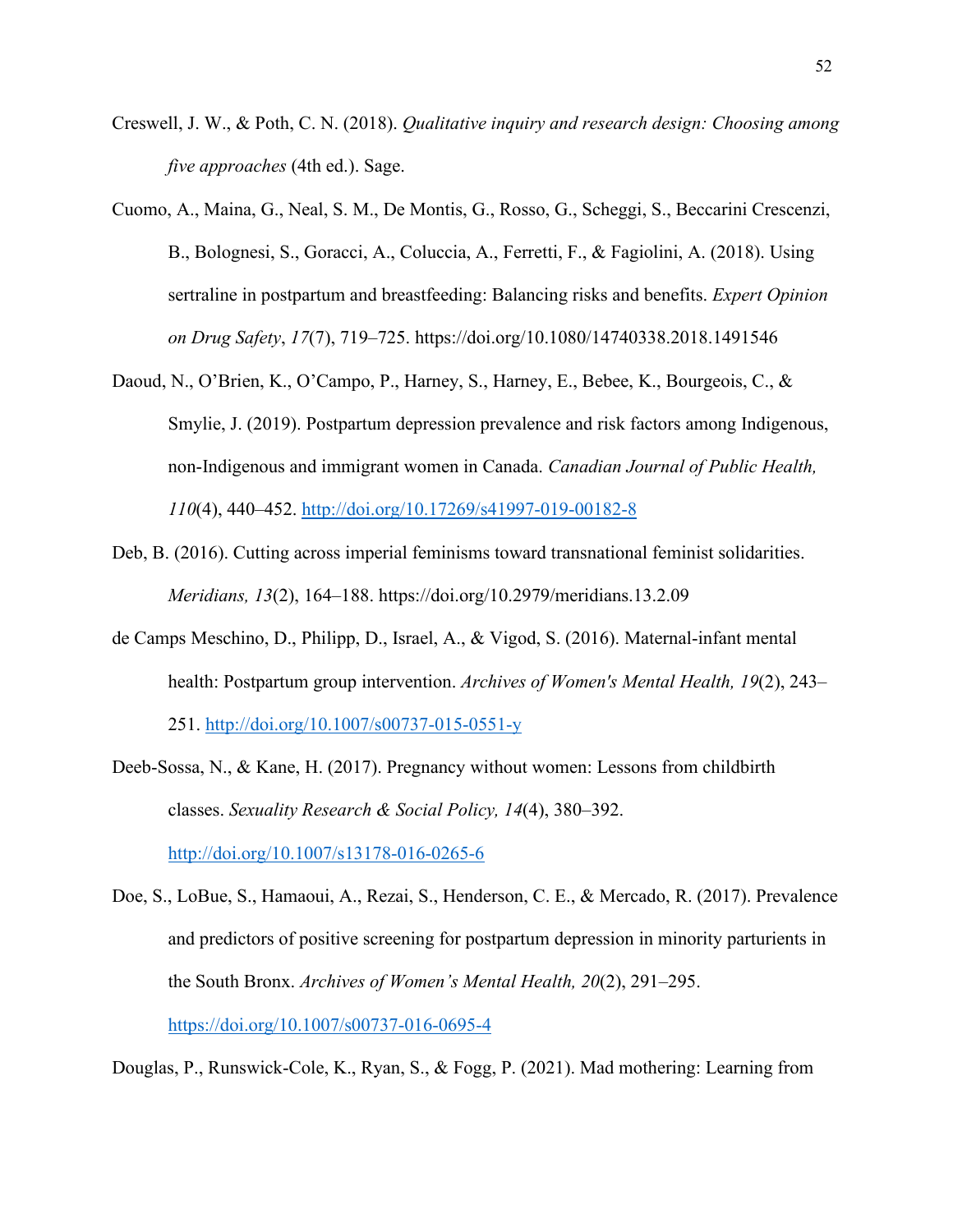Creswell, J. W., & Poth, C. N. (2018). *Qualitative inquiry and research design: Choosing among five approaches* (4th ed.). Sage.

Cuomo, A., Maina, G., Neal, S. M., De Montis, G., Rosso, G., Scheggi, S., Beccarini Crescenzi, B., Bolognesi, S., Goracci, A., Coluccia, A., Ferretti, F., & Fagiolini, A. (2018). Using sertraline in postpartum and breastfeeding: Balancing risks and benefits. *Expert Opinion on Drug Safety*, *17*(7), 719–725. https://doi.org/10.1080/14740338.2018.1491546

Daoud, N., O'Brien, K., O'Campo, P., Harney, S., Harney, E., Bebee, K., Bourgeois, C., & Smylie, J. (2019). Postpartum depression prevalence and risk factors among Indigenous, non-Indigenous and immigrant women in Canada. *Canadian Journal of Public Health, 110*(4), 440–452. http://doi.org/10.17269/s41997-019-00182-8

Deb, B. (2016). Cutting across imperial feminisms toward transnational feminist solidarities. *Meridians, 13*(2), 164–188. https://doi.org/10.2979/meridians.13.2.09

de Camps Meschino, D., Philipp, D., Israel, A., & Vigod, S. (2016). Maternal-infant mental health: Postpartum group intervention. *Archives of Women's Mental Health, 19*(2), 243–251. http://doi.org/10.1007/s00737-015-0551-y

Deeb-Sossa, N., & Kane, H. (2017). Pregnancy without women: Lessons from childbirth classes. *Sexuality Research & Social Policy, 14*(4), 380–392. http://doi.org/10.1007/s13178-016-0265-6

Doe, S., LoBue, S., Hamaoui, A., Rezai, S., Henderson, C. E., & Mercado, R. (2017). Prevalence and predictors of positive screening for postpartum depression in minority parturients in the South Bronx. *Archives of Women's Mental Health, 20*(2), 291–295. https://doi.org/10.1007/s00737-016-0695-4

Douglas, P., Runswick-Cole, K., Ryan, S., & Fogg, P. (2021). Mad mothering: Learning from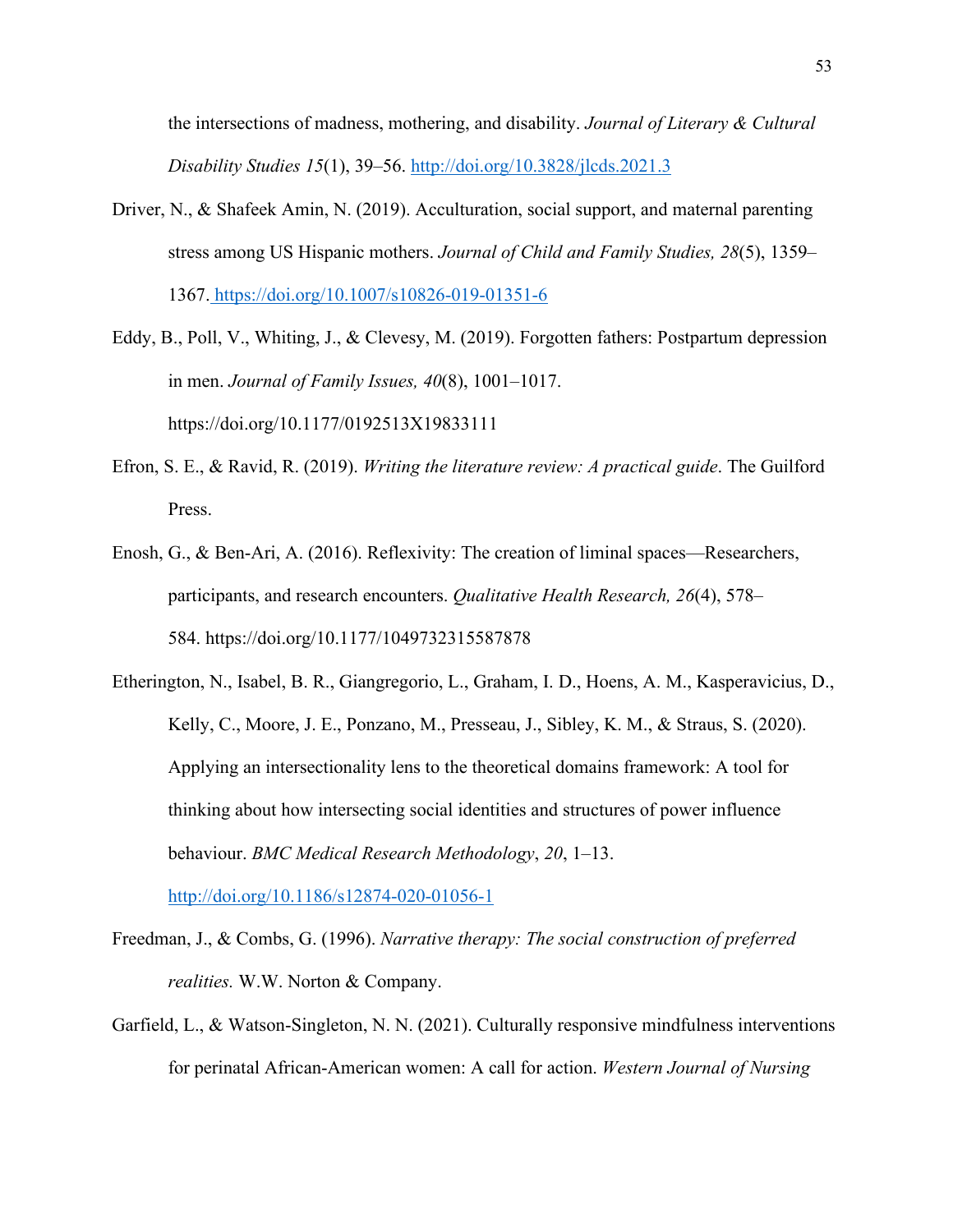the intersections of madness, mothering, and disability. *Journal of Literary & Cultural Disability Studies 15*(1), 39–56. http://doi.org/10.3828/jlcds.2021.3

Driver, N., & Shafeek Amin, N. (2019). Acculturation, social support, and maternal parenting stress among US Hispanic mothers. *Journal of Child and Family Studies, 28*(5), 1359–1367. https://doi.org/10.1007/s10826-019-01351-6

Eddy, B., Poll, V., Whiting, J., & Clevesy, M. (2019). Forgotten fathers: Postpartum depression in men. *Journal of Family Issues, 40*(8), 1001–1017. https://doi.org/10.1177/0192513X19833111

Efron, S. E., & Ravid, R. (2019). *Writing the literature review: A practical guide*. The Guilford Press.

Enosh, G., & Ben-Ari, A. (2016). Reflexivity: The creation of liminal spaces—Researchers, participants, and research encounters. *Qualitative Health Research, 26*(4), 578–584. https://doi.org/10.1177/1049732315587878

Etherington, N., Isabel, B. R., Giangregorio, L., Graham, I. D., Hoens, A. M., Kasperavicius, D., Kelly, C., Moore, J. E., Ponzano, M., Presseau, J., Sibley, K. M., & Straus, S. (2020). Applying an intersectionality lens to the theoretical domains framework: A tool for thinking about how intersecting social identities and structures of power influence behaviour. *BMC Medical Research Methodology*, *20*, 1–13. http://doi.org/10.1186/s12874-020-01056-1

Freedman, J., & Combs, G. (1996). *Narrative therapy: The social construction of preferred realities.* W.W. Norton & Company.

Garfield, L., & Watson-Singleton, N. N. (2021). Culturally responsive mindfulness interventions for perinatal African-American women: A call for action. *Western Journal of Nursing*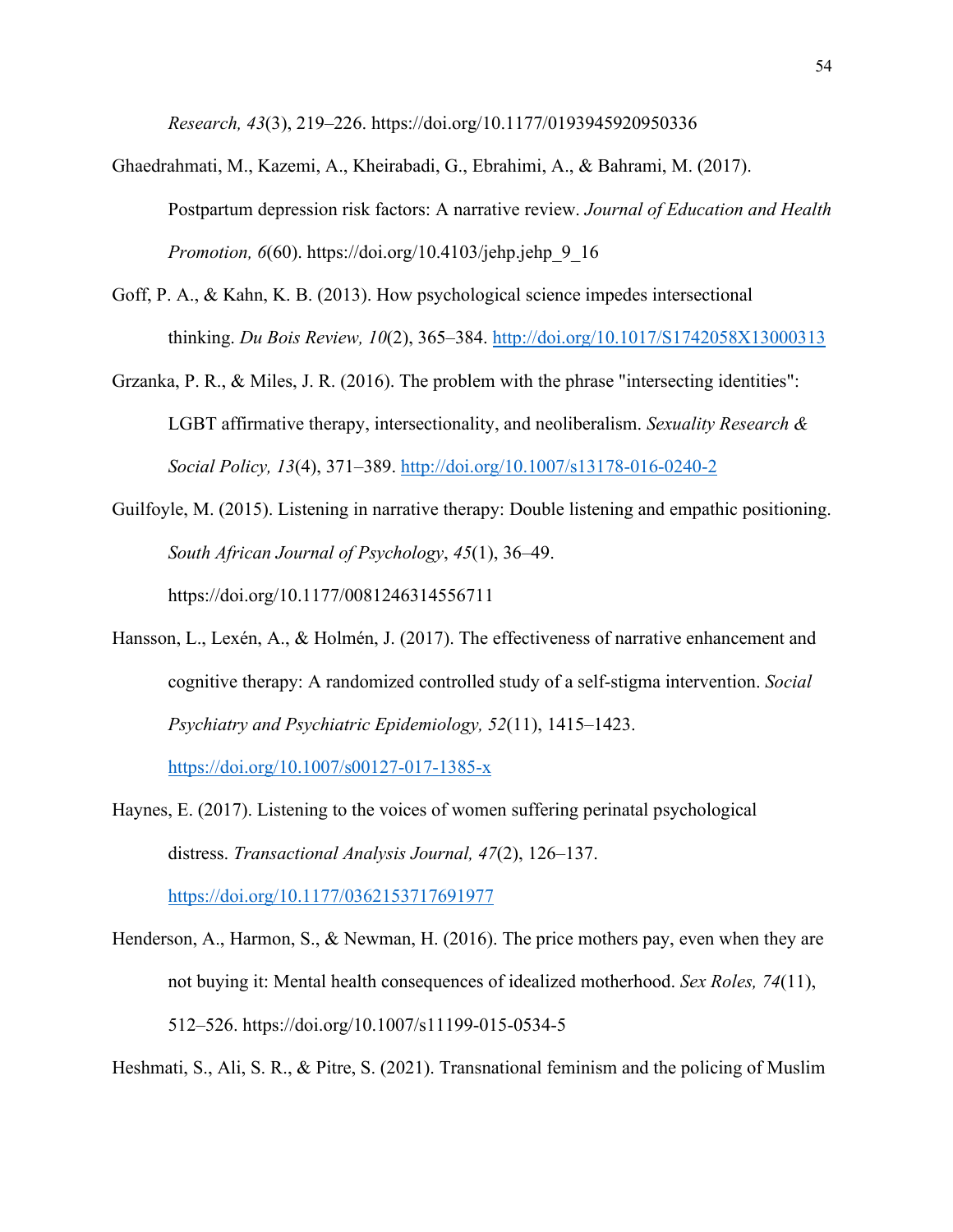*Research, 43*(3), 219–226. https://doi.org/10.1177/0193945920950336

Ghaedrahmati, M., Kazemi, A., Kheirabadi, G., Ebrahimi, A., & Bahrami, M. (2017). Postpartum depression risk factors: A narrative review. *Journal of Education and Health Promotion, 6*(60). https://doi.org/10.4103/jehp.jehp_9_16

Goff, P. A., & Kahn, K. B. (2013). How psychological science impedes intersectional thinking. *Du Bois Review, 10*(2), 365–384. http://doi.org/10.1017/S1742058X13000313

Grzanka, P. R., & Miles, J. R. (2016). The problem with the phrase "intersecting identities": LGBT affirmative therapy, intersectionality, and neoliberalism. *Sexuality Research & Social Policy, 13*(4), 371–389. http://doi.org/10.1007/s13178-016-0240-2

Guilfoyle, M. (2015). Listening in narrative therapy: Double listening and empathic positioning. *South African Journal of Psychology*, *45*(1), 36–49. https://doi.org/10.1177/0081246314556711

Hansson, L., Lexén, A., & Holmén, J. (2017). The effectiveness of narrative enhancement and cognitive therapy: A randomized controlled study of a self-stigma intervention. *Social Psychiatry and Psychiatric Epidemiology, 52*(11), 1415–1423. https://doi.org/10.1007/s00127-017-1385-x

Haynes, E. (2017). Listening to the voices of women suffering perinatal psychological distress. *Transactional Analysis Journal, 47*(2), 126–137. https://doi.org/10.1177/0362153717691977

Henderson, A., Harmon, S., & Newman, H. (2016). The price mothers pay, even when they are not buying it: Mental health consequences of idealized motherhood. *Sex Roles, 74*(11), 512–526. https://doi.org/10.1007/s11199-015-0534-5

Heshmati, S., Ali, S. R., & Pitre, S. (2021). Transnational feminism and the policing of Muslim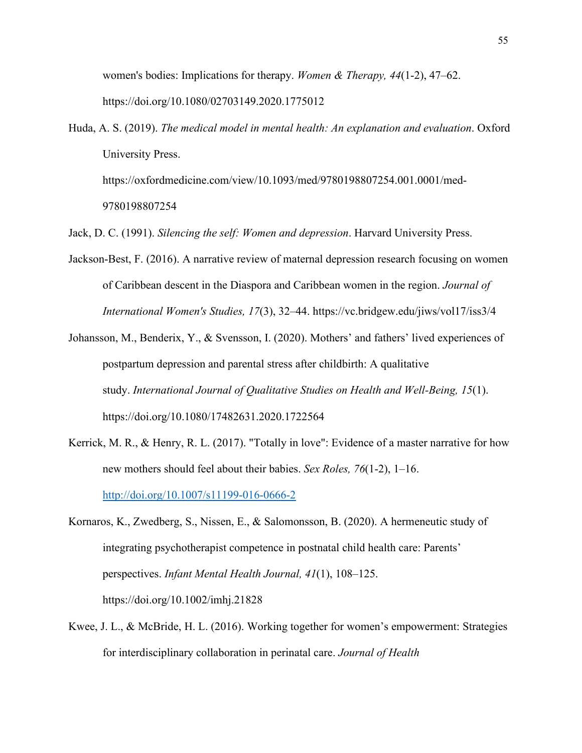women's bodies: Implications for therapy. *Women & Therapy, 44*(1-2), 47–62. https://doi.org/10.1080/02703149.2020.1775012

Huda, A. S. (2019). *The medical model in mental health: An explanation and evaluation*. Oxford University Press. https://oxfordmedicine.com/view/10.1093/med/9780198807254.001.0001/med-9780198807254

Jack, D. C. (1991). *Silencing the self: Women and depression*. Harvard University Press.

Jackson-Best, F. (2016). A narrative review of maternal depression research focusing on women of Caribbean descent in the Diaspora and Caribbean women in the region. *Journal of International Women's Studies, 17*(3), 32–44. https://vc.bridgew.edu/jiws/vol17/iss3/4

Johansson, M., Benderix, Y., & Svensson, I. (2020). Mothers' and fathers' lived experiences of postpartum depression and parental stress after childbirth: A qualitative study. *International Journal of Qualitative Studies on Health and Well-Being, 15*(1). https://doi.org/10.1080/17482631.2020.1722564

Kerrick, M. R., & Henry, R. L. (2017). "Totally in love": Evidence of a master narrative for how new mothers should feel about their babies. *Sex Roles, 76*(1-2), 1–16. http://doi.org/10.1007/s11199-016-0666-2

Kornaros, K., Zwedberg, S., Nissen, E., & Salomonsson, B. (2020). A hermeneutic study of integrating psychotherapist competence in postnatal child health care: Parents' perspectives. *Infant Mental Health Journal, 41*(1), 108–125. https://doi.org/10.1002/imhj.21828

Kwee, J. L., & McBride, H. L. (2016). Working together for women's empowerment: Strategies for interdisciplinary collaboration in perinatal care. *Journal of Health*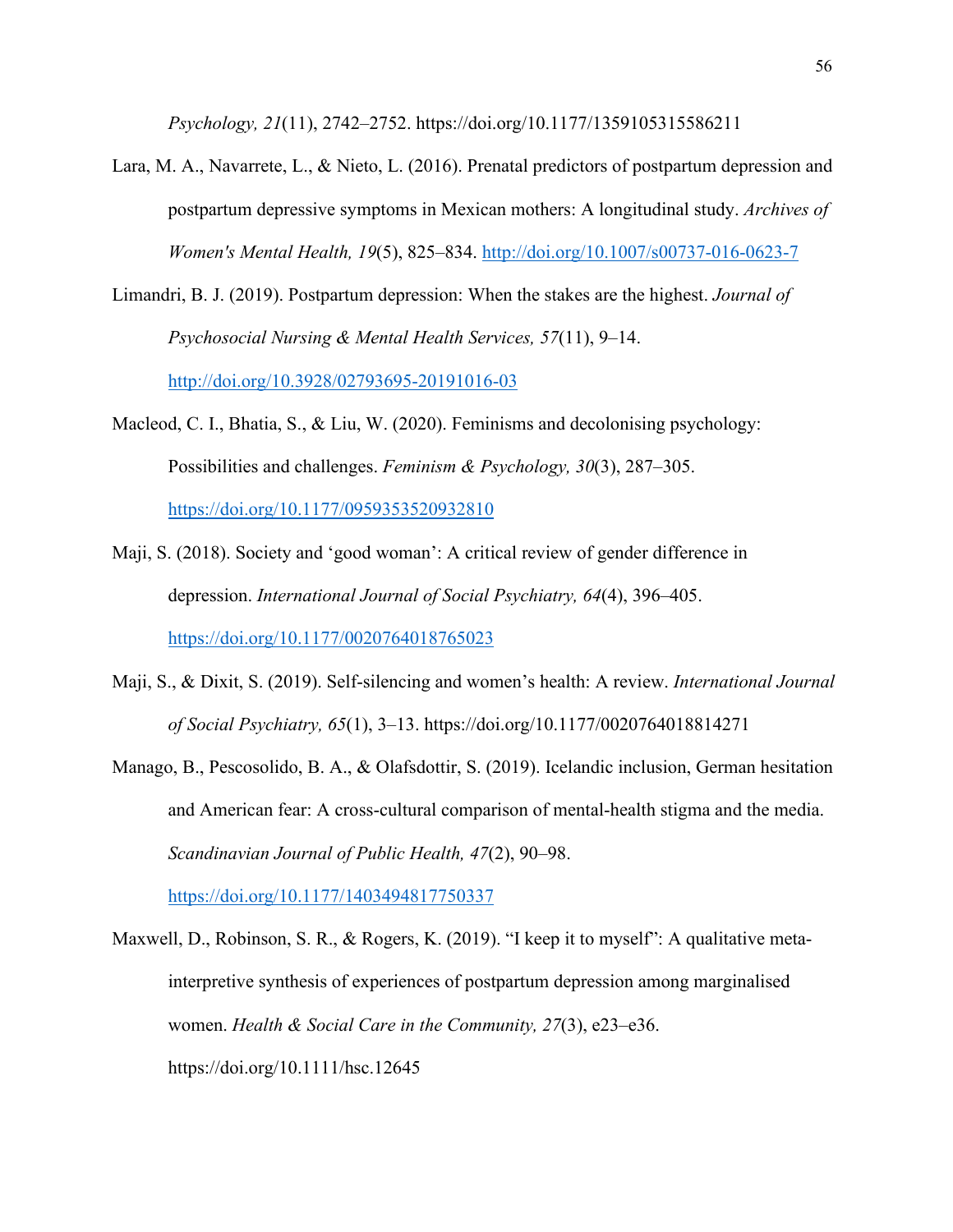*Psychology, 21*(11), 2742–2752. https://doi.org/10.1177/1359105315586211

Lara, M. A., Navarrete, L., & Nieto, L. (2016). Prenatal predictors of postpartum depression and postpartum depressive symptoms in Mexican mothers: A longitudinal study. *Archives of Women's Mental Health, 19*(5), 825–834. http://doi.org/10.1007/s00737-016-0623-7

Limandri, B. J. (2019). Postpartum depression: When the stakes are the highest. *Journal of Psychosocial Nursing & Mental Health Services, 57*(11), 9–14. http://doi.org/10.3928/02793695-20191016-03

Macleod, C. I., Bhatia, S., & Liu, W. (2020). Feminisms and decolonising psychology: Possibilities and challenges. *Feminism & Psychology, 30*(3), 287–305. https://doi.org/10.1177/0959353520932810

Maji, S. (2018). Society and 'good woman': A critical review of gender difference in depression. *International Journal of Social Psychiatry, 64*(4), 396–405. https://doi.org/10.1177/0020764018765023

Maji, S., & Dixit, S. (2019). Self-silencing and women's health: A review. *International Journal of Social Psychiatry, 65*(1), 3–13. https://doi.org/10.1177/0020764018814271

Manago, B., Pescosolido, B. A., & Olafsdottir, S. (2019). Icelandic inclusion, German hesitation and American fear: A cross-cultural comparison of mental-health stigma and the media. *Scandinavian Journal of Public Health, 47*(2), 90–98. https://doi.org/10.1177/1403494817750337

Maxwell, D., Robinson, S. R., & Rogers, K. (2019). "I keep it to myself": A qualitative meta-interpretive synthesis of experiences of postpartum depression among marginalised women. *Health & Social Care in the Community, 27*(3), e23–e36. https://doi.org/10.1111/hsc.12645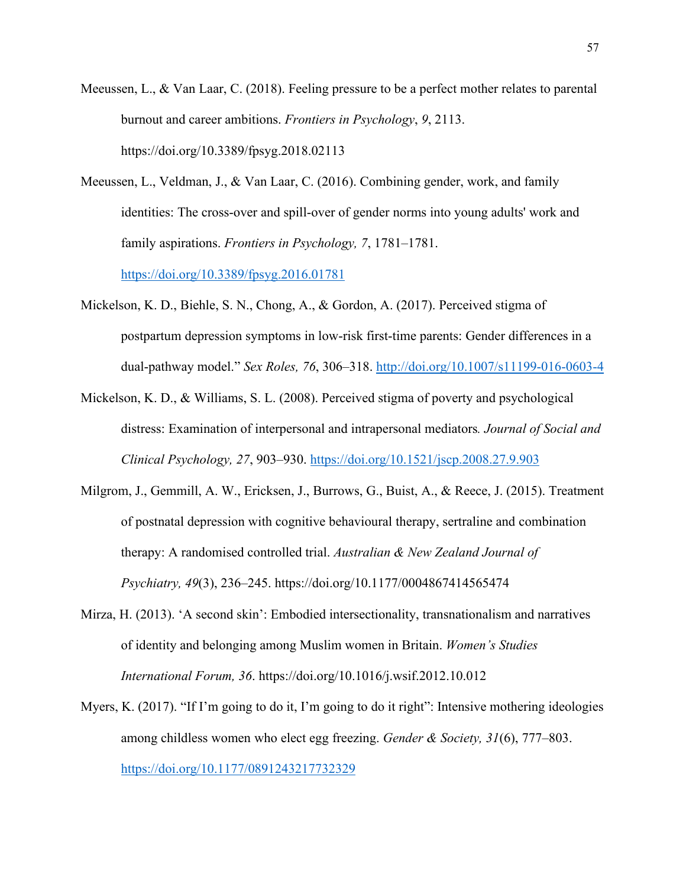Meeussen, L., & Van Laar, C. (2018). Feeling pressure to be a perfect mother relates to parental burnout and career ambitions. *Frontiers in Psychology*, *9*, 2113. https://doi.org/10.3389/fpsyg.2018.02113

Meeussen, L., Veldman, J., & Van Laar, C. (2016). Combining gender, work, and family identities: The cross-over and spill-over of gender norms into young adults' work and family aspirations. *Frontiers in Psychology, 7*, 1781–1781. https://doi.org/10.3389/fpsyg.2016.01781

Mickelson, K. D., Biehle, S. N., Chong, A., & Gordon, A. (2017). Perceived stigma of postpartum depression symptoms in low-risk first-time parents: Gender differences in a dual-pathway model." *Sex Roles, 76*, 306–318. http://doi.org/10.1007/s11199-016-0603-4

Mickelson, K. D., & Williams, S. L. (2008). Perceived stigma of poverty and psychological distress: Examination of interpersonal and intrapersonal mediators*. Journal of Social and Clinical Psychology, 27*, 903–930. https://doi.org/10.1521/jscp.2008.27.9.903

Milgrom, J., Gemmill, A. W., Ericksen, J., Burrows, G., Buist, A., & Reece, J. (2015). Treatment of postnatal depression with cognitive behavioural therapy, sertraline and combination therapy: A randomised controlled trial. *Australian & New Zealand Journal of Psychiatry, 49*(3), 236–245. https://doi.org/10.1177/0004867414565474

Mirza, H. (2013). 'A second skin': Embodied intersectionality, transnationalism and narratives of identity and belonging among Muslim women in Britain. *Women's Studies International Forum, 36*. https://doi.org/10.1016/j.wsif.2012.10.012

Myers, K. (2017). "If I'm going to do it, I'm going to do it right": Intensive mothering ideologies among childless women who elect egg freezing. *Gender & Society, 31*(6), 777–803. https://doi.org/10.1177/0891243217732329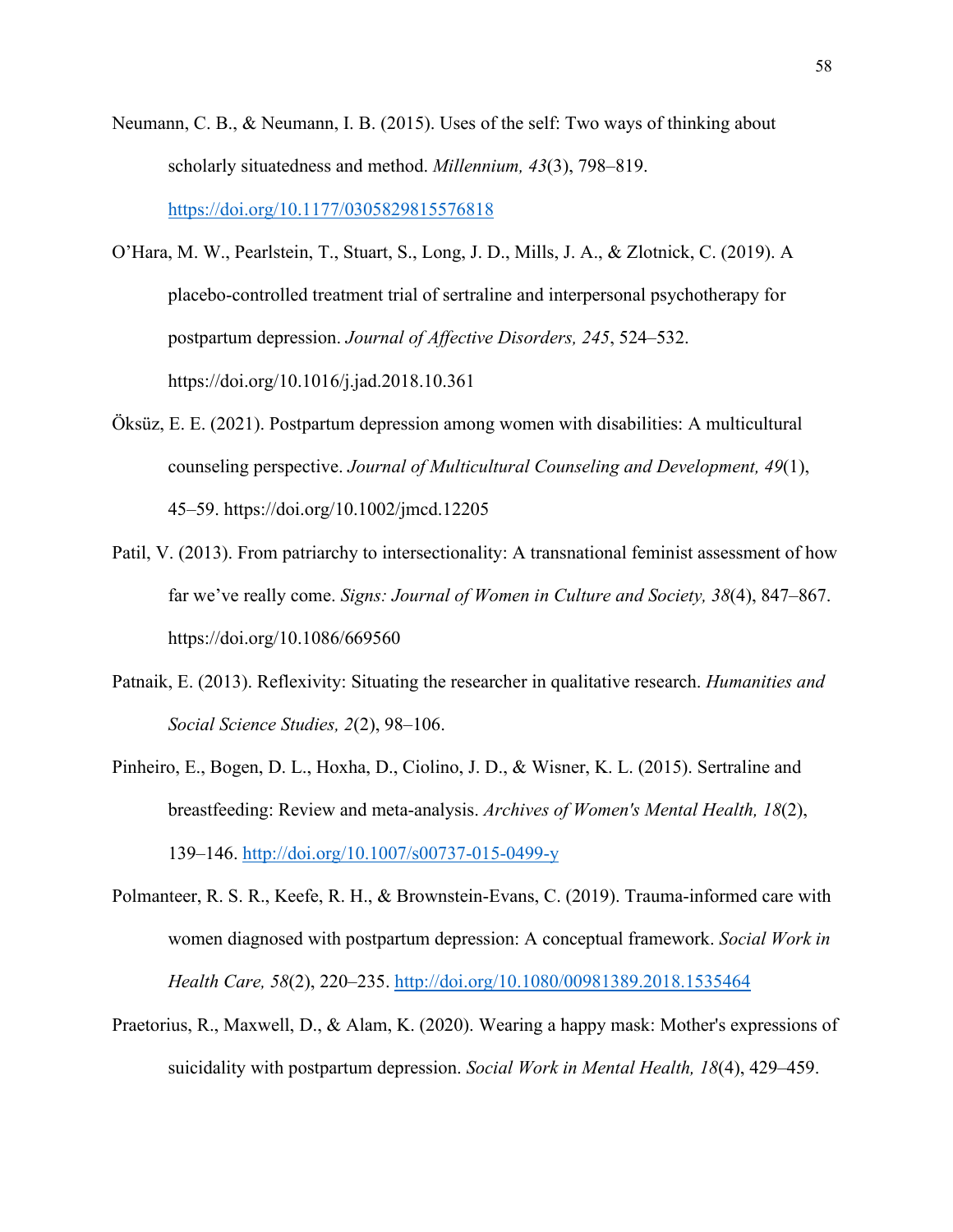Neumann, C. B., & Neumann, I. B. (2015). Uses of the self: Two ways of thinking about scholarly situatedness and method. *Millennium, 43*(3), 798–819. https://doi.org/10.1177/0305829815576818

O'Hara, M. W., Pearlstein, T., Stuart, S., Long, J. D., Mills, J. A., & Zlotnick, C. (2019). A placebo-controlled treatment trial of sertraline and interpersonal psychotherapy for postpartum depression. *Journal of Affective Disorders, 245*, 524–532. https://doi.org/10.1016/j.jad.2018.10.361

Öksüz, E. E. (2021). Postpartum depression among women with disabilities: A multicultural counseling perspective. *Journal of Multicultural Counseling and Development, 49*(1), 45–59. https://doi.org/10.1002/jmcd.12205

Patil, V. (2013). From patriarchy to intersectionality: A transnational feminist assessment of how far we've really come. *Signs: Journal of Women in Culture and Society, 38*(4), 847–867. https://doi.org/10.1086/669560

Patnaik, E. (2013). Reflexivity: Situating the researcher in qualitative research. *Humanities and Social Science Studies, 2*(2), 98–106.

Pinheiro, E., Bogen, D. L., Hoxha, D., Ciolino, J. D., & Wisner, K. L. (2015). Sertraline and breastfeeding: Review and meta-analysis. *Archives of Women's Mental Health, 18*(2), 139–146. http://doi.org/10.1007/s00737-015-0499-y

Polmanteer, R. S. R., Keefe, R. H., & Brownstein-Evans, C. (2019). Trauma-informed care with women diagnosed with postpartum depression: A conceptual framework. *Social Work in Health Care, 58*(2), 220–235. http://doi.org/10.1080/00981389.2018.1535464

Praetorius, R., Maxwell, D., & Alam, K. (2020). Wearing a happy mask: Mother's expressions of suicidality with postpartum depression. *Social Work in Mental Health, 18*(4), 429–459.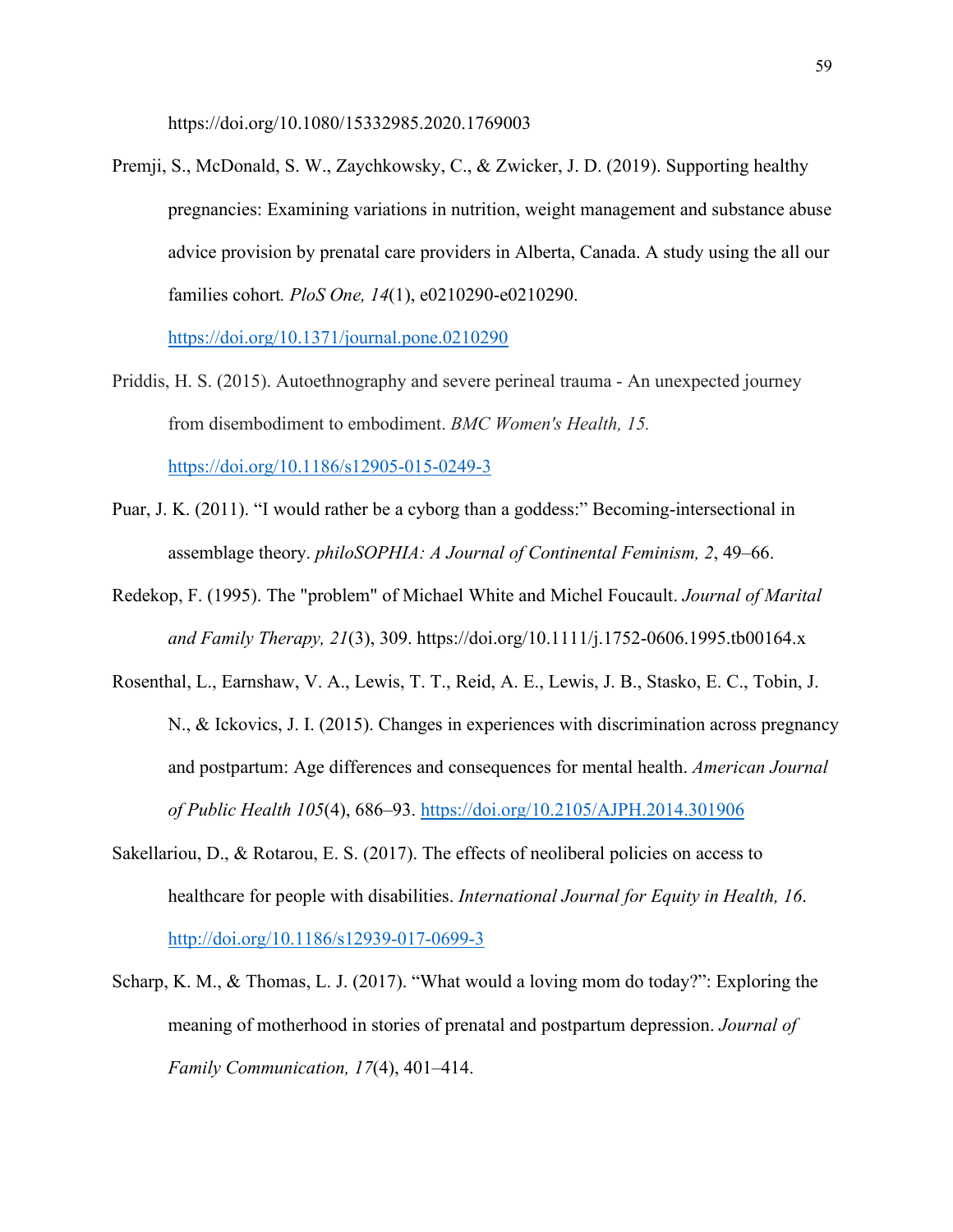https://doi.org/10.1080/15332985.2020.1769003

Premji, S., McDonald, S. W., Zaychkowsky, C., & Zwicker, J. D. (2019). Supporting healthy pregnancies: Examining variations in nutrition, weight management and substance abuse advice provision by prenatal care providers in Alberta, Canada. A study using the all our families cohort. *PloS One, 14*(1), e0210290-e0210290. https://doi.org/10.1371/journal.pone.0210290

Priddis, H. S. (2015). Autoethnography and severe perineal trauma - An unexpected journey from disembodiment to embodiment. *BMC Women's Health, 15.* https://doi.org/10.1186/s12905-015-0249-3

Puar, J. K. (2011). "I would rather be a cyborg than a goddess:" Becoming-intersectional in assemblage theory. *philoSOPHIA: A Journal of Continental Feminism, 2*, 49–66.

Redekop, F. (1995). The "problem" of Michael White and Michel Foucault. *Journal of Marital and Family Therapy, 21*(3), 309. https://doi.org/10.1111/j.1752-0606.1995.tb00164.x

Rosenthal, L., Earnshaw, V. A., Lewis, T. T., Reid, A. E., Lewis, J. B., Stasko, E. C., Tobin, J. N., & Ickovics, J. I. (2015). Changes in experiences with discrimination across pregnancy and postpartum: Age differences and consequences for mental health. *American Journal of Public Health 105*(4), 686–93. https://doi.org/10.2105/AJPH.2014.301906

Sakellariou, D., & Rotarou, E. S. (2017). The effects of neoliberal policies on access to healthcare for people with disabilities. *International Journal for Equity in Health, 16*. http://doi.org/10.1186/s12939-017-0699-3

Scharp, K. M., & Thomas, L. J. (2017). "What would a loving mom do today?": Exploring the meaning of motherhood in stories of prenatal and postpartum depression. *Journal of Family Communication, 17*(4), 401–414.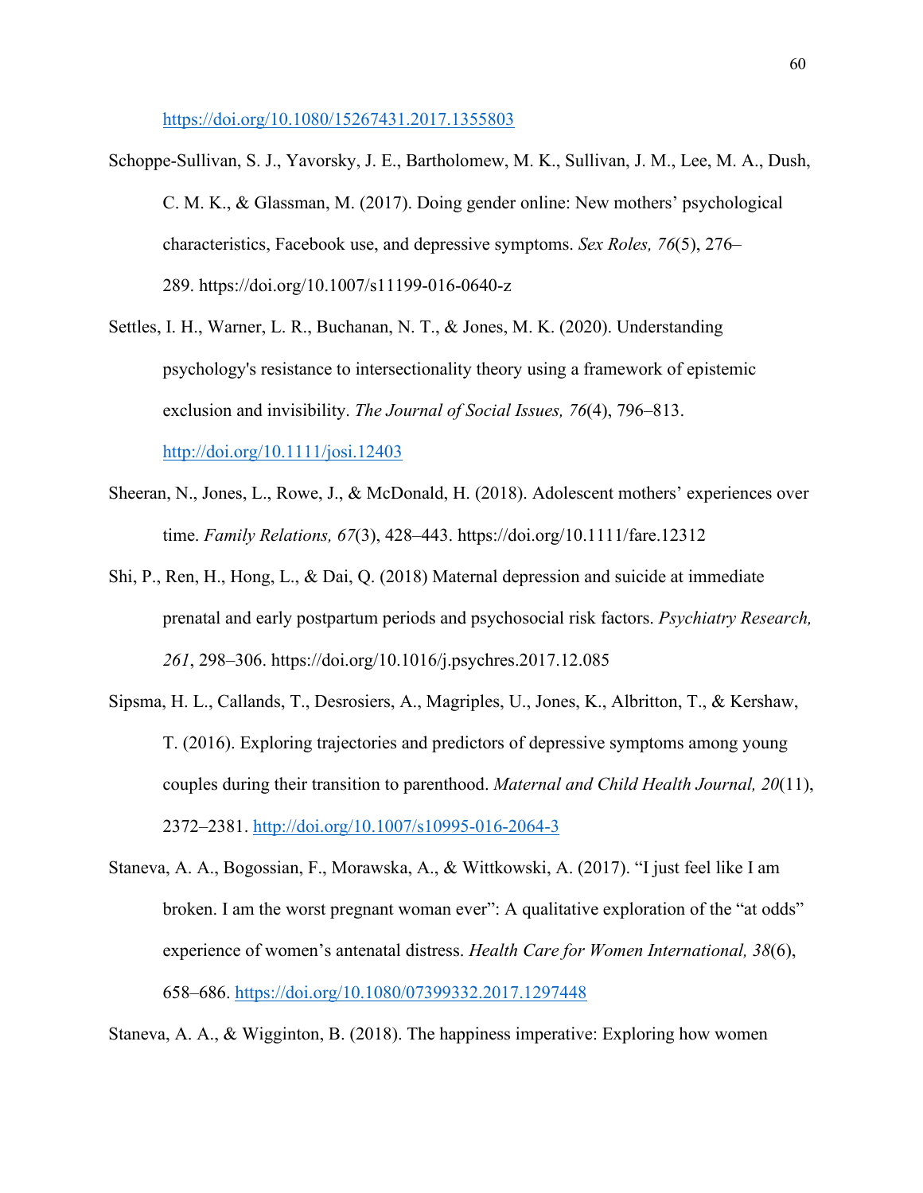https://doi.org/10.1080/15267431.2017.1355803

Schoppe-Sullivan, S. J., Yavorsky, J. E., Bartholomew, M. K., Sullivan, J. M., Lee, M. A., Dush, C. M. K., & Glassman, M. (2017). Doing gender online: New mothers' psychological characteristics, Facebook use, and depressive symptoms. *Sex Roles, 76*(5), 276–289. https://doi.org/10.1007/s11199-016-0640-z

Settles, I. H., Warner, L. R., Buchanan, N. T., & Jones, M. K. (2020). Understanding psychology's resistance to intersectionality theory using a framework of epistemic exclusion and invisibility. *The Journal of Social Issues, 76*(4), 796–813. http://doi.org/10.1111/josi.12403

Sheeran, N., Jones, L., Rowe, J., & McDonald, H. (2018). Adolescent mothers' experiences over time. *Family Relations, 67*(3), 428–443. https://doi.org/10.1111/fare.12312

Shi, P., Ren, H., Hong, L., & Dai, Q. (2018) Maternal depression and suicide at immediate prenatal and early postpartum periods and psychosocial risk factors. *Psychiatry Research, 261*, 298–306. https://doi.org/10.1016/j.psychres.2017.12.085

Sipsma, H. L., Callands, T., Desrosiers, A., Magriples, U., Jones, K., Albritton, T., & Kershaw, T. (2016). Exploring trajectories and predictors of depressive symptoms among young couples during their transition to parenthood. *Maternal and Child Health Journal, 20*(11), 2372–2381. http://doi.org/10.1007/s10995-016-2064-3

Staneva, A. A., Bogossian, F., Morawska, A., & Wittkowski, A. (2017). "I just feel like I am broken. I am the worst pregnant woman ever": A qualitative exploration of the "at odds" experience of women's antenatal distress. *Health Care for Women International, 38*(6), 658–686. https://doi.org/10.1080/07399332.2017.1297448

Staneva, A. A., & Wigginton, B. (2018). The happiness imperative: Exploring how women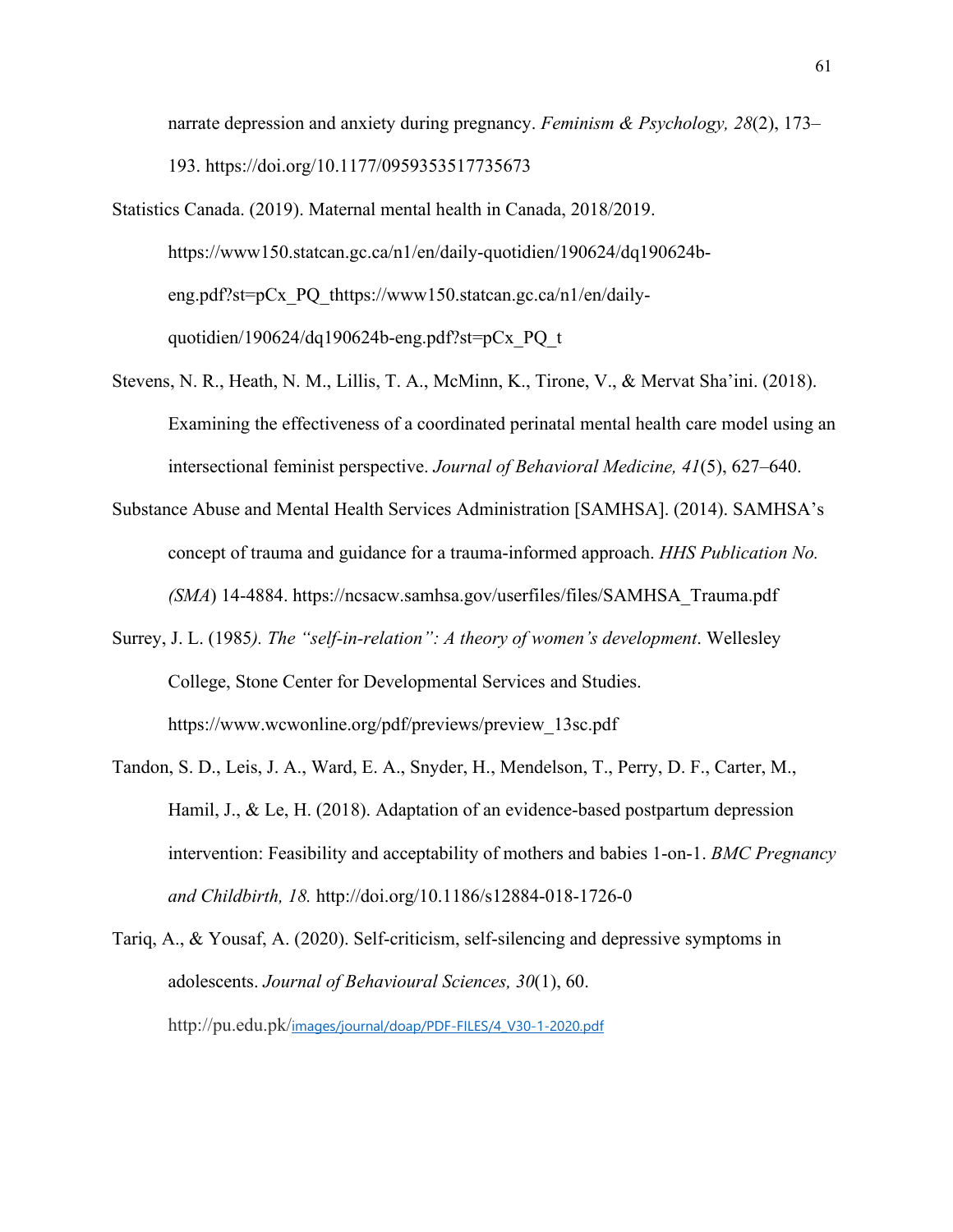narrate depression and anxiety during pregnancy. *Feminism & Psychology, 28*(2), 173–193. https://doi.org/10.1177/0959353517735673

Statistics Canada. (2019). Maternal mental health in Canada, 2018/2019. https://www150.statcan.gc.ca/n1/en/daily-quotidien/190624/dq190624b-eng.pdf?st=pCx_PQ_thttps://www150.statcan.gc.ca/n1/en/daily-quotidien/190624/dq190624b-eng.pdf?st=pCx_PQ_t

Stevens, N. R., Heath, N. M., Lillis, T. A., McMinn, K., Tirone, V., & Mervat Sha'ini. (2018). Examining the effectiveness of a coordinated perinatal mental health care model using an intersectional feminist perspective. *Journal of Behavioral Medicine, 41*(5), 627–640.

Substance Abuse and Mental Health Services Administration [SAMHSA]. (2014). SAMHSA's concept of trauma and guidance for a trauma-informed approach. *HHS Publication No. (SMA*) 14-4884. https://ncsacw.samhsa.gov/userfiles/files/SAMHSA_Trauma.pdf

Surrey, J. L. (1985*). The "self-in-relation": A theory of women's development*. Wellesley College, Stone Center for Developmental Services and Studies. https://www.wcwonline.org/pdf/previews/preview_13sc.pdf

Tandon, S. D., Leis, J. A., Ward, E. A., Snyder, H., Mendelson, T., Perry, D. F., Carter, M., Hamil, J., & Le, H. (2018). Adaptation of an evidence-based postpartum depression intervention: Feasibility and acceptability of mothers and babies 1-on-1. *BMC Pregnancy and Childbirth, 18.* http://doi.org/10.1186/s12884-018-1726-0

Tariq, A., & Yousaf, A. (2020). Self-criticism, self-silencing and depressive symptoms in adolescents. *Journal of Behavioural Sciences, 30*(1), 60. http://pu.edu.pk/images/journal/doap/PDF-FILES/4_V30-1-2020.pdf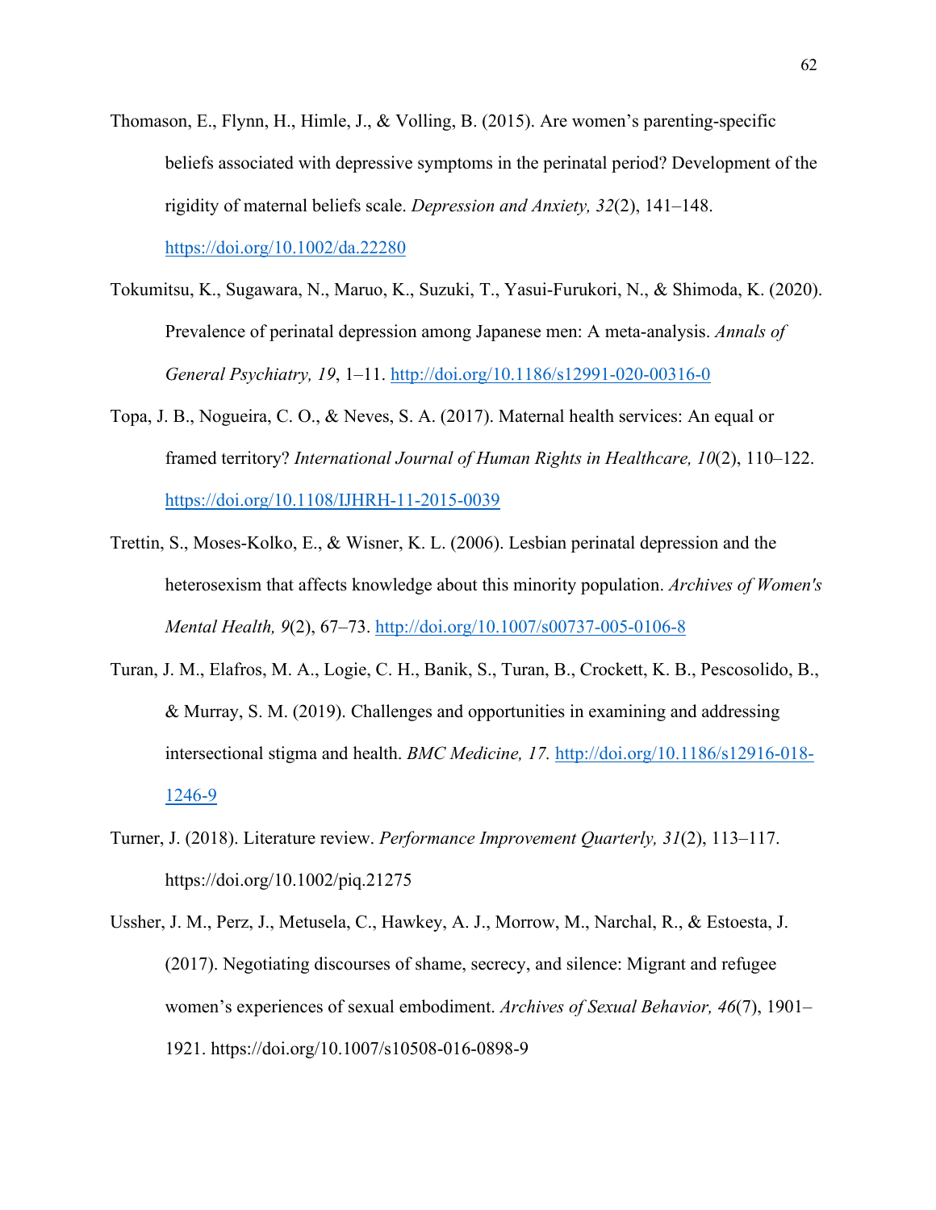Thomason, E., Flynn, H., Himle, J., & Volling, B. (2015). Are women's parenting-specific beliefs associated with depressive symptoms in the perinatal period? Development of the rigidity of maternal beliefs scale. *Depression and Anxiety, 32*(2), 141–148. https://doi.org/10.1002/da.22280

Tokumitsu, K., Sugawara, N., Maruo, K., Suzuki, T., Yasui-Furukori, N., & Shimoda, K. (2020). Prevalence of perinatal depression among Japanese men: A meta-analysis. *Annals of General Psychiatry, 19*, 1–11. http://doi.org/10.1186/s12991-020-00316-0

Topa, J. B., Nogueira, C. O., & Neves, S. A. (2017). Maternal health services: An equal or framed territory? *International Journal of Human Rights in Healthcare, 10*(2), 110–122. https://doi.org/10.1108/IJHRH-11-2015-0039

Trettin, S., Moses-Kolko, E., & Wisner, K. L. (2006). Lesbian perinatal depression and the heterosexism that affects knowledge about this minority population. *Archives of Women's Mental Health, 9*(2), 67–73. http://doi.org/10.1007/s00737-005-0106-8

Turan, J. M., Elafros, M. A., Logie, C. H., Banik, S., Turan, B., Crockett, K. B., Pescosolido, B., & Murray, S. M. (2019). Challenges and opportunities in examining and addressing intersectional stigma and health. *BMC Medicine, 17.* http://doi.org/10.1186/s12916-018-1246-9

Turner, J. (2018). Literature review. *Performance Improvement Quarterly, 31*(2), 113–117. https://doi.org/10.1002/piq.21275

Ussher, J. M., Perz, J., Metusela, C., Hawkey, A. J., Morrow, M., Narchal, R., & Estoesta, J. (2017). Negotiating discourses of shame, secrecy, and silence: Migrant and refugee women's experiences of sexual embodiment. *Archives of Sexual Behavior, 46*(7), 1901–1921. https://doi.org/10.1007/s10508-016-0898-9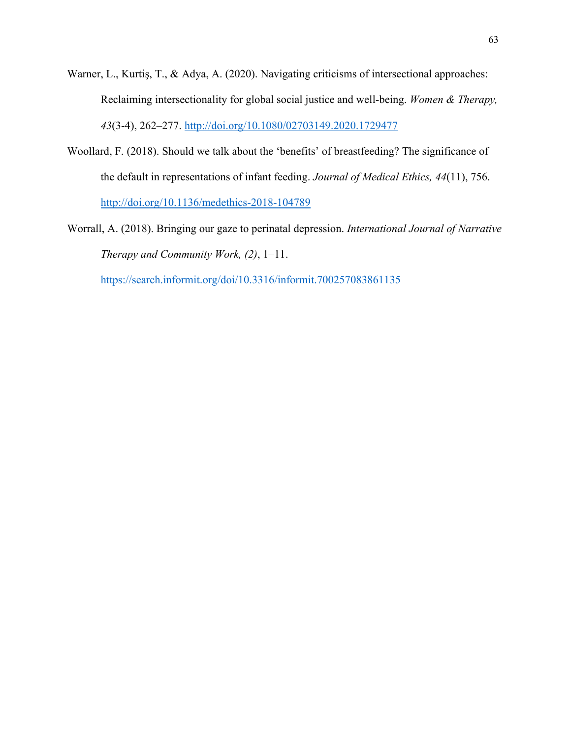Warner, L., Kurtiş, T., & Adya, A. (2020). Navigating criticisms of intersectional approaches: Reclaiming intersectionality for global social justice and well-being. *Women & Therapy, 43*(3-4), 262–277. http://doi.org/10.1080/02703149.2020.1729477

Woollard, F. (2018). Should we talk about the 'benefits' of breastfeeding? The significance of the default in representations of infant feeding. *Journal of Medical Ethics, 44*(11), 756. http://doi.org/10.1136/medethics-2018-104789

Worrall, A. (2018). Bringing our gaze to perinatal depression. *International Journal of Narrative Therapy and Community Work, (2)*, 1–11. https://search.informit.org/doi/10.3316/informit.700257083861135